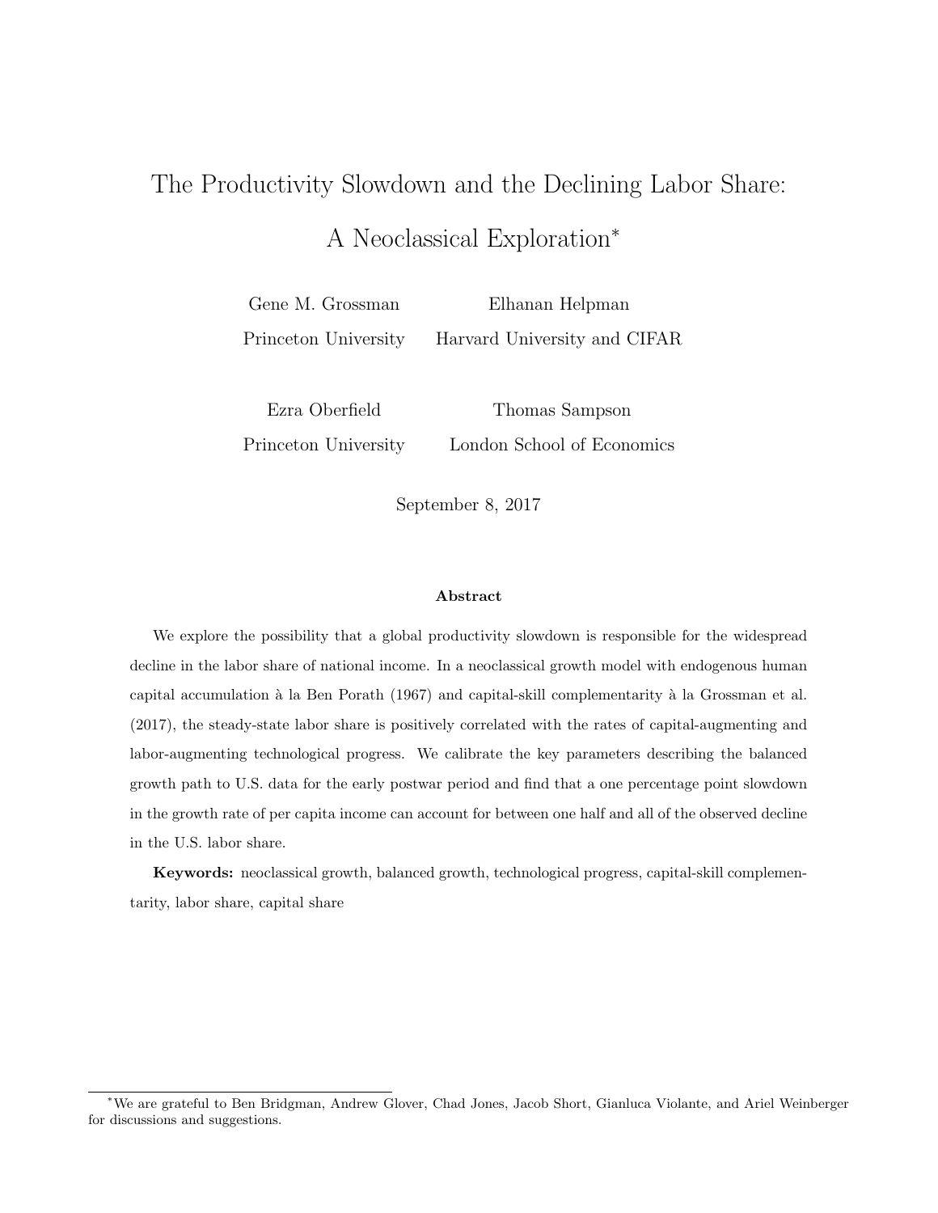# The Productivity Slowdown and the Declining Labor Share: A Neoclassical Exploration*

Gene M. Grossman
Princeton University

Elhanan Helpman
Harvard University and CIFAR

Ezra Oberfield
Princeton University

Thomas Sampson
London School of Economics

September 8, 2017

**Abstract**

We explore the possibility that a global productivity slowdown is responsible for the widespread decline in the labor share of national income. In a neoclassical growth model with endogenous human capital accumulation à la Ben Porath (1967) and capital-skill complementarity à la Grossman et al. (2017), the steady-state labor share is positively correlated with the rates of capital-augmenting and labor-augmenting technological progress. We calibrate the key parameters describing the balanced growth path to U.S. data for the early postwar period and find that a one percentage point slowdown in the growth rate of per capita income can account for between one half and all of the observed decline in the U.S. labor share.

**Keywords:** neoclassical growth, balanced growth, technological progress, capital-skill complementarity, labor share, capital share

---

*We are grateful to Ben Bridgman, Andrew Glover, Chad Jones, Jacob Short, Gianluca Violante, and Ariel Weinberger for discussions and suggestions.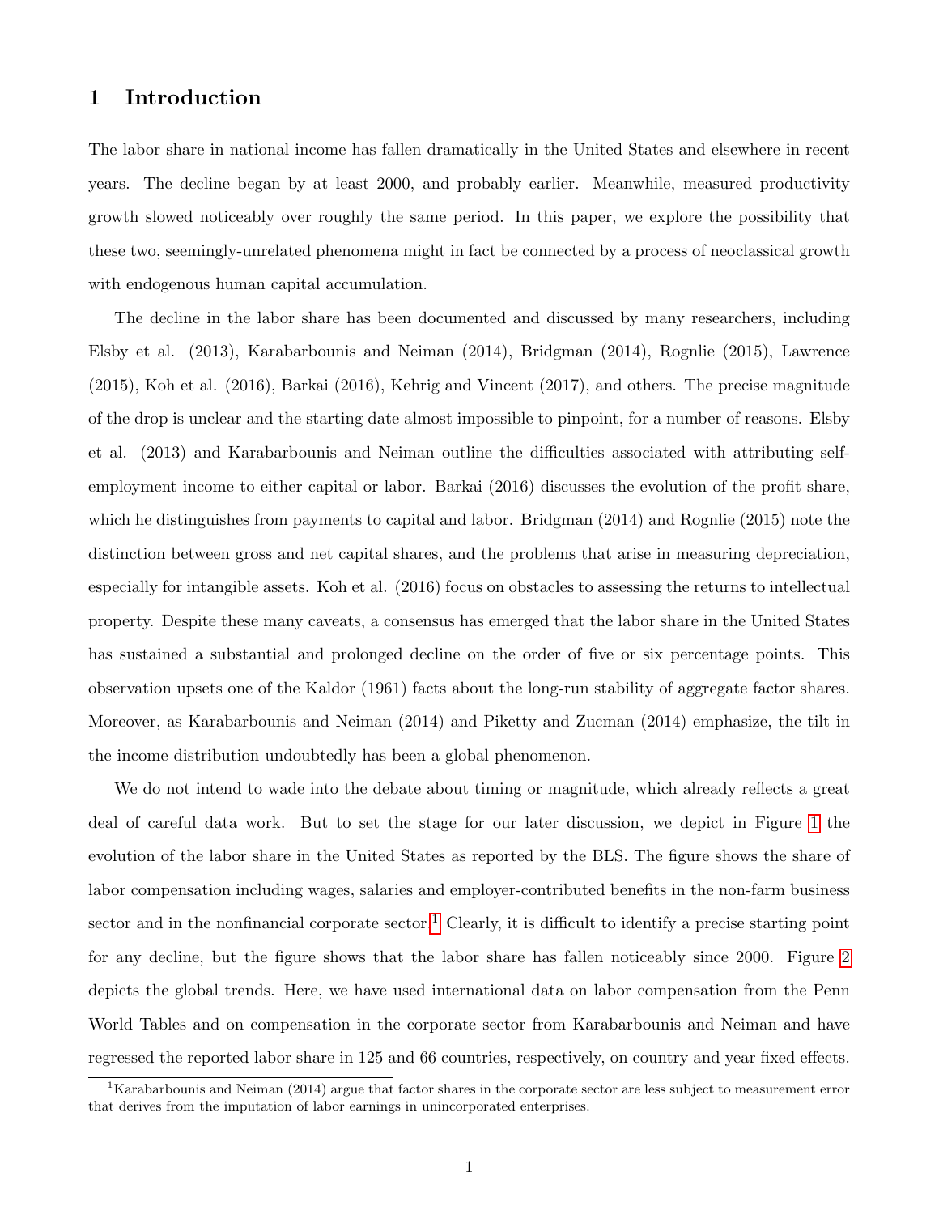# 1 Introduction

The labor share in national income has fallen dramatically in the United States and elsewhere in recent years. The decline began by at least 2000, and probably earlier. Meanwhile, measured productivity growth slowed noticeably over roughly the same period. In this paper, we explore the possibility that these two, seemingly-unrelated phenomena might in fact be connected by a process of neoclassical growth with endogenous human capital accumulation.

The decline in the labor share has been documented and discussed by many researchers, including Elsby et al. (2013), Karabarbounis and Neiman (2014), Bridgman (2014), Rognlie (2015), Lawrence (2015), Koh et al. (2016), Barkai (2016), Kehrig and Vincent (2017), and others. The precise magnitude of the drop is unclear and the starting date almost impossible to pinpoint, for a number of reasons. Elsby et al. (2013) and Karabarbounis and Neiman outline the difficulties associated with attributing self-employment income to either capital or labor. Barkai (2016) discusses the evolution of the profit share, which he distinguishes from payments to capital and labor. Bridgman (2014) and Rognlie (2015) note the distinction between gross and net capital shares, and the problems that arise in measuring depreciation, especially for intangible assets. Koh et al. (2016) focus on obstacles to assessing the returns to intellectual property. Despite these many caveats, a consensus has emerged that the labor share in the United States has sustained a substantial and prolonged decline on the order of five or six percentage points. This observation upsets one of the Kaldor (1961) facts about the long-run stability of aggregate factor shares. Moreover, as Karabarbounis and Neiman (2014) and Piketty and Zucman (2014) emphasize, the tilt in the income distribution undoubtedly has been a global phenomenon.

We do not intend to wade into the debate about timing or magnitude, which already reflects a great deal of careful data work. But to set the stage for our later discussion, we depict in Figure 1 the evolution of the labor share in the United States as reported by the BLS. The figure shows the share of labor compensation including wages, salaries and employer-contributed benefits in the non-farm business sector and in the nonfinancial corporate sector.[1] Clearly, it is difficult to identify a precise starting point for any decline, but the figure shows that the labor share has fallen noticeably since 2000. Figure 2 depicts the global trends. Here, we have used international data on labor compensation from the Penn World Tables and on compensation in the corporate sector from Karabarbounis and Neiman and have regressed the reported labor share in 125 and 66 countries, respectively, on country and year fixed effects.

[1] Karabarbounis and Neiman (2014) argue that factor shares in the corporate sector are less subject to measurement error that derives from the imputation of labor earnings in unincorporated enterprises.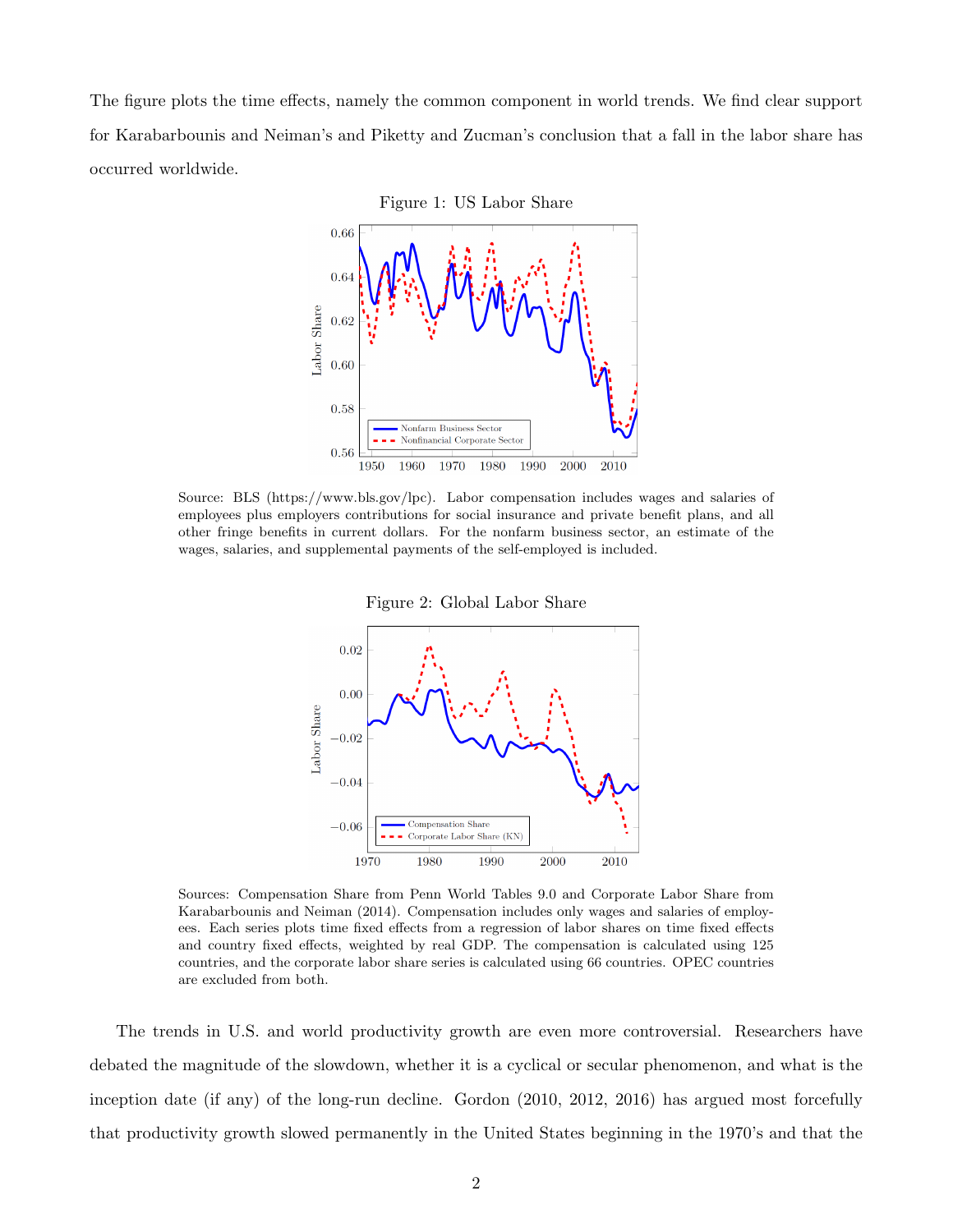The figure plots the time effects, namely the common component in world trends. We find clear support for Karabarbounis and Neiman's and Piketty and Zucman's conclusion that a fall in the labor share has occurred worldwide.

Figure 1: US Labor Share

Source: BLS (https://www.bls.gov/lpc). Labor compensation includes wages and salaries of employees plus employers contributions for social insurance and private benefit plans, and all other fringe benefits in current dollars. For the nonfarm business sector, an estimate of the wages, salaries, and supplemental payments of the self-employed is included.

Figure 2: Global Labor Share

Sources: Compensation Share from Penn World Tables 9.0 and Corporate Labor Share from Karabarbounis and Neiman (2014). Compensation includes only wages and salaries of employees. Each series plots time fixed effects from a regression of labor shares on time fixed effects and country fixed effects, weighted by real GDP. The compensation is calculated using 125 countries, and the corporate labor share series is calculated using 66 countries. OPEC countries are excluded from both.

The trends in U.S. and world productivity growth are even more controversial. Researchers have debated the magnitude of the slowdown, whether it is a cyclical or secular phenomenon, and what is the inception date (if any) of the long-run decline. Gordon (2010, 2012, 2016) has argued most forcefully that productivity growth slowed permanently in the United States beginning in the 1970's and that the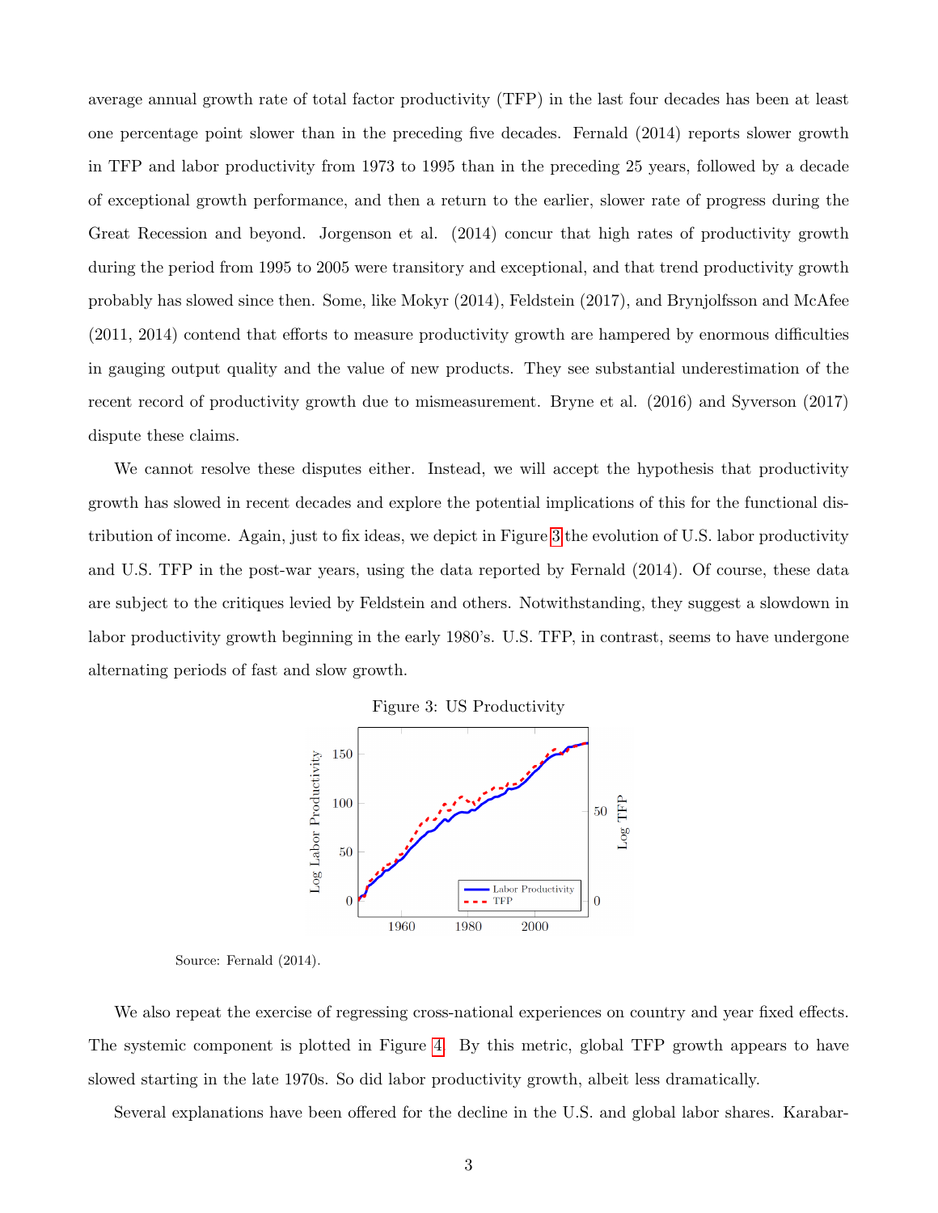average annual growth rate of total factor productivity (TFP) in the last four decades has been at least one percentage point slower than in the preceding five decades. Fernald (2014) reports slower growth in TFP and labor productivity from 1973 to 1995 than in the preceding 25 years, followed by a decade of exceptional growth performance, and then a return to the earlier, slower rate of progress during the Great Recession and beyond. Jorgenson et al. (2014) concur that high rates of productivity growth during the period from 1995 to 2005 were transitory and exceptional, and that trend productivity growth probably has slowed since then. Some, like Mokyr (2014), Feldstein (2017), and Brynjolfsson and McAfee (2011, 2014) contend that efforts to measure productivity growth are hampered by enormous difficulties in gauging output quality and the value of new products. They see substantial underestimation of the recent record of productivity growth due to mismeasurement. Bryne et al. (2016) and Syverson (2017) dispute these claims.

We cannot resolve these disputes either. Instead, we will accept the hypothesis that productivity growth has slowed in recent decades and explore the potential implications of this for the functional distribution of income. Again, just to fix ideas, we depict in Figure 3 the evolution of U.S. labor productivity and U.S. TFP in the post-war years, using the data reported by Fernald (2014). Of course, these data are subject to the critiques levied by Feldstein and others. Notwithstanding, they suggest a slowdown in labor productivity growth beginning in the early 1980's. U.S. TFP, in contrast, seems to have undergone alternating periods of fast and slow growth.

Figure 3: US Productivity

Source: Fernald (2014).

We also repeat the exercise of regressing cross-national experiences on country and year fixed effects. The systemic component is plotted in Figure 4. By this metric, global TFP growth appears to have slowed starting in the late 1970s. So did labor productivity growth, albeit less dramatically.

Several explanations have been offered for the decline in the U.S. and global labor shares. Karabar-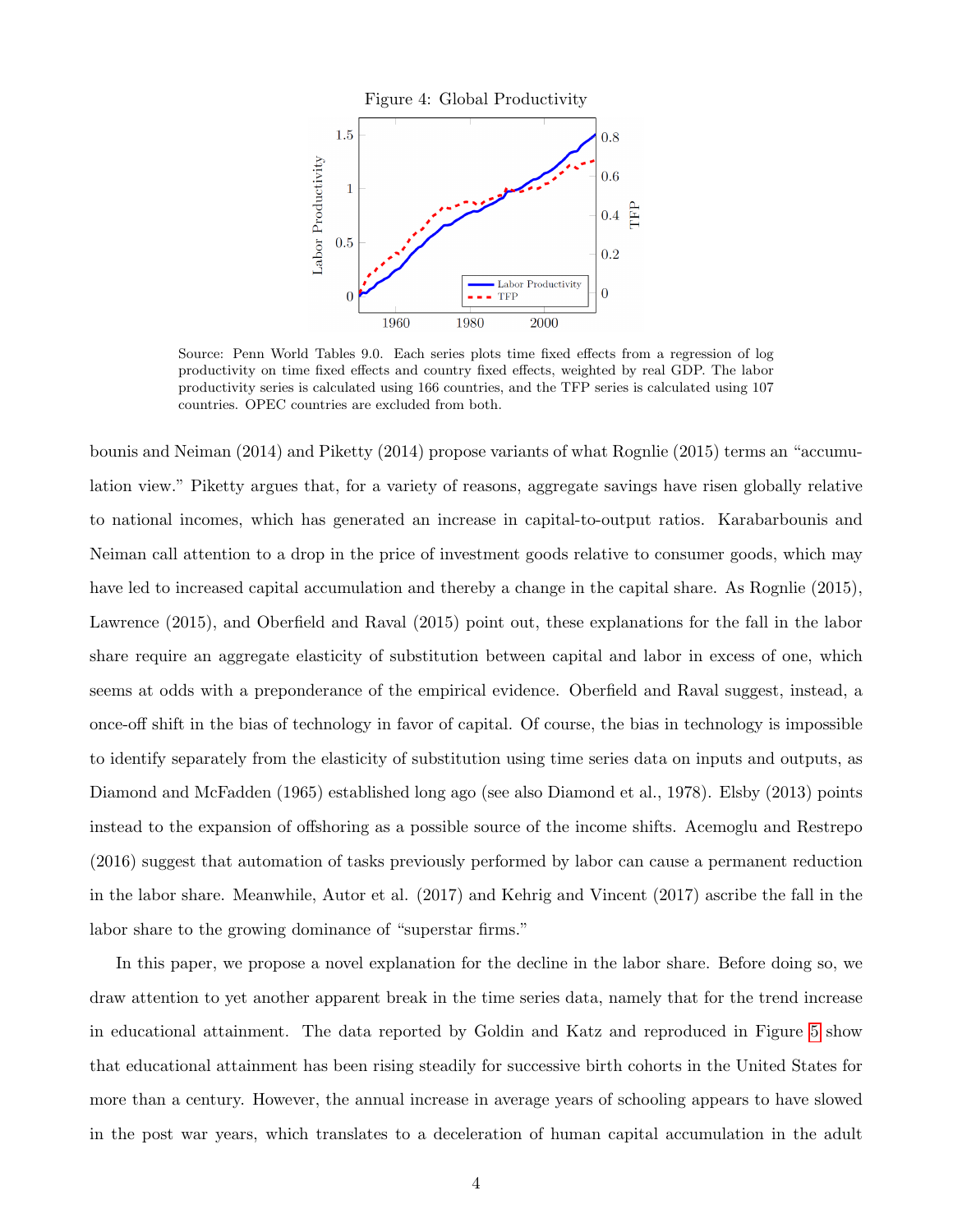Figure 4: Global Productivity

Source: Penn World Tables 9.0. Each series plots time fixed effects from a regression of log productivity on time fixed effects and country fixed effects, weighted by real GDP. The labor productivity series is calculated using 166 countries, and the TFP series is calculated using 107 countries. OPEC countries are excluded from both.

bounis and Neiman (2014) and Piketty (2014) propose variants of what Rognlie (2015) terms an "accumulation view." Piketty argues that, for a variety of reasons, aggregate savings have risen globally relative to national incomes, which has generated an increase in capital-to-output ratios. Karabarbounis and Neiman call attention to a drop in the price of investment goods relative to consumer goods, which may have led to increased capital accumulation and thereby a change in the capital share. As Rognlie (2015), Lawrence (2015), and Oberfield and Raval (2015) point out, these explanations for the fall in the labor share require an aggregate elasticity of substitution between capital and labor in excess of one, which seems at odds with a preponderance of the empirical evidence. Oberfield and Raval suggest, instead, a once-off shift in the bias of technology in favor of capital. Of course, the bias in technology is impossible to identify separately from the elasticity of substitution using time series data on inputs and outputs, as Diamond and McFadden (1965) established long ago (see also Diamond et al., 1978). Elsby (2013) points instead to the expansion of offshoring as a possible source of the income shifts. Acemoglu and Restrepo (2016) suggest that automation of tasks previously performed by labor can cause a permanent reduction in the labor share. Meanwhile, Autor et al. (2017) and Kehrig and Vincent (2017) ascribe the fall in the labor share to the growing dominance of "superstar firms."

In this paper, we propose a novel explanation for the decline in the labor share. Before doing so, we draw attention to yet another apparent break in the time series data, namely that for the trend increase in educational attainment. The data reported by Goldin and Katz and reproduced in Figure 5 show that educational attainment has been rising steadily for successive birth cohorts in the United States for more than a century. However, the annual increase in average years of schooling appears to have slowed in the post war years, which translates to a deceleration of human capital accumulation in the adult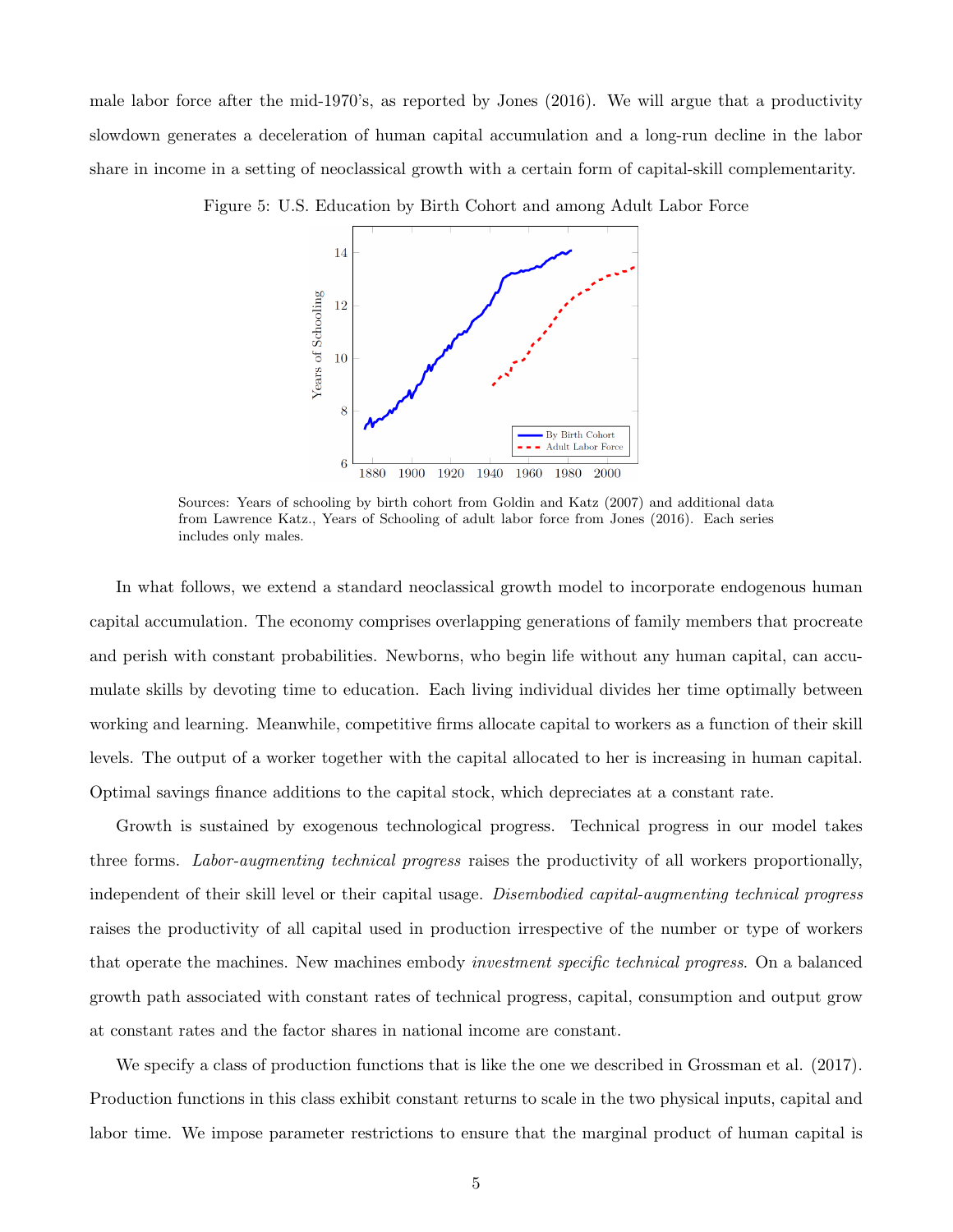male labor force after the mid-1970's, as reported by Jones (2016). We will argue that a productivity slowdown generates a deceleration of human capital accumulation and a long-run decline in the labor share in income in a setting of neoclassical growth with a certain form of capital-skill complementarity.

Figure 5: U.S. Education by Birth Cohort and among Adult Labor Force

Sources: Years of schooling by birth cohort from Goldin and Katz (2007) and additional data from Lawrence Katz., Years of Schooling of adult labor force from Jones (2016). Each series includes only males.

In what follows, we extend a standard neoclassical growth model to incorporate endogenous human capital accumulation. The economy comprises overlapping generations of family members that procreate and perish with constant probabilities. Newborns, who begin life without any human capital, can accumulate skills by devoting time to education. Each living individual divides her time optimally between working and learning. Meanwhile, competitive firms allocate capital to workers as a function of their skill levels. The output of a worker together with the capital allocated to her is increasing in human capital. Optimal savings finance additions to the capital stock, which depreciates at a constant rate.

Growth is sustained by exogenous technological progress. Technical progress in our model takes three forms. *Labor-augmenting technical progress* raises the productivity of all workers proportionally, independent of their skill level or their capital usage. *Disembodied capital-augmenting technical progress* raises the productivity of all capital used in production irrespective of the number or type of workers that operate the machines. New machines embody *investment specific technical progress*. On a balanced growth path associated with constant rates of technical progress, capital, consumption and output grow at constant rates and the factor shares in national income are constant.

We specify a class of production functions that is like the one we described in Grossman et al. (2017). Production functions in this class exhibit constant returns to scale in the two physical inputs, capital and labor time. We impose parameter restrictions to ensure that the marginal product of human capital is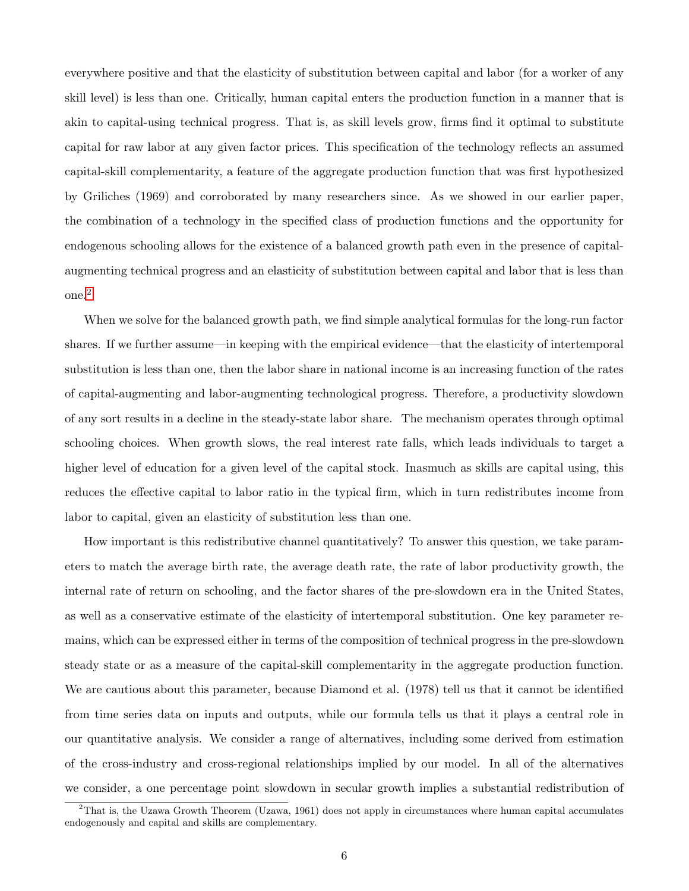everywhere positive and that the elasticity of substitution between capital and labor (for a worker of any skill level) is less than one. Critically, human capital enters the production function in a manner that is akin to capital-using technical progress. That is, as skill levels grow, firms find it optimal to substitute capital for raw labor at any given factor prices. This specification of the technology reflects an assumed capital-skill complementarity, a feature of the aggregate production function that was first hypothesized by Griliches (1969) and corroborated by many researchers since. As we showed in our earlier paper, the combination of a technology in the specified class of production functions and the opportunity for endogenous schooling allows for the existence of a balanced growth path even in the presence of capital-augmenting technical progress and an elasticity of substitution between capital and labor that is less than one.[2]

When we solve for the balanced growth path, we find simple analytical formulas for the long-run factor shares. If we further assume—in keeping with the empirical evidence—that the elasticity of intertemporal substitution is less than one, then the labor share in national income is an increasing function of the rates of capital-augmenting and labor-augmenting technological progress. Therefore, a productivity slowdown of any sort results in a decline in the steady-state labor share. The mechanism operates through optimal schooling choices. When growth slows, the real interest rate falls, which leads individuals to target a higher level of education for a given level of the capital stock. Inasmuch as skills are capital using, this reduces the effective capital to labor ratio in the typical firm, which in turn redistributes income from labor to capital, given an elasticity of substitution less than one.

How important is this redistributive channel quantitatively? To answer this question, we take parameters to match the average birth rate, the average death rate, the rate of labor productivity growth, the internal rate of return on schooling, and the factor shares of the pre-slowdown era in the United States, as well as a conservative estimate of the elasticity of intertemporal substitution. One key parameter remains, which can be expressed either in terms of the composition of technical progress in the pre-slowdown steady state or as a measure of the capital-skill complementarity in the aggregate production function. We are cautious about this parameter, because Diamond et al. (1978) tell us that it cannot be identified from time series data on inputs and outputs, while our formula tells us that it plays a central role in our quantitative analysis. We consider a range of alternatives, including some derived from estimation of the cross-industry and cross-regional relationships implied by our model. In all of the alternatives we consider, a one percentage point slowdown in secular growth implies a substantial redistribution of

[2]That is, the Uzawa Growth Theorem (Uzawa, 1961) does not apply in circumstances where human capital accumulates endogenously and capital and skills are complementary.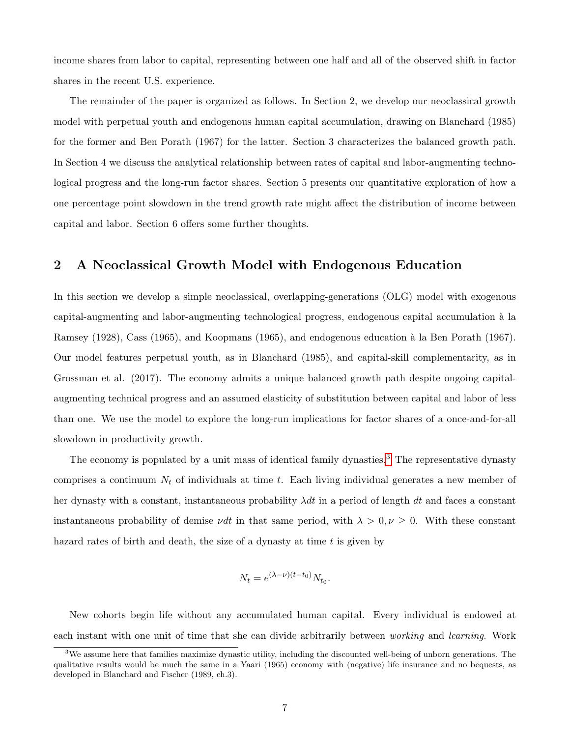income shares from labor to capital, representing between one half and all of the observed shift in factor shares in the recent U.S. experience.

The remainder of the paper is organized as follows. In Section 2, we develop our neoclassical growth model with perpetual youth and endogenous human capital accumulation, drawing on Blanchard (1985) for the former and Ben Porath (1967) for the latter. Section 3 characterizes the balanced growth path. In Section 4 we discuss the analytical relationship between rates of capital and labor-augmenting technological progress and the long-run factor shares. Section 5 presents our quantitative exploration of how a one percentage point slowdown in the trend growth rate might affect the distribution of income between capital and labor. Section 6 offers some further thoughts.

## 2 A Neoclassical Growth Model with Endogenous Education

In this section we develop a simple neoclassical, overlapping-generations (OLG) model with exogenous capital-augmenting and labor-augmenting technological progress, endogenous capital accumulation à la Ramsey (1928), Cass (1965), and Koopmans (1965), and endogenous education à la Ben Porath (1967). Our model features perpetual youth, as in Blanchard (1985), and capital-skill complementarity, as in Grossman et al. (2017). The economy admits a unique balanced growth path despite ongoing capital-augmenting technical progress and an assumed elasticity of substitution between capital and labor of less than one. We use the model to explore the long-run implications for factor shares of a once-and-for-all slowdown in productivity growth.

The economy is populated by a unit mass of identical family dynasties.[3] The representative dynasty comprises a continuum $N_t$ of individuals at time $t$. Each living individual generates a new member of her dynasty with a constant, instantaneous probability $\lambda dt$ in a period of length $dt$ and faces a constant instantaneous probability of demise $\nu dt$ in that same period, with $\lambda > 0, \nu \geq 0$. With these constant hazard rates of birth and death, the size of a dynasty at time $t$ is given by

$$N_t = e^{(\lambda - \nu)(t - t_0)} N_{t_0}.$$

New cohorts begin life without any accumulated human capital. Every individual is endowed at each instant with one unit of time that she can divide arbitrarily between *working* and *learning*. Work

[3] We assume here that families maximize dynastic utility, including the discounted well-being of unborn generations. The qualitative results would be much the same in a Yaari (1965) economy with (negative) life insurance and no bequests, as developed in Blanchard and Fischer (1989, ch.3).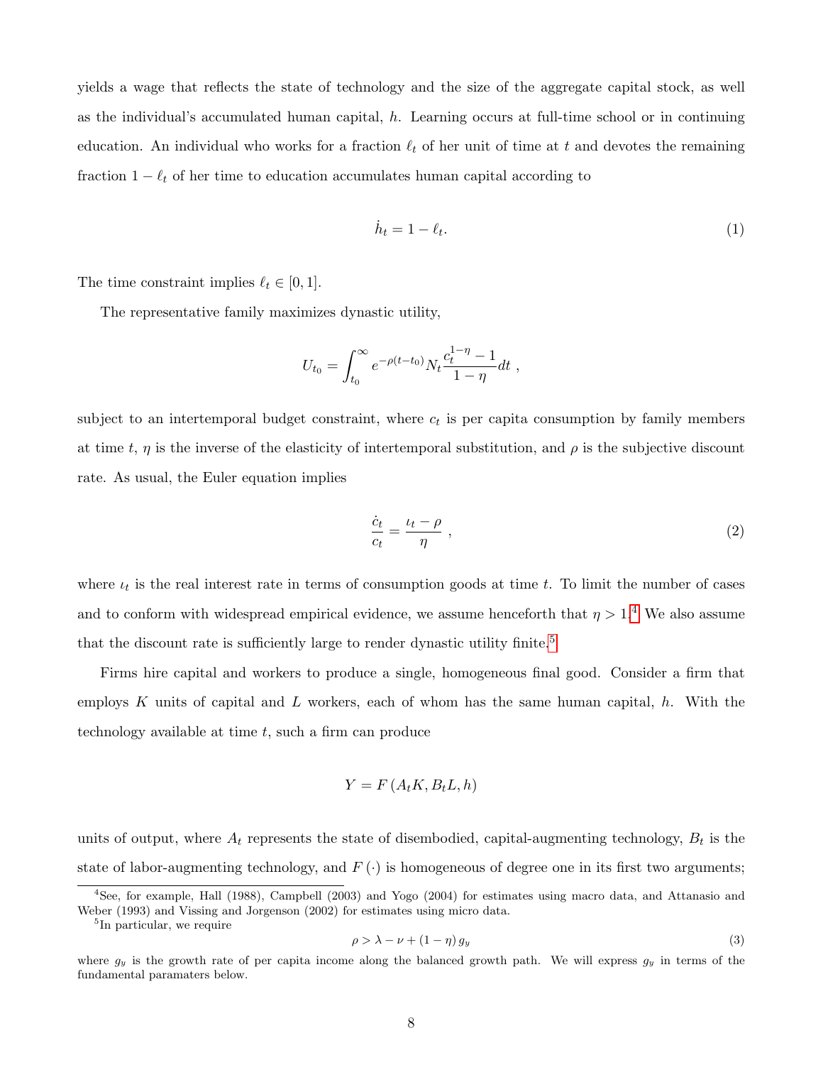yields a wage that reflects the state of technology and the size of the aggregate capital stock, as well as the individual's accumulated human capital, $h$. Learning occurs at full-time school or in continuing education. An individual who works for a fraction $\ell_t$ of her unit of time at $t$ and devotes the remaining fraction $1 - \ell_t$ of her time to education accumulates human capital according to

$$\dot{h}_t = 1 - \ell_t. \tag{1}$$

The time constraint implies $\ell_t \in [0, 1]$.

The representative family maximizes dynastic utility,

$$U_{t_0} = \int_{t_0}^{\infty} e^{-\rho(t-t_0)} N_t \frac{c_t^{1-\eta} - 1}{1-\eta} dt \ ,$$

subject to an intertemporal budget constraint, where $c_t$ is per capita consumption by family members at time $t$, $\eta$ is the inverse of the elasticity of intertemporal substitution, and $\rho$ is the subjective discount rate. As usual, the Euler equation implies

$$\frac{\dot{c}_t}{c_t} = \frac{\iota_t - \rho}{\eta} \ , \tag{2}$$

where $\iota_t$ is the real interest rate in terms of consumption goods at time $t$. To limit the number of cases and to conform with widespread empirical evidence, we assume henceforth that $\eta > 1$.[4] We also assume that the discount rate is sufficiently large to render dynastic utility finite.[5]

Firms hire capital and workers to produce a single, homogeneous final good. Consider a firm that employs $K$ units of capital and $L$ workers, each of whom has the same human capital, $h$. With the technology available at time $t$, such a firm can produce

$$Y = F\left(A_t K, B_t L, h\right)$$

units of output, where $A_t$ represents the state of disembodied, capital-augmenting technology, $B_t$ is the state of labor-augmenting technology, and $F(\cdot)$ is homogeneous of degree one in its first two arguments;

---

[4] See, for example, Hall (1988), Campbell (2003) and Yogo (2004) for estimates using macro data, and Attanasio and Weber (1993) and Vissing and Jorgenson (2002) for estimates using micro data.

[5] In particular, we require

$$\rho > \lambda - \nu + (1 - \eta) g_y \tag{3}$$

where $g_y$ is the growth rate of per capita income along the balanced growth path. We will express $g_y$ in terms of the fundamental paramaters below.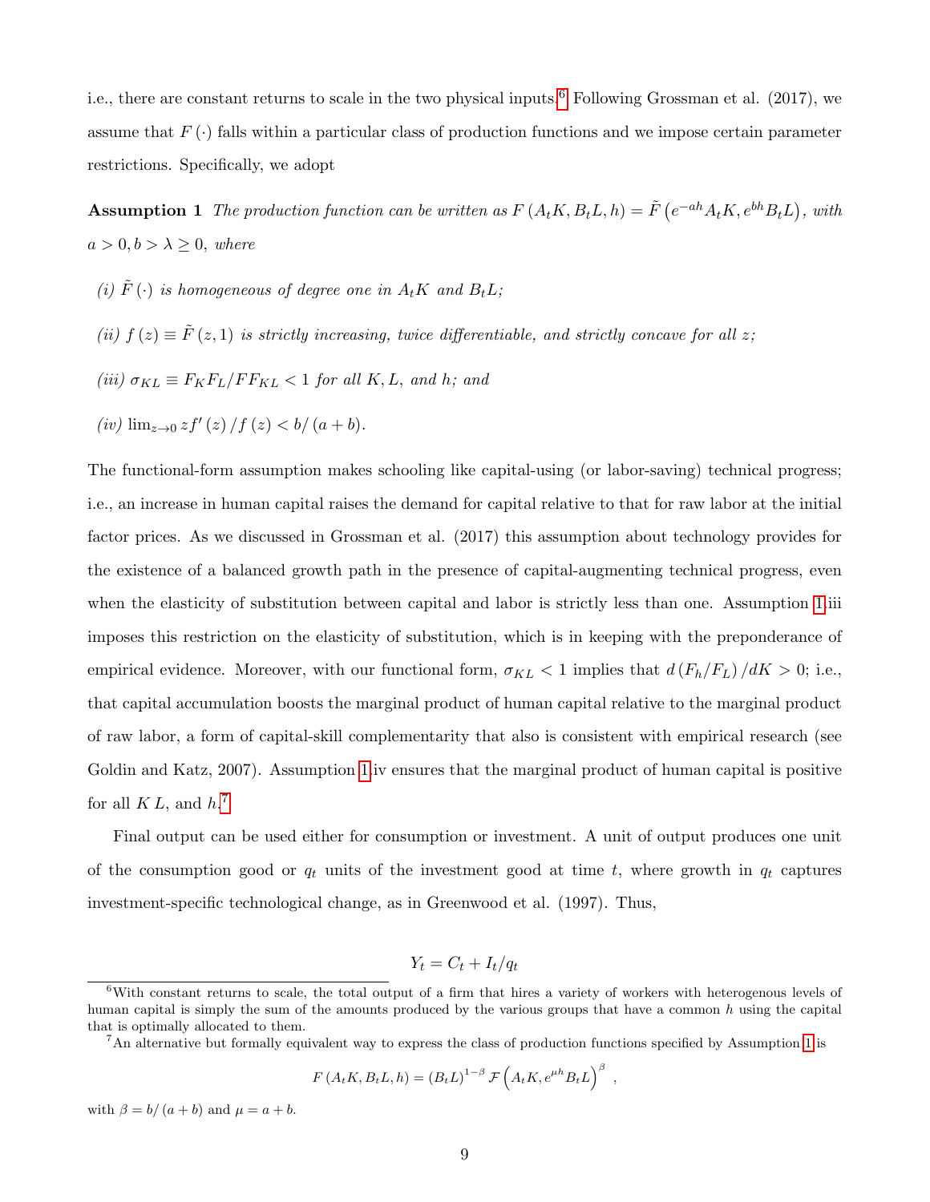i.e., there are constant returns to scale in the two physical inputs.[6] Following Grossman et al. (2017), we assume that $F(\cdot)$ falls within a particular class of production functions and we impose certain parameter restrictions. Specifically, we adopt

**Assumption 1** *The production function can be written as* $F(A_t K, B_t L, h) = \tilde{F}\left(e^{-ah} A_t K, e^{bh} B_t L\right)$, *with* $a > 0, b > \lambda \geq 0$, *where*

*(i)* $\tilde{F}(\cdot)$ *is homogeneous of degree one in* $A_t K$ *and* $B_t L$*;*

*(ii)* $f(z) \equiv \tilde{F}(z, 1)$ *is strictly increasing, twice differentiable, and strictly concave for all* $z$*;*

*(iii)* $\sigma_{KL} \equiv F_K F_L / F F_{KL} < 1$ *for all* $K, L$*, and* $h$*; and*

*(iv)* $\lim_{z \to 0} z f'(z) / f(z) < b/(a+b)$.

The functional-form assumption makes schooling like capital-using (or labor-saving) technical progress; i.e., an increase in human capital raises the demand for capital relative to that for raw labor at the initial factor prices. As we discussed in Grossman et al. (2017) this assumption about technology provides for the existence of a balanced growth path in the presence of capital-augmenting technical progress, even when the elasticity of substitution between capital and labor is strictly less than one. Assumption 1.iii imposes this restriction on the elasticity of substitution, which is in keeping with the preponderance of empirical evidence. Moreover, with our functional form, $\sigma_{KL} < 1$ implies that $d(F_h/F_L)/dK > 0$; i.e., that capital accumulation boosts the marginal product of human capital relative to the marginal product of raw labor, a form of capital-skill complementarity that also is consistent with empirical research (see Goldin and Katz, 2007). Assumption 1.iv ensures that the marginal product of human capital is positive for all $K$ $L$, and $h$.[7]

Final output can be used either for consumption or investment. A unit of output produces one unit of the consumption good or $q_t$ units of the investment good at time $t$, where growth in $q_t$ captures investment-specific technological change, as in Greenwood et al. (1997). Thus,

$$Y_t = C_t + I_t / q_t$$

---

[6] With constant returns to scale, the total output of a firm that hires a variety of workers with heterogenous levels of human capital is simply the sum of the amounts produced by the various groups that have a common $h$ using the capital that is optimally allocated to them.

[7] An alternative but formally equivalent way to express the class of production functions specified by Assumption 1 is

$$F(A_t K, B_t L, h) = (B_t L)^{1-\beta} \mathcal{F}\left(A_t K, e^{\mu h} B_t L\right)^{\beta},$$

with $\beta = b/(a+b)$ and $\mu = a + b$.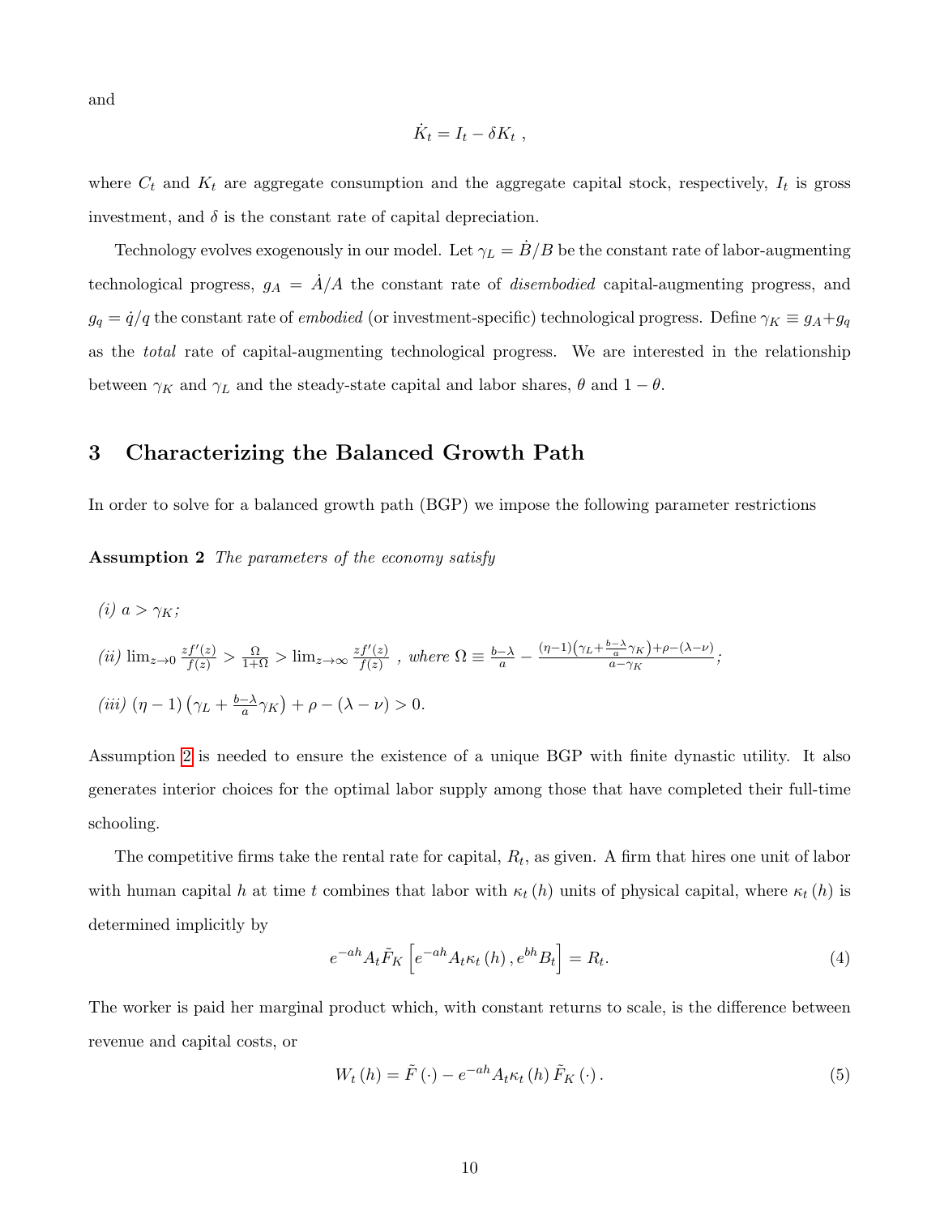and

$$\dot{K}_t = I_t - \delta K_t \ ,$$

where $C_t$ and $K_t$ are aggregate consumption and the aggregate capital stock, respectively, $I_t$ is gross investment, and $\delta$ is the constant rate of capital depreciation.

Technology evolves exogenously in our model. Let $\gamma_L = \dot{B}/B$ be the constant rate of labor-augmenting technological progress, $g_A = \dot{A}/A$ the constant rate of *disembodied* capital-augmenting progress, and $g_q = \dot{q}/q$ the constant rate of *embodied* (or investment-specific) technological progress. Define $\gamma_K \equiv g_A + g_q$ as the *total* rate of capital-augmenting technological progress. We are interested in the relationship between $\gamma_K$ and $\gamma_L$ and the steady-state capital and labor shares, $\theta$ and $1-\theta$.

## 3 Characterizing the Balanced Growth Path

In order to solve for a balanced growth path (BGP) we impose the following parameter restrictions

**Assumption 2** *The parameters of the economy satisfy*

*(i)* $a > \gamma_K$*;*

*(ii)* $\lim_{z \to 0} \frac{zf'(z)}{f(z)} > \frac{\Omega}{1+\Omega} > \lim_{z \to \infty} \frac{zf'(z)}{f(z)}$ *, where* $\Omega \equiv \frac{b-\lambda}{a} - \frac{(\eta-1)\left(\gamma_L + \frac{b-\lambda}{a}\gamma_K\right) + \rho - (\lambda - \nu)}{a - \gamma_K}$*;*

*(iii)* $(\eta - 1)\left(\gamma_L + \frac{b-\lambda}{a}\gamma_K\right) + \rho - (\lambda - \nu) > 0.$

Assumption 2 is needed to ensure the existence of a unique BGP with finite dynastic utility. It also generates interior choices for the optimal labor supply among those that have completed their full-time schooling.

The competitive firms take the rental rate for capital, $R_t$, as given. A firm that hires one unit of labor with human capital $h$ at time $t$ combines that labor with $\kappa_t(h)$ units of physical capital, where $\kappa_t(h)$ is determined implicitly by

$$e^{-ah} A_t \tilde{F}_K \left[ e^{-ah} A_t \kappa_t(h), e^{bh} B_t \right] = R_t. \tag{4}$$

The worker is paid her marginal product which, with constant returns to scale, is the difference between revenue and capital costs, or

$$W_t(h) = \tilde{F}(\cdot) - e^{-ah} A_t \kappa_t(h) \tilde{F}_K(\cdot). \tag{5}$$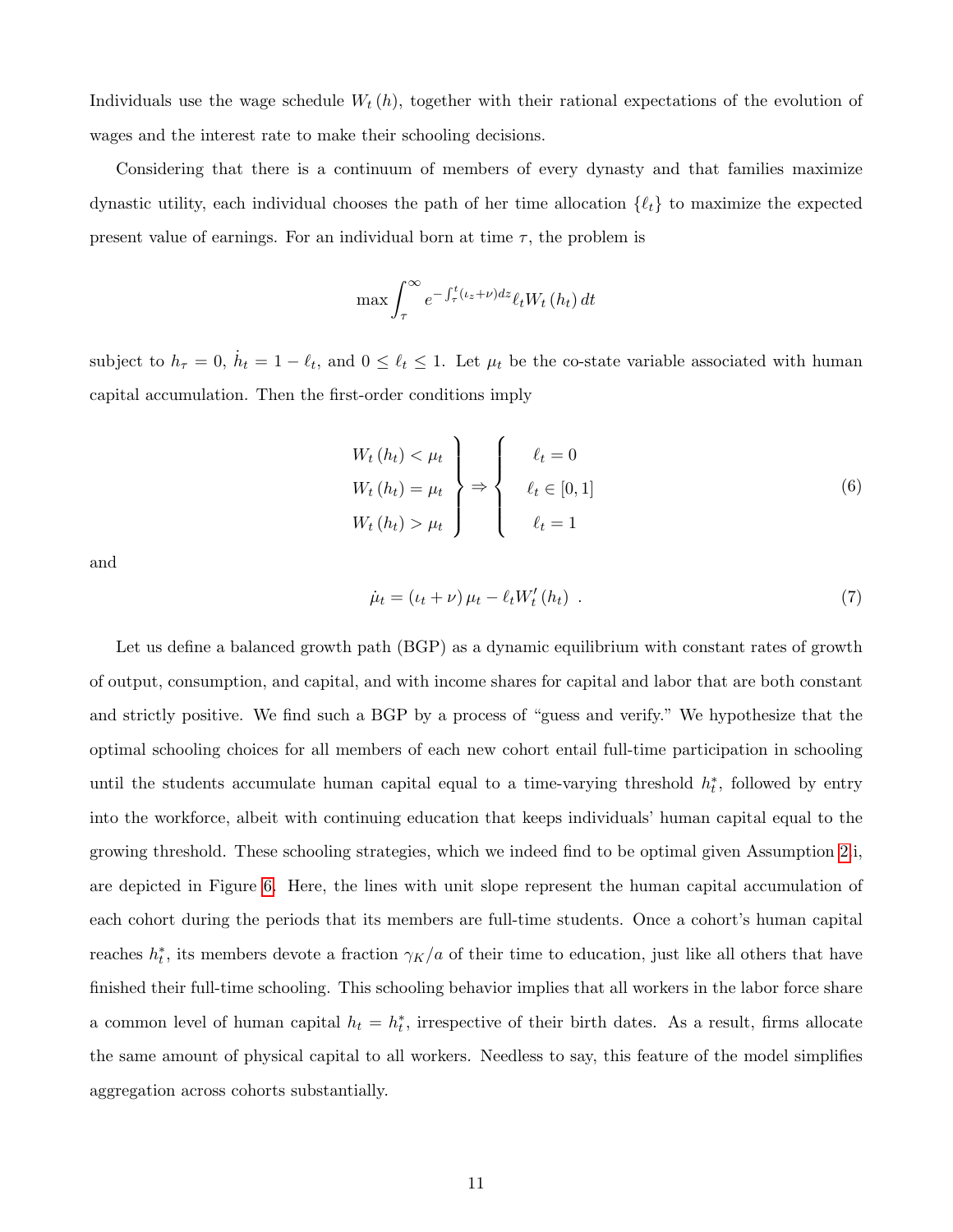Individuals use the wage schedule $W_t(h)$, together with their rational expectations of the evolution of wages and the interest rate to make their schooling decisions.

Considering that there is a continuum of members of every dynasty and that families maximize dynastic utility, each individual chooses the path of her time allocation $\{\ell_t\}$ to maximize the expected present value of earnings. For an individual born at time $\tau$, the problem is

$$\max \int_{\tau}^{\infty} e^{-\int_{\tau}^{t}(\iota_z+\nu)dz} \ell_t W_t(h_t)\, dt$$

subject to $h_\tau = 0$, $\dot{h}_t = 1 - \ell_t$, and $0 \leq \ell_t \leq 1$. Let $\mu_t$ be the co-state variable associated with human capital accumulation. Then the first-order conditions imply

$$\left.\begin{array}{l} W_t(h_t) < \mu_t \\ W_t(h_t) = \mu_t \\ W_t(h_t) > \mu_t \end{array}\right\} \Rightarrow \left\{\begin{array}{c} \ell_t = 0 \\ \ell_t \in [0,1] \\ \ell_t = 1 \end{array}\right. \tag{6}$$

and

$$\dot{\mu}_t = (\iota_t + \nu)\,\mu_t - \ell_t W_t'(h_t) \ . \tag{7}$$

Let us define a balanced growth path (BGP) as a dynamic equilibrium with constant rates of growth of output, consumption, and capital, and with income shares for capital and labor that are both constant and strictly positive. We find such a BGP by a process of "guess and verify." We hypothesize that the optimal schooling choices for all members of each new cohort entail full-time participation in schooling until the students accumulate human capital equal to a time-varying threshold $h_t^*$, followed by entry into the workforce, albeit with continuing education that keeps individuals' human capital equal to the growing threshold. These schooling strategies, which we indeed find to be optimal given Assumption 2i, are depicted in Figure 6. Here, the lines with unit slope represent the human capital accumulation of each cohort during the periods that its members are full-time students. Once a cohort's human capital reaches $h_t^*$, its members devote a fraction $\gamma_K/a$ of their time to education, just like all others that have finished their full-time schooling. This schooling behavior implies that all workers in the labor force share a common level of human capital $h_t = h_t^*$, irrespective of their birth dates. As a result, firms allocate the same amount of physical capital to all workers. Needless to say, this feature of the model simplifies aggregation across cohorts substantially.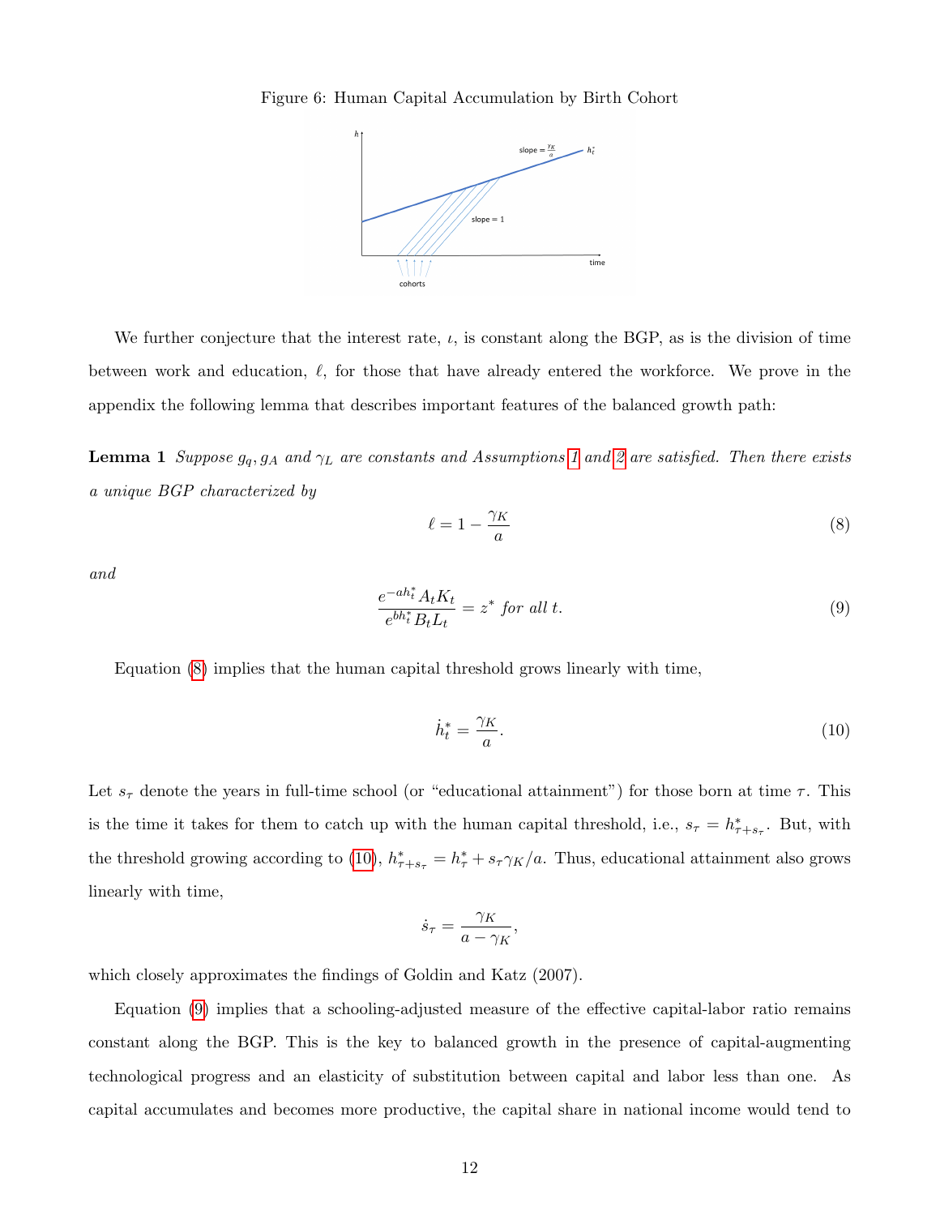Figure 6: Human Capital Accumulation by Birth Cohort

We further conjecture that the interest rate, $\iota$, is constant along the BGP, as is the division of time between work and education, $\ell$, for those that have already entered the workforce. We prove in the appendix the following lemma that describes important features of the balanced growth path:

**Lemma 1** *Suppose $g_q, g_A$ and $\gamma_L$ are constants and Assumptions 1 and 2 are satisfied. Then there exists a unique BGP characterized by*

$$\ell = 1 - \frac{\gamma_K}{a} \tag{8}$$

*and*

$$\frac{e^{-ah_t^*} A_t K_t}{e^{bh_t^*} B_t L_t} = z^* \text{ for all } t. \tag{9}$$

Equation (8) implies that the human capital threshold grows linearly with time,

$$\dot{h}_t^* = \frac{\gamma_K}{a}. \tag{10}$$

Let $s_\tau$ denote the years in full-time school (or "educational attainment") for those born at time $\tau$. This is the time it takes for them to catch up with the human capital threshold, i.e., $s_\tau = h_{\tau+s_\tau}^*$. But, with the threshold growing according to (10), $h_{\tau+s_\tau}^* = h_\tau^* + s_\tau \gamma_K / a$. Thus, educational attainment also grows linearly with time,

$$\dot{s}_\tau = \frac{\gamma_K}{a - \gamma_K},$$

which closely approximates the findings of Goldin and Katz (2007).

Equation (9) implies that a schooling-adjusted measure of the effective capital-labor ratio remains constant along the BGP. This is the key to balanced growth in the presence of capital-augmenting technological progress and an elasticity of substitution between capital and labor less than one. As capital accumulates and becomes more productive, the capital share in national income would tend to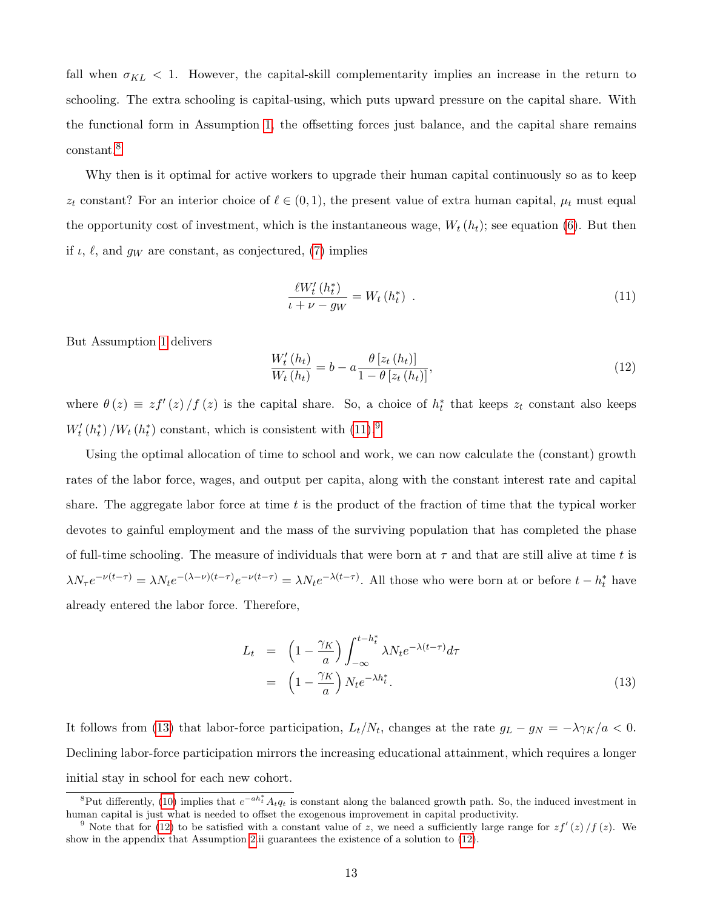fall when $\sigma_{KL} < 1$. However, the capital-skill complementarity implies an increase in the return to schooling. The extra schooling is capital-using, which puts upward pressure on the capital share. With the functional form in Assumption 1, the offsetting forces just balance, and the capital share remains constant.[8]

Why then is it optimal for active workers to upgrade their human capital continuously so as to keep $z_t$ constant? For an interior choice of $\ell \in (0,1)$, the present value of extra human capital, $\mu_t$ must equal the opportunity cost of investment, which is the instantaneous wage, $W_t(h_t)$; see equation (6). But then if $\iota$, $\ell$, and $g_W$ are constant, as conjectured, (7) implies

$$\frac{\ell W_t'(h_t^*)}{\iota + \nu - g_W} = W_t(h_t^*) \ . \tag{11}$$

But Assumption 1 delivers

$$\frac{W_t'(h_t)}{W_t(h_t)} = b - a\frac{\theta[z_t(h_t)]}{1-\theta[z_t(h_t)]}, \tag{12}$$

where $\theta(z) \equiv zf'(z)/f(z)$ is the capital share. So, a choice of $h_t^*$ that keeps $z_t$ constant also keeps $W_t'(h_t^*)/W_t(h_t^*)$ constant, which is consistent with (11).[9]

Using the optimal allocation of time to school and work, we can now calculate the (constant) growth rates of the labor force, wages, and output per capita, along with the constant interest rate and capital share. The aggregate labor force at time $t$ is the product of the fraction of time that the typical worker devotes to gainful employment and the mass of the surviving population that has completed the phase of full-time schooling. The measure of individuals that were born at $\tau$ and that are still alive at time $t$ is $\lambda N_\tau e^{-\nu(t-\tau)} = \lambda N_t e^{-(\lambda-\nu)(t-\tau)} e^{-\nu(t-\tau)} = \lambda N_t e^{-\lambda(t-\tau)}$. All those who were born at or before $t - h_t^*$ have already entered the labor force. Therefore,

$$\begin{aligned} L_t &= \left(1 - \frac{\gamma_K}{a}\right)\int_{-\infty}^{t-h_t^*} \lambda N_t e^{-\lambda(t-\tau)} d\tau \\ &= \left(1 - \frac{\gamma_K}{a}\right) N_t e^{-\lambda h_t^*}. \end{aligned} \tag{13}$$

It follows from (13) that labor-force participation, $L_t/N_t$, changes at the rate $g_L - g_N = -\lambda\gamma_K/a < 0$. Declining labor-force participation mirrors the increasing educational attainment, which requires a longer initial stay in school for each new cohort.

[8] Put differently, (10) implies that $e^{-ah_t^*}A_t q_t$ is constant along the balanced growth path. So, the induced investment in human capital is just what is needed to offset the exogenous improvement in capital productivity.

[9] Note that for (12) to be satisfied with a constant value of $z$, we need a sufficiently large range for $zf'(z)/f(z)$. We show in the appendix that Assumption 2ii guarantees the existence of a solution to (12).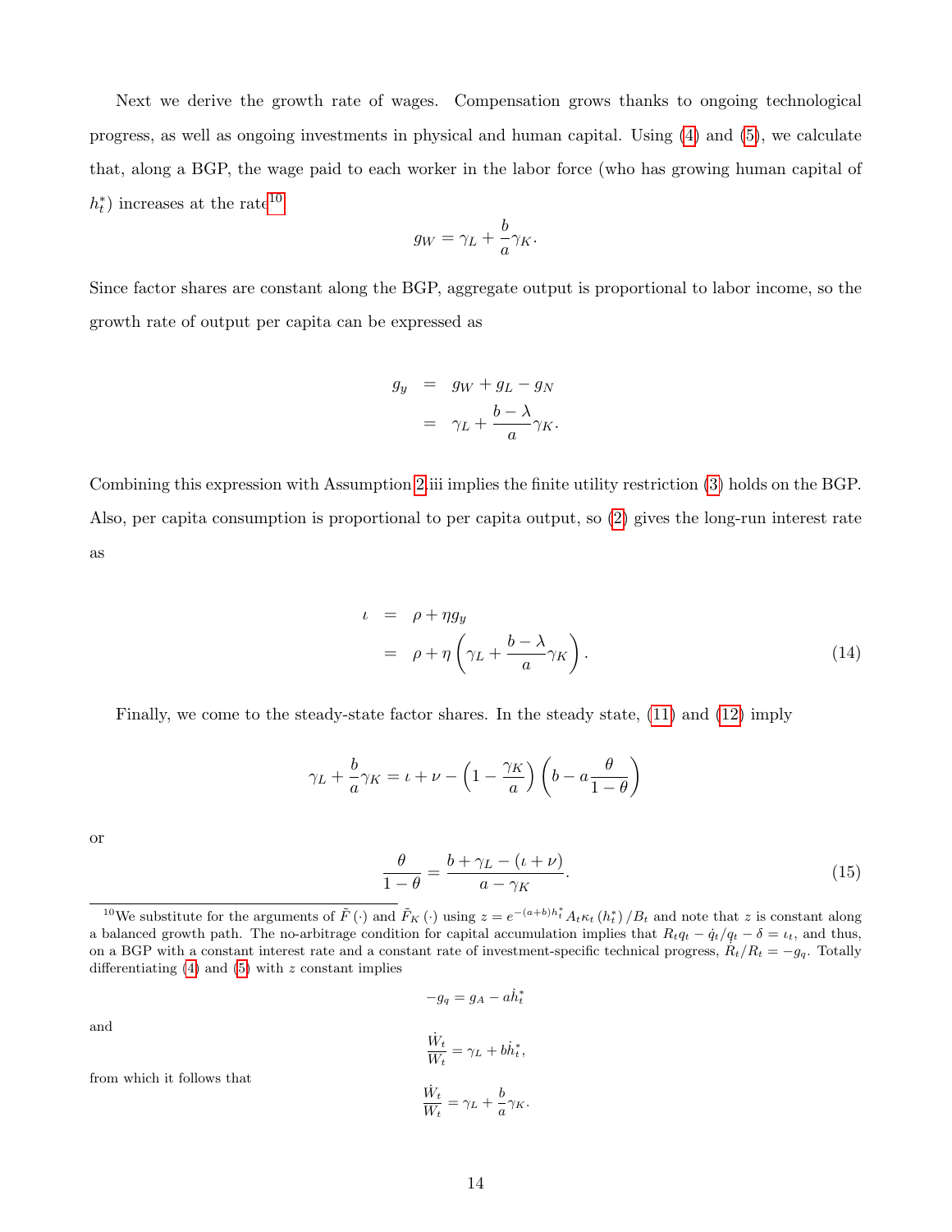Next we derive the growth rate of wages. Compensation grows thanks to ongoing technological progress, as well as ongoing investments in physical and human capital. Using (4) and (5), we calculate that, along a BGP, the wage paid to each worker in the labor force (who has growing human capital of $h_t^*$) increases at the rate[10]

$$g_W = \gamma_L + \frac{b}{a}\gamma_K.$$

Since factor shares are constant along the BGP, aggregate output is proportional to labor income, so the growth rate of output per capita can be expressed as

$$\begin{aligned} g_y &= g_W + g_L - g_N \\ &= \gamma_L + \frac{b-\lambda}{a}\gamma_K. \end{aligned}$$

Combining this expression with Assumption 2.iii implies the finite utility restriction (3) holds on the BGP. Also, per capita consumption is proportional to per capita output, so (2) gives the long-run interest rate as

$$\begin{aligned} \iota &= \rho + \eta g_y \\ &= \rho + \eta\left(\gamma_L + \frac{b-\lambda}{a}\gamma_K\right). \end{aligned} \tag{14}$$

Finally, we come to the steady-state factor shares. In the steady state, (11) and (12) imply

$$\gamma_L + \frac{b}{a}\gamma_K = \iota + \nu - \left(1 - \frac{\gamma_K}{a}\right)\left(b - a\frac{\theta}{1-\theta}\right)$$

or

$$\frac{\theta}{1-\theta} = \frac{b + \gamma_L - (\iota + \nu)}{a - \gamma_K}. \tag{15}$$

[10] We substitute for the arguments of $\tilde{F}(\cdot)$ and $\tilde{F}_K(\cdot)$ using $z = e^{-(a+b)h_t^*}A_t\kappa_t(h_t^*)/B_t$ and note that $z$ is constant along a balanced growth path. The no-arbitrage condition for capital accumulation implies that $R_t q_t - \dot{q}_t/q_t - \delta = \iota_t$, and thus, on a BGP with a constant interest rate and a constant rate of investment-specific technical progress, $\dot{R}_t/R_t = -g_q$. Totally differentiating (4) and (5) with $z$ constant implies

$$-g_q = g_A - a\dot{h}_t^*$$

and

$$\frac{\dot{W}_t}{W_t} = \gamma_L + b\dot{h}_t^*,$$

from which it follows that

$$\frac{\dot{W}_t}{W_t} = \gamma_L + \frac{b}{a}\gamma_K.$$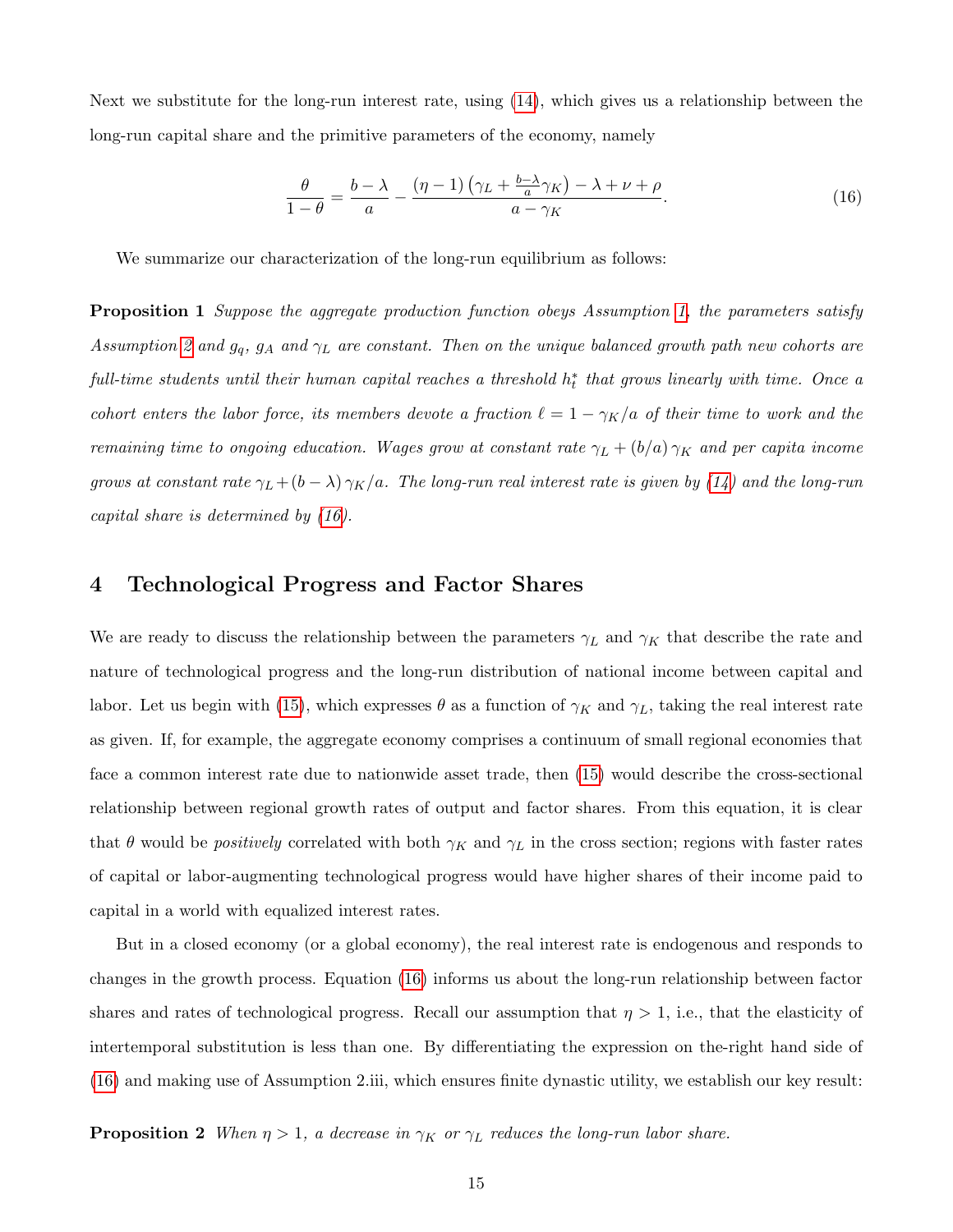Next we substitute for the long-run interest rate, using (14), which gives us a relationship between the long-run capital share and the primitive parameters of the economy, namely

$$\frac{\theta}{1-\theta} = \frac{b-\lambda}{a} - \frac{(\eta-1)\left(\gamma_L + \frac{b-\lambda}{a}\gamma_K\right) - \lambda + \nu + \rho}{a - \gamma_K}. \tag{16}$$

We summarize our characterization of the long-run equilibrium as follows:

**Proposition 1** *Suppose the aggregate production function obeys Assumption 1, the parameters satisfy Assumption 2 and $g_q$, $g_A$ and $\gamma_L$ are constant. Then on the unique balanced growth path new cohorts are full-time students until their human capital reaches a threshold $h_t^*$ that grows linearly with time. Once a cohort enters the labor force, its members devote a fraction $\ell = 1 - \gamma_K/a$ of their time to work and the remaining time to ongoing education. Wages grow at constant rate $\gamma_L + (b/a)\,\gamma_K$ and per capita income grows at constant rate $\gamma_L + (b-\lambda)\,\gamma_K/a$. The long-run real interest rate is given by (14) and the long-run capital share is determined by (16).*

## 4 Technological Progress and Factor Shares

We are ready to discuss the relationship between the parameters $\gamma_L$ and $\gamma_K$ that describe the rate and nature of technological progress and the long-run distribution of national income between capital and labor. Let us begin with (15), which expresses $\theta$ as a function of $\gamma_K$ and $\gamma_L$, taking the real interest rate as given. If, for example, the aggregate economy comprises a continuum of small regional economies that face a common interest rate due to nationwide asset trade, then (15) would describe the cross-sectional relationship between regional growth rates of output and factor shares. From this equation, it is clear that $\theta$ would be *positively* correlated with both $\gamma_K$ and $\gamma_L$ in the cross section; regions with faster rates of capital or labor-augmenting technological progress would have higher shares of their income paid to capital in a world with equalized interest rates.

But in a closed economy (or a global economy), the real interest rate is endogenous and responds to changes in the growth process. Equation (16) informs us about the long-run relationship between factor shares and rates of technological progress. Recall our assumption that $\eta > 1$, i.e., that the elasticity of intertemporal substitution is less than one. By differentiating the expression on the-right hand side of (16) and making use of Assumption 2.iii, which ensures finite dynastic utility, we establish our key result:

**Proposition 2** *When $\eta > 1$, a decrease in $\gamma_K$ or $\gamma_L$ reduces the long-run labor share.*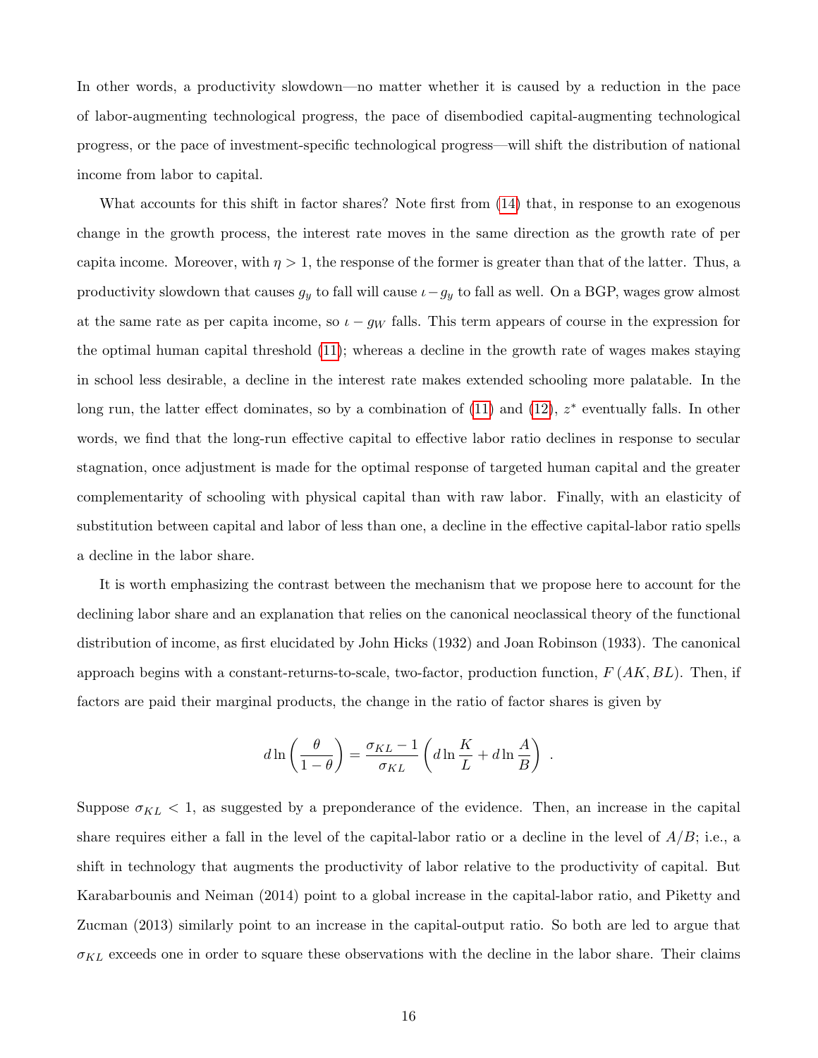In other words, a productivity slowdown—no matter whether it is caused by a reduction in the pace of labor-augmenting technological progress, the pace of disembodied capital-augmenting technological progress, or the pace of investment-specific technological progress—will shift the distribution of national income from labor to capital.

What accounts for this shift in factor shares? Note first from (14) that, in response to an exogenous change in the growth process, the interest rate moves in the same direction as the growth rate of per capita income. Moreover, with $\eta > 1$, the response of the former is greater than that of the latter. Thus, a productivity slowdown that causes $g_y$ to fall will cause $\iota - g_y$ to fall as well. On a BGP, wages grow almost at the same rate as per capita income, so $\iota - g_W$ falls. This term appears of course in the expression for the optimal human capital threshold (11); whereas a decline in the growth rate of wages makes staying in school less desirable, a decline in the interest rate makes extended schooling more palatable. In the long run, the latter effect dominates, so by a combination of (11) and (12), $z^*$ eventually falls. In other words, we find that the long-run effective capital to effective labor ratio declines in response to secular stagnation, once adjustment is made for the optimal response of targeted human capital and the greater complementarity of schooling with physical capital than with raw labor. Finally, with an elasticity of substitution between capital and labor of less than one, a decline in the effective capital-labor ratio spells a decline in the labor share.

It is worth emphasizing the contrast between the mechanism that we propose here to account for the declining labor share and an explanation that relies on the canonical neoclassical theory of the functional distribution of income, as first elucidated by John Hicks (1932) and Joan Robinson (1933). The canonical approach begins with a constant-returns-to-scale, two-factor, production function, $F(AK, BL)$. Then, if factors are paid their marginal products, the change in the ratio of factor shares is given by

$$d \ln \left( \frac{\theta}{1-\theta} \right) = \frac{\sigma_{KL} - 1}{\sigma_{KL}} \left( d \ln \frac{K}{L} + d \ln \frac{A}{B} \right) .$$

Suppose $\sigma_{KL} < 1$, as suggested by a preponderance of the evidence. Then, an increase in the capital share requires either a fall in the level of the capital-labor ratio or a decline in the level of $A/B$; i.e., a shift in technology that augments the productivity of labor relative to the productivity of capital. But Karabarbounis and Neiman (2014) point to a global increase in the capital-labor ratio, and Piketty and Zucman (2013) similarly point to an increase in the capital-output ratio. So both are led to argue that $\sigma_{KL}$ exceeds one in order to square these observations with the decline in the labor share. Their claims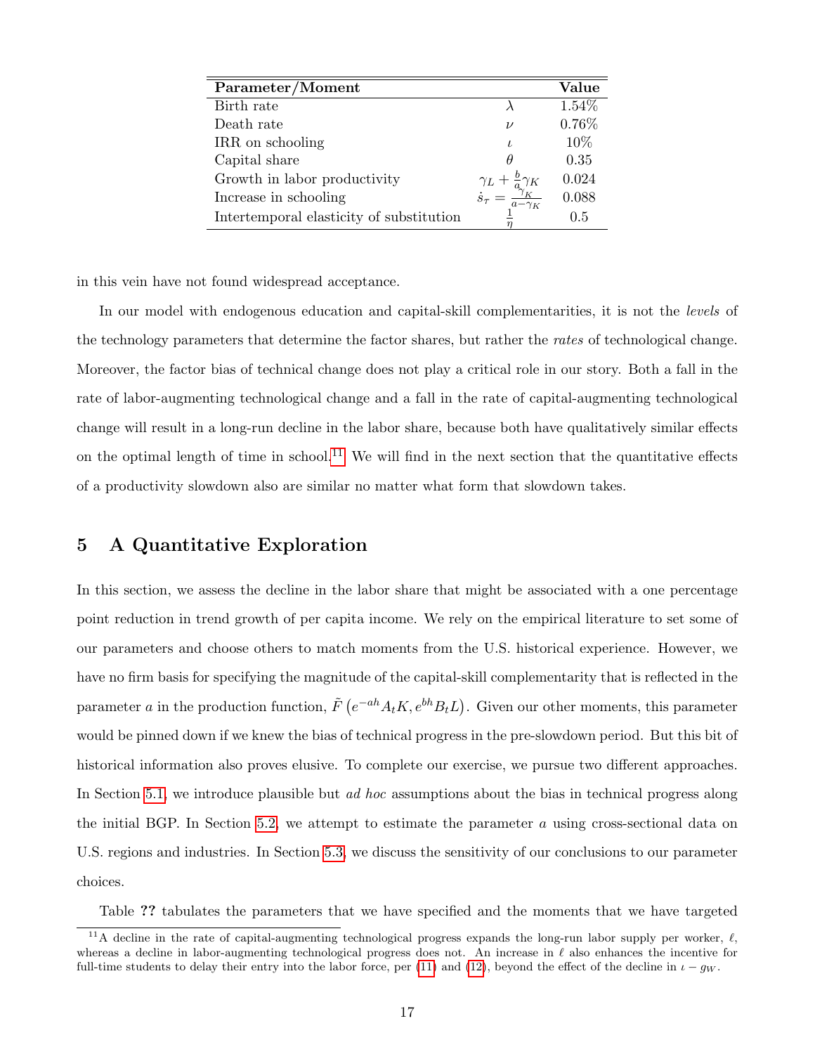| Parameter/Moment | | Value |
|---|---|---|
| Birth rate | $\lambda$ | 1.54% |
| Death rate | $\nu$ | 0.76% |
| IRR on schooling | $\iota$ | 10% |
| Capital share | $\theta$ | 0.35 |
| Growth in labor productivity | $\gamma_L + \frac{b}{a}\gamma_K$ | 0.024 |
| Increase in schooling | $\dot{s}_\tau = \frac{\gamma_K}{a-\gamma_K}$ | 0.088 |
| Intertemporal elasticity of substitution | $\frac{1}{\eta}$ | 0.5 |

in this vein have not found widespread acceptance.

In our model with endogenous education and capital-skill complementarities, it is not the *levels* of the technology parameters that determine the factor shares, but rather the *rates* of technological change. Moreover, the factor bias of technical change does not play a critical role in our story. Both a fall in the rate of labor-augmenting technological change and a fall in the rate of capital-augmenting technological change will result in a long-run decline in the labor share, because both have qualitatively similar effects on the optimal length of time in school.[11] We will find in the next section that the quantitative effects of a productivity slowdown also are similar no matter what form that slowdown takes.

## 5 A Quantitative Exploration

In this section, we assess the decline in the labor share that might be associated with a one percentage point reduction in trend growth of per capita income. We rely on the empirical literature to set some of our parameters and choose others to match moments from the U.S. historical experience. However, we have no firm basis for specifying the magnitude of the capital-skill complementarity that is reflected in the parameter $a$ in the production function, $\tilde{F}\left(e^{-ah}A_tK, e^{bh}B_tL\right)$. Given our other moments, this parameter would be pinned down if we knew the bias of technical progress in the pre-slowdown period. But this bit of historical information also proves elusive. To complete our exercise, we pursue two different approaches. In Section 5.1, we introduce plausible but *ad hoc* assumptions about the bias in technical progress along the initial BGP. In Section 5.2, we attempt to estimate the parameter $a$ using cross-sectional data on U.S. regions and industries. In Section 5.3, we discuss the sensitivity of our conclusions to our parameter choices.

Table **??** tabulates the parameters that we have specified and the moments that we have targeted

[11] A decline in the rate of capital-augmenting technological progress expands the long-run labor supply per worker, $\ell$, whereas a decline in labor-augmenting technological progress does not. An increase in $\ell$ also enhances the incentive for full-time students to delay their entry into the labor force, per (11) and (12), beyond the effect of the decline in $\iota - g_W$.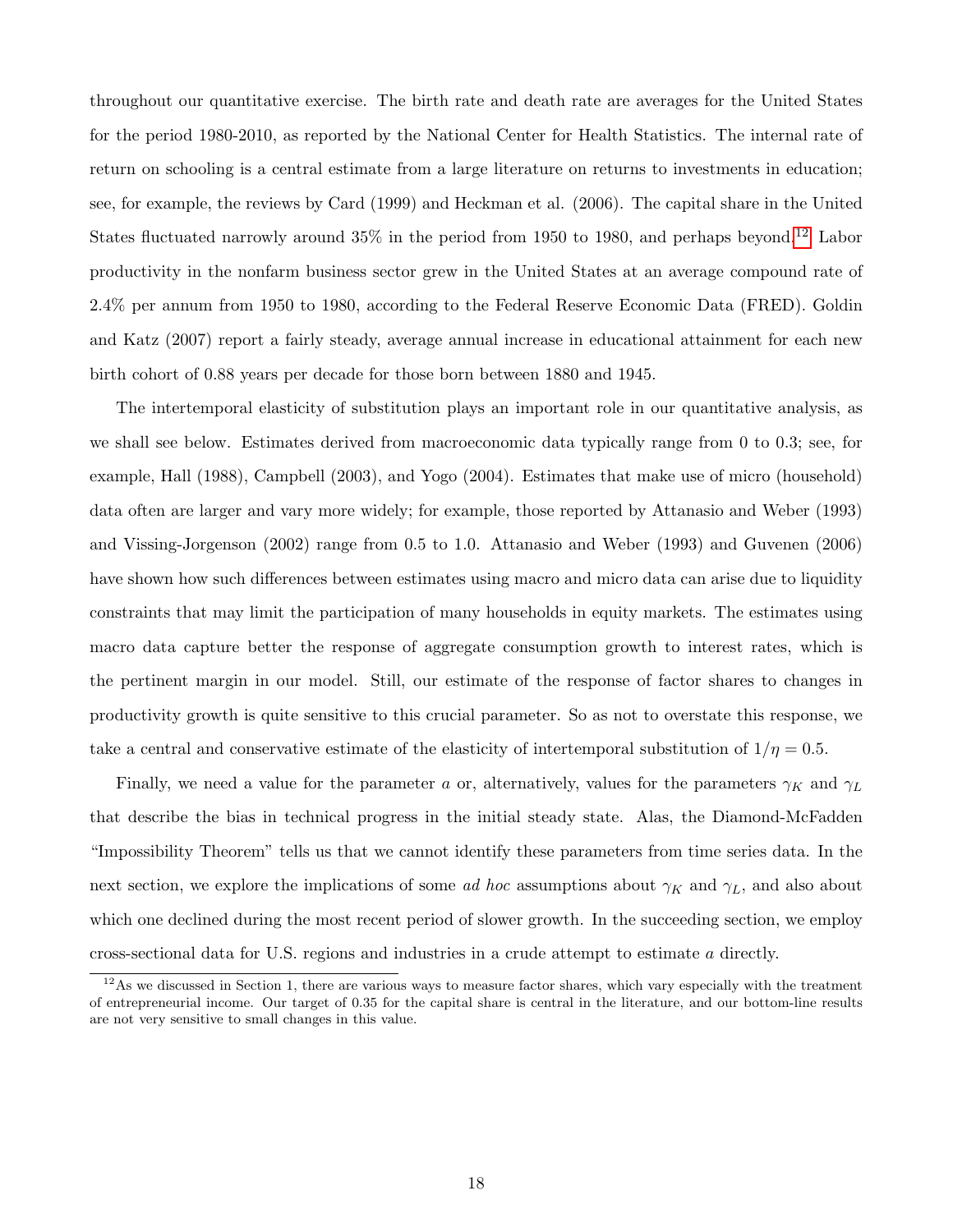throughout our quantitative exercise. The birth rate and death rate are averages for the United States for the period 1980-2010, as reported by the National Center for Health Statistics. The internal rate of return on schooling is a central estimate from a large literature on returns to investments in education; see, for example, the reviews by Card (1999) and Heckman et al. (2006). The capital share in the United States fluctuated narrowly around 35% in the period from 1950 to 1980, and perhaps beyond.[12] Labor productivity in the nonfarm business sector grew in the United States at an average compound rate of 2.4% per annum from 1950 to 1980, according to the Federal Reserve Economic Data (FRED). Goldin and Katz (2007) report a fairly steady, average annual increase in educational attainment for each new birth cohort of 0.88 years per decade for those born between 1880 and 1945.

The intertemporal elasticity of substitution plays an important role in our quantitative analysis, as we shall see below. Estimates derived from macroeconomic data typically range from 0 to 0.3; see, for example, Hall (1988), Campbell (2003), and Yogo (2004). Estimates that make use of micro (household) data often are larger and vary more widely; for example, those reported by Attanasio and Weber (1993) and Vissing-Jorgenson (2002) range from 0.5 to 1.0. Attanasio and Weber (1993) and Guvenen (2006) have shown how such differences between estimates using macro and micro data can arise due to liquidity constraints that may limit the participation of many households in equity markets. The estimates using macro data capture better the response of aggregate consumption growth to interest rates, which is the pertinent margin in our model. Still, our estimate of the response of factor shares to changes in productivity growth is quite sensitive to this crucial parameter. So as not to overstate this response, we take a central and conservative estimate of the elasticity of intertemporal substitution of $1/\eta = 0.5$.

Finally, we need a value for the parameter $a$ or, alternatively, values for the parameters $\gamma_K$ and $\gamma_L$ that describe the bias in technical progress in the initial steady state. Alas, the Diamond-McFadden "Impossibility Theorem" tells us that we cannot identify these parameters from time series data. In the next section, we explore the implications of some *ad hoc* assumptions about $\gamma_K$ and $\gamma_L$, and also about which one declined during the most recent period of slower growth. In the succeeding section, we employ cross-sectional data for U.S. regions and industries in a crude attempt to estimate $a$ directly.

[12] As we discussed in Section 1, there are various ways to measure factor shares, which vary especially with the treatment of entrepreneurial income. Our target of 0.35 for the capital share is central in the literature, and our bottom-line results are not very sensitive to small changes in this value.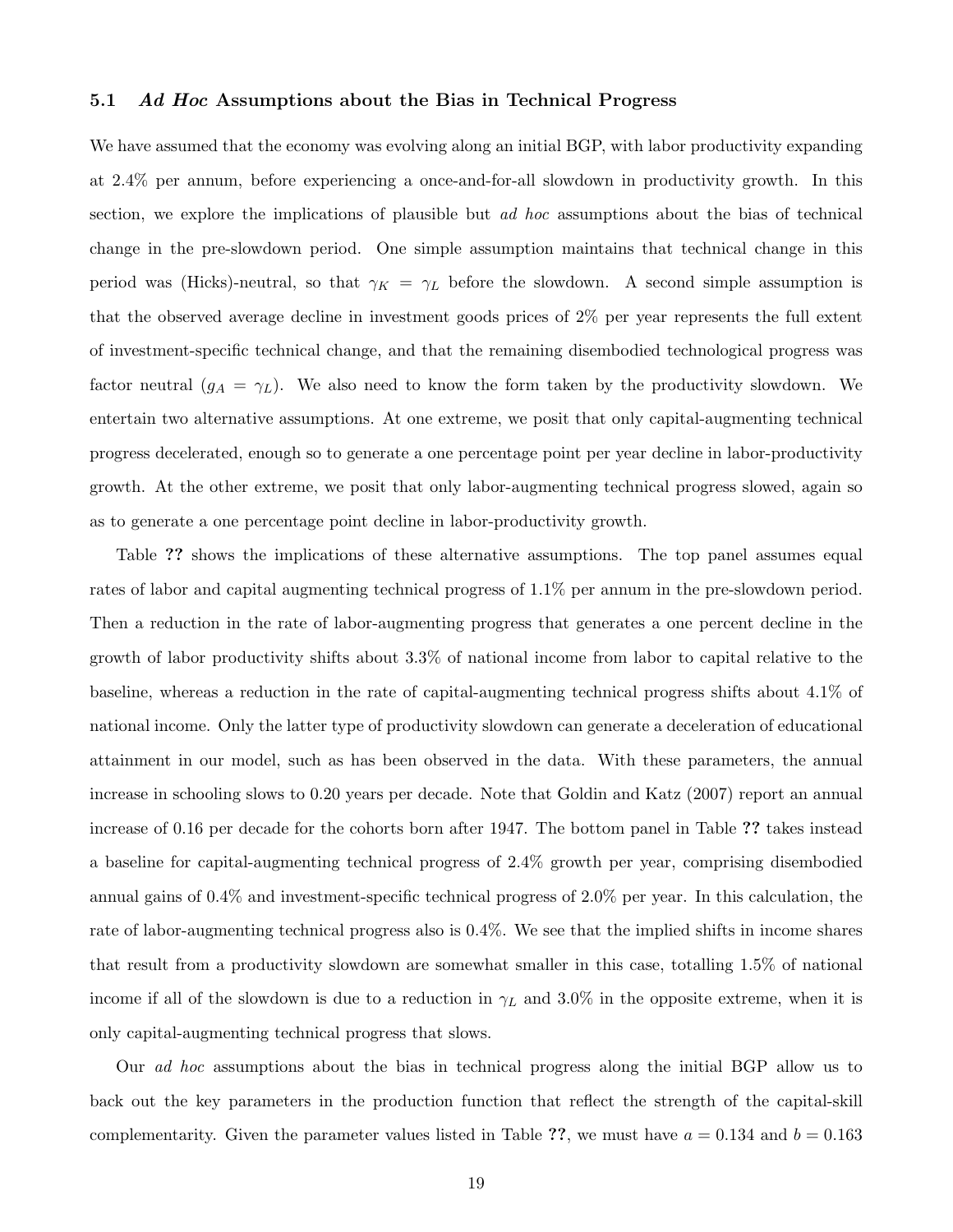### 5.1 *Ad Hoc* Assumptions about the Bias in Technical Progress

We have assumed that the economy was evolving along an initial BGP, with labor productivity expanding at 2.4% per annum, before experiencing a once-and-for-all slowdown in productivity growth. In this section, we explore the implications of plausible but *ad hoc* assumptions about the bias of technical change in the pre-slowdown period. One simple assumption maintains that technical change in this period was (Hicks)-neutral, so that $\gamma_K = \gamma_L$ before the slowdown. A second simple assumption is that the observed average decline in investment goods prices of 2% per year represents the full extent of investment-specific technical change, and that the remaining disembodied technological progress was factor neutral ($g_A = \gamma_L$). We also need to know the form taken by the productivity slowdown. We entertain two alternative assumptions. At one extreme, we posit that only capital-augmenting technical progress decelerated, enough so to generate a one percentage point per year decline in labor-productivity growth. At the other extreme, we posit that only labor-augmenting technical progress slowed, again so as to generate a one percentage point decline in labor-productivity growth.

Table **??** shows the implications of these alternative assumptions. The top panel assumes equal rates of labor and capital augmenting technical progress of 1.1% per annum in the pre-slowdown period. Then a reduction in the rate of labor-augmenting progress that generates a one percent decline in the growth of labor productivity shifts about 3.3% of national income from labor to capital relative to the baseline, whereas a reduction in the rate of capital-augmenting technical progress shifts about 4.1% of national income. Only the latter type of productivity slowdown can generate a deceleration of educational attainment in our model, such as has been observed in the data. With these parameters, the annual increase in schooling slows to 0.20 years per decade. Note that Goldin and Katz (2007) report an annual increase of 0.16 per decade for the cohorts born after 1947. The bottom panel in Table **??** takes instead a baseline for capital-augmenting technical progress of 2.4% growth per year, comprising disembodied annual gains of 0.4% and investment-specific technical progress of 2.0% per year. In this calculation, the rate of labor-augmenting technical progress also is 0.4%. We see that the implied shifts in income shares that result from a productivity slowdown are somewhat smaller in this case, totalling 1.5% of national income if all of the slowdown is due to a reduction in $\gamma_L$ and 3.0% in the opposite extreme, when it is only capital-augmenting technical progress that slows.

Our *ad hoc* assumptions about the bias in technical progress along the initial BGP allow us to back out the key parameters in the production function that reflect the strength of the capital-skill complementarity. Given the parameter values listed in Table **??**, we must have $a = 0.134$ and $b = 0.163$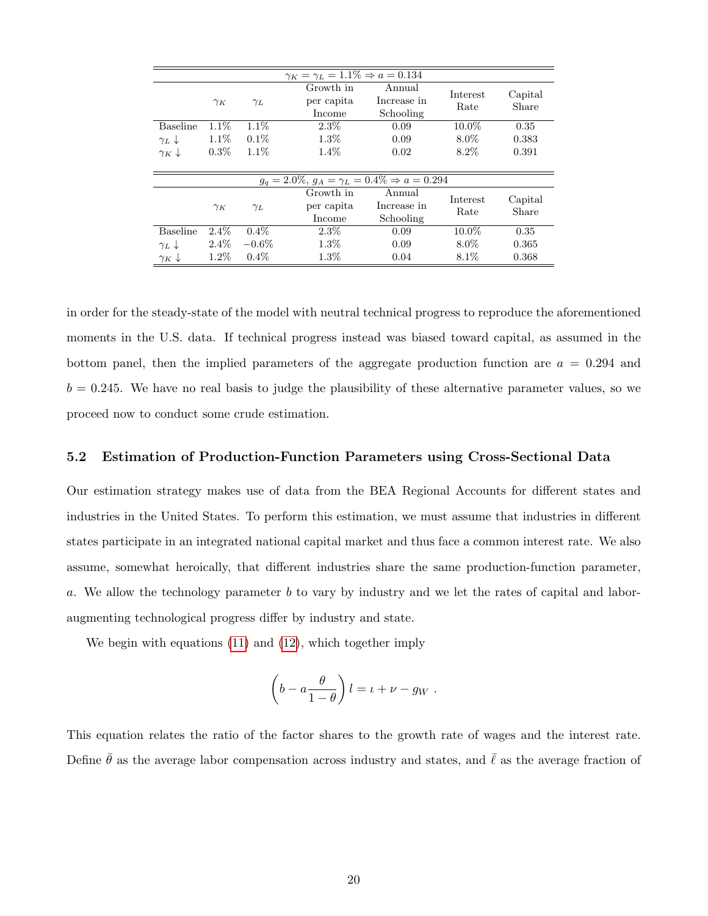| $\gamma_K = \gamma_L = 1.1\% \Rightarrow a = 0.134$ | | | | | | |
|---|---|---|---|---|---|---|
| | $\gamma_K$ | $\gamma_L$ | Growth in per capita Income | Annual Increase in Schooling | Interest Rate | Capital Share |
| Baseline | 1.1% | 1.1% | 2.3% | 0.09 | 10.0% | 0.35 |
| $\gamma_L \downarrow$ | 1.1% | 0.1% | 1.3% | 0.09 | 8.0% | 0.383 |
| $\gamma_K \downarrow$ | 0.3% | 1.1% | 1.4% | 0.02 | 8.2% | 0.391 |

| $g_q = 2.0\%$, $g_A = \gamma_L = 0.4\% \Rightarrow a = 0.294$ | | | | | | |
|---|---|---|---|---|---|---|
| | $\gamma_K$ | $\gamma_L$ | Growth in per capita Income | Annual Increase in Schooling | Interest Rate | Capital Share |
| Baseline | 2.4% | 0.4% | 2.3% | 0.09 | 10.0% | 0.35 |
| $\gamma_L \downarrow$ | 2.4% | $-0.6\%$ | 1.3% | 0.09 | 8.0% | 0.365 |
| $\gamma_K \downarrow$ | 1.2% | 0.4% | 1.3% | 0.04 | 8.1% | 0.368 |

in order for the steady-state of the model with neutral technical progress to reproduce the aforementioned moments in the U.S. data. If technical progress instead was biased toward capital, as assumed in the bottom panel, then the implied parameters of the aggregate production function are $a = 0.294$ and $b = 0.245$. We have no real basis to judge the plausibility of these alternative parameter values, so we proceed now to conduct some crude estimation.

## 5.2 Estimation of Production-Function Parameters using Cross-Sectional Data

Our estimation strategy makes use of data from the BEA Regional Accounts for different states and industries in the United States. To perform this estimation, we must assume that industries in different states participate in an integrated national capital market and thus face a common interest rate. We also assume, somewhat heroically, that different industries share the same production-function parameter, $a$. We allow the technology parameter $b$ to vary by industry and we let the rates of capital and labor-augmenting technological progress differ by industry and state.

We begin with equations (11) and (12), which together imply

$$\left(b - a\frac{\theta}{1-\theta}\right) l = \iota + \nu - g_W \ .$$

This equation relates the ratio of the factor shares to the growth rate of wages and the interest rate. Define $\bar{\theta}$ as the average labor compensation across industry and states, and $\bar{\ell}$ as the average fraction of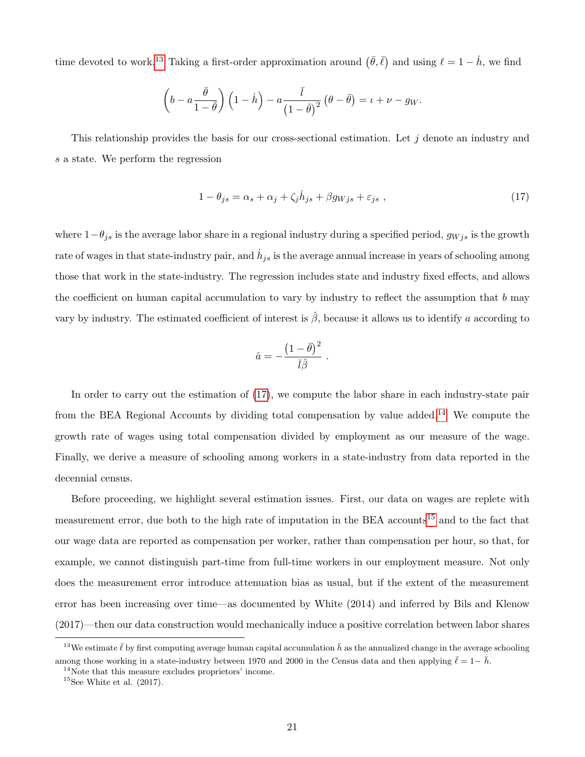time devoted to work.[13] Taking a first-order approximation around $\left(\bar{\theta}, \bar{\ell}\right)$ and using $\ell = 1 - \dot{h}$, we find

$$\left(b - a\frac{\bar{\theta}}{1-\bar{\theta}}\right)\left(1-\dot{h}\right) - a\frac{\bar{l}}{\left(1-\bar{\theta}\right)^2}\left(\theta - \bar{\theta}\right) = \iota + \nu - g_W.$$

This relationship provides the basis for our cross-sectional estimation. Let $j$ denote an industry and $s$ a state. We perform the regression

$$1 - \theta_{js} = \alpha_s + \alpha_j + \zeta_j \dot{h}_{js} + \beta g_{Wjs} + \varepsilon_{js}\ , \tag{17}$$

where $1-\theta_{js}$ is the average labor share in a regional industry during a specified period, $g_{Wjs}$ is the growth rate of wages in that state-industry pair, and $\dot{h}_{js}$ is the average annual increase in years of schooling among those that work in the state-industry. The regression includes state and industry fixed effects, and allows the coefficient on human capital accumulation to vary by industry to reflect the assumption that $b$ may vary by industry. The estimated coefficient of interest is $\hat{\beta}$, because it allows us to identify $a$ according to

$$\hat{a} = -\frac{\left(1-\bar{\theta}\right)^2}{\bar{l}\hat{\beta}}\ .$$

In order to carry out the estimation of (17), we compute the labor share in each industry-state pair from the BEA Regional Accounts by dividing total compensation by value added.[14] We compute the growth rate of wages using total compensation divided by employment as our measure of the wage. Finally, we derive a measure of schooling among workers in a state-industry from data reported in the decennial census.

Before proceeding, we highlight several estimation issues. First, our data on wages are replete with measurement error, due both to the high rate of imputation in the BEA accounts[15] and to the fact that our wage data are reported as compensation per worker, rather than compensation per hour, so that, for example, we cannot distinguish part-time from full-time workers in our employment measure. Not only does the measurement error introduce attenuation bias as usual, but if the extent of the measurement error has been increasing over time—as documented by White (2014) and inferred by Bils and Klenow (2017)—then our data construction would mechanically induce a positive correlation between labor shares

---

[13] We estimate $\bar{\ell}$ by first computing average human capital accumulation $\dot{\bar{h}}$ as the annualized change in the average schooling among those working in a state-industry between 1970 and 2000 in the Census data and then applying $\bar{\ell} = 1 - \dot{\bar{h}}$.

[14] Note that this measure excludes proprietors' income.

[15] See White et al. (2017).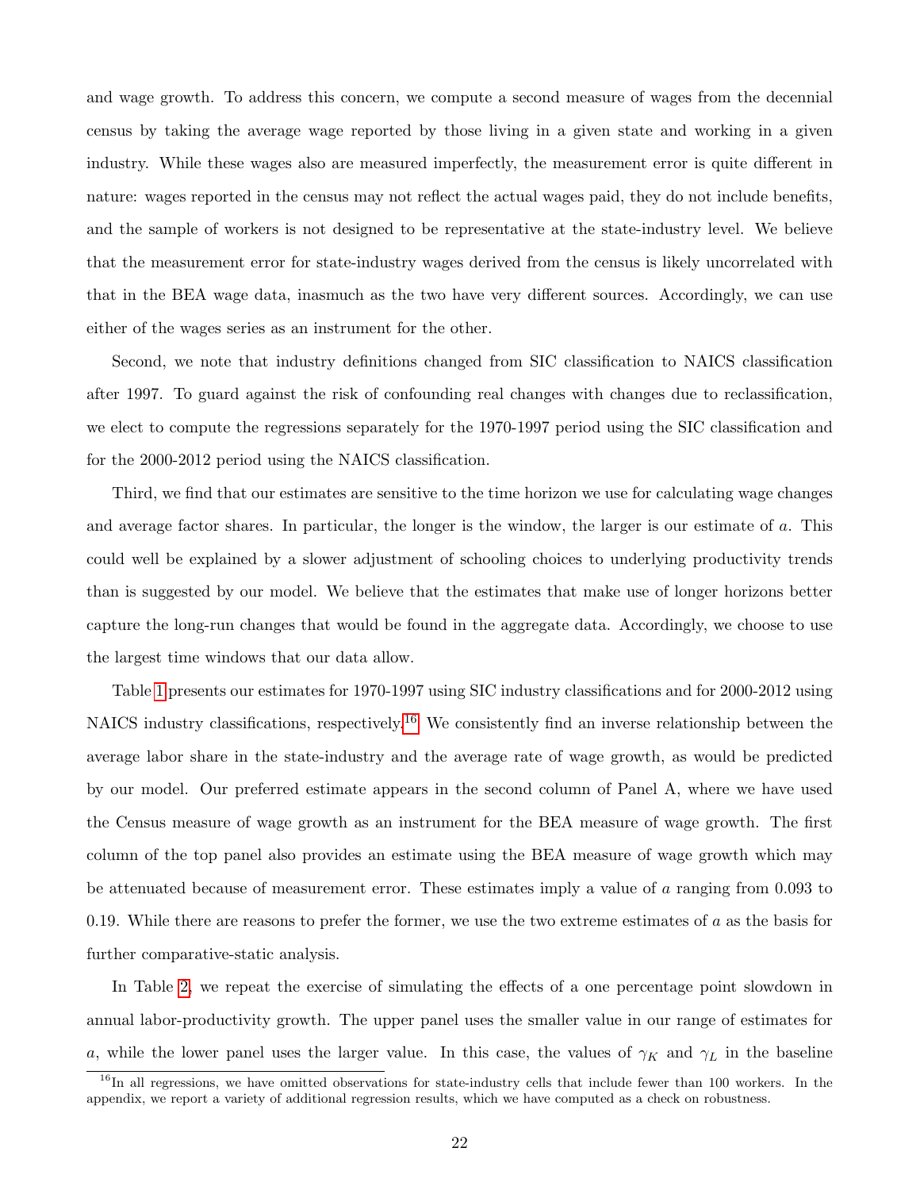and wage growth. To address this concern, we compute a second measure of wages from the decennial census by taking the average wage reported by those living in a given state and working in a given industry. While these wages also are measured imperfectly, the measurement error is quite different in nature: wages reported in the census may not reflect the actual wages paid, they do not include benefits, and the sample of workers is not designed to be representative at the state-industry level. We believe that the measurement error for state-industry wages derived from the census is likely uncorrelated with that in the BEA wage data, inasmuch as the two have very different sources. Accordingly, we can use either of the wages series as an instrument for the other.

Second, we note that industry definitions changed from SIC classification to NAICS classification after 1997. To guard against the risk of confounding real changes with changes due to reclassification, we elect to compute the regressions separately for the 1970-1997 period using the SIC classification and for the 2000-2012 period using the NAICS classification.

Third, we find that our estimates are sensitive to the time horizon we use for calculating wage changes and average factor shares. In particular, the longer is the window, the larger is our estimate of $a$. This could well be explained by a slower adjustment of schooling choices to underlying productivity trends than is suggested by our model. We believe that the estimates that make use of longer horizons better capture the long-run changes that would be found in the aggregate data. Accordingly, we choose to use the largest time windows that our data allow.

Table 1 presents our estimates for 1970-1997 using SIC industry classifications and for 2000-2012 using NAICS industry classifications, respectively.[16] We consistently find an inverse relationship between the average labor share in the state-industry and the average rate of wage growth, as would be predicted by our model. Our preferred estimate appears in the second column of Panel A, where we have used the Census measure of wage growth as an instrument for the BEA measure of wage growth. The first column of the top panel also provides an estimate using the BEA measure of wage growth which may be attenuated because of measurement error. These estimates imply a value of $a$ ranging from 0.093 to 0.19. While there are reasons to prefer the former, we use the two extreme estimates of $a$ as the basis for further comparative-static analysis.

In Table 2, we repeat the exercise of simulating the effects of a one percentage point slowdown in annual labor-productivity growth. The upper panel uses the smaller value in our range of estimates for $a$, while the lower panel uses the larger value. In this case, the values of $\gamma_K$ and $\gamma_L$ in the baseline

[16] In all regressions, we have omitted observations for state-industry cells that include fewer than 100 workers. In the appendix, we report a variety of additional regression results, which we have computed as a check on robustness.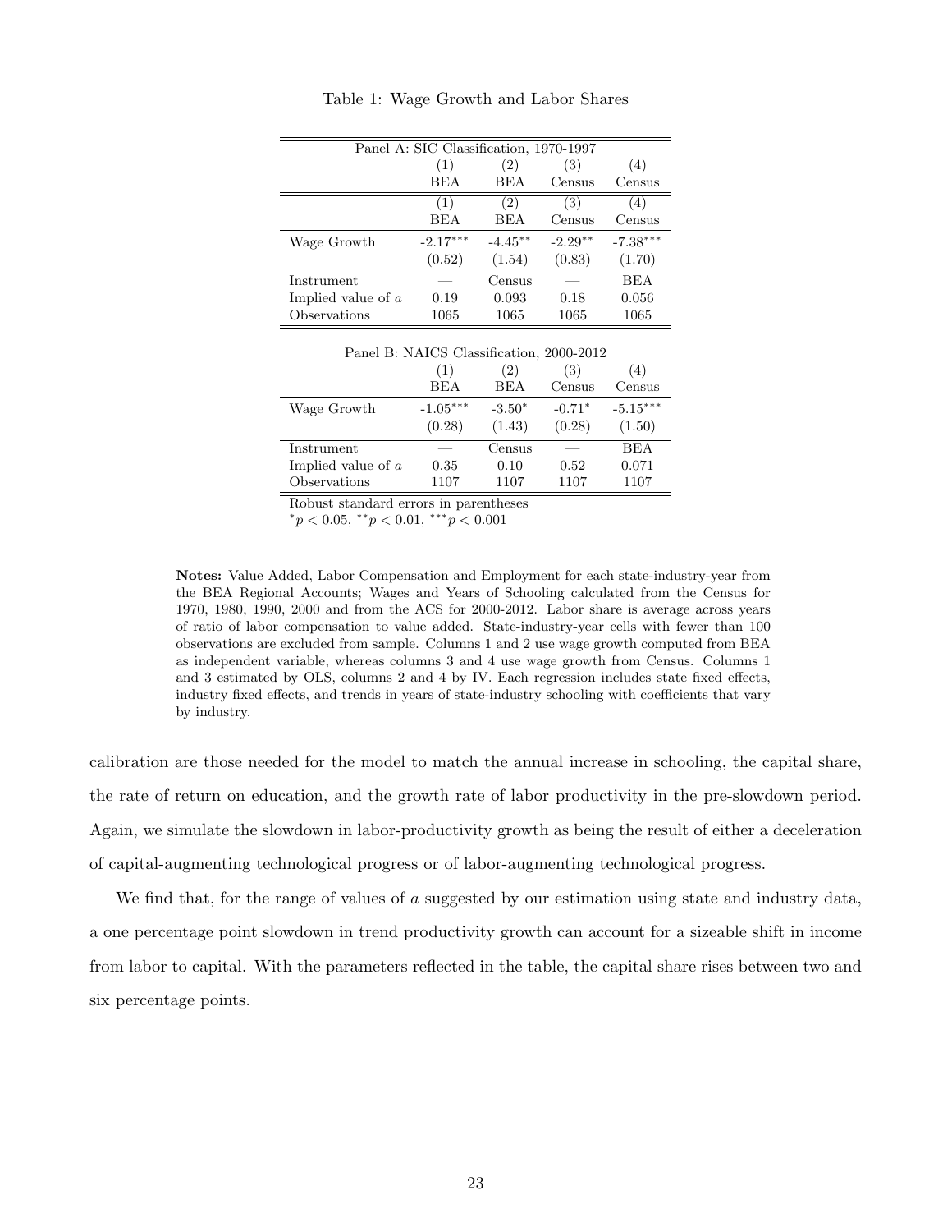Table 1: Wage Growth and Labor Shares

| Panel A: SIC Classification, 1970-1997 | | | | |
|---|---|---|---|---|
| | (1) | (2) | (3) | (4) |
| | BEA | BEA | Census | Census |
| | (1) | (2) | (3) | (4) |
| | BEA | BEA | Census | Census |
| Wage Growth | -2.17$^{***}$ | -4.45$^{**}$ | -2.29$^{**}$ | -7.38$^{***}$ |
| | (0.52) | (1.54) | (0.83) | (1.70) |
| Instrument | — | Census | — | BEA |
| Implied value of $a$ | 0.19 | 0.093 | 0.18 | 0.056 |
| Observations | 1065 | 1065 | 1065 | 1065 |

| Panel B: NAICS Classification, 2000-2012 | | | | |
|---|---|---|---|---|
| | (1) | (2) | (3) | (4) |
| | BEA | BEA | Census | Census |
| Wage Growth | -1.05$^{***}$ | -3.50$^{*}$ | -0.71$^{*}$ | -5.15$^{***}$ |
| | (0.28) | (1.43) | (0.28) | (1.50) |
| Instrument | — | Census | — | BEA |
| Implied value of $a$ | 0.35 | 0.10 | 0.52 | 0.071 |
| Observations | 1107 | 1107 | 1107 | 1107 |

Robust standard errors in parentheses
$^{*}p < 0.05$, $^{**}p < 0.01$, $^{***}p < 0.001$

**Notes:** Value Added, Labor Compensation and Employment for each state-industry-year from the BEA Regional Accounts; Wages and Years of Schooling calculated from the Census for 1970, 1980, 1990, 2000 and from the ACS for 2000-2012. Labor share is average across years of ratio of labor compensation to value added. State-industry-year cells with fewer than 100 observations are excluded from sample. Columns 1 and 2 use wage growth computed from BEA as independent variable, whereas columns 3 and 4 use wage growth from Census. Columns 1 and 3 estimated by OLS, columns 2 and 4 by IV. Each regression includes state fixed effects, industry fixed effects, and trends in years of state-industry schooling with coefficients that vary by industry.

calibration are those needed for the model to match the annual increase in schooling, the capital share, the rate of return on education, and the growth rate of labor productivity in the pre-slowdown period. Again, we simulate the slowdown in labor-productivity growth as being the result of either a deceleration of capital-augmenting technological progress or of labor-augmenting technological progress.

We find that, for the range of values of $a$ suggested by our estimation using state and industry data, a one percentage point slowdown in trend productivity growth can account for a sizeable shift in income from labor to capital. With the parameters reflected in the table, the capital share rises between two and six percentage points.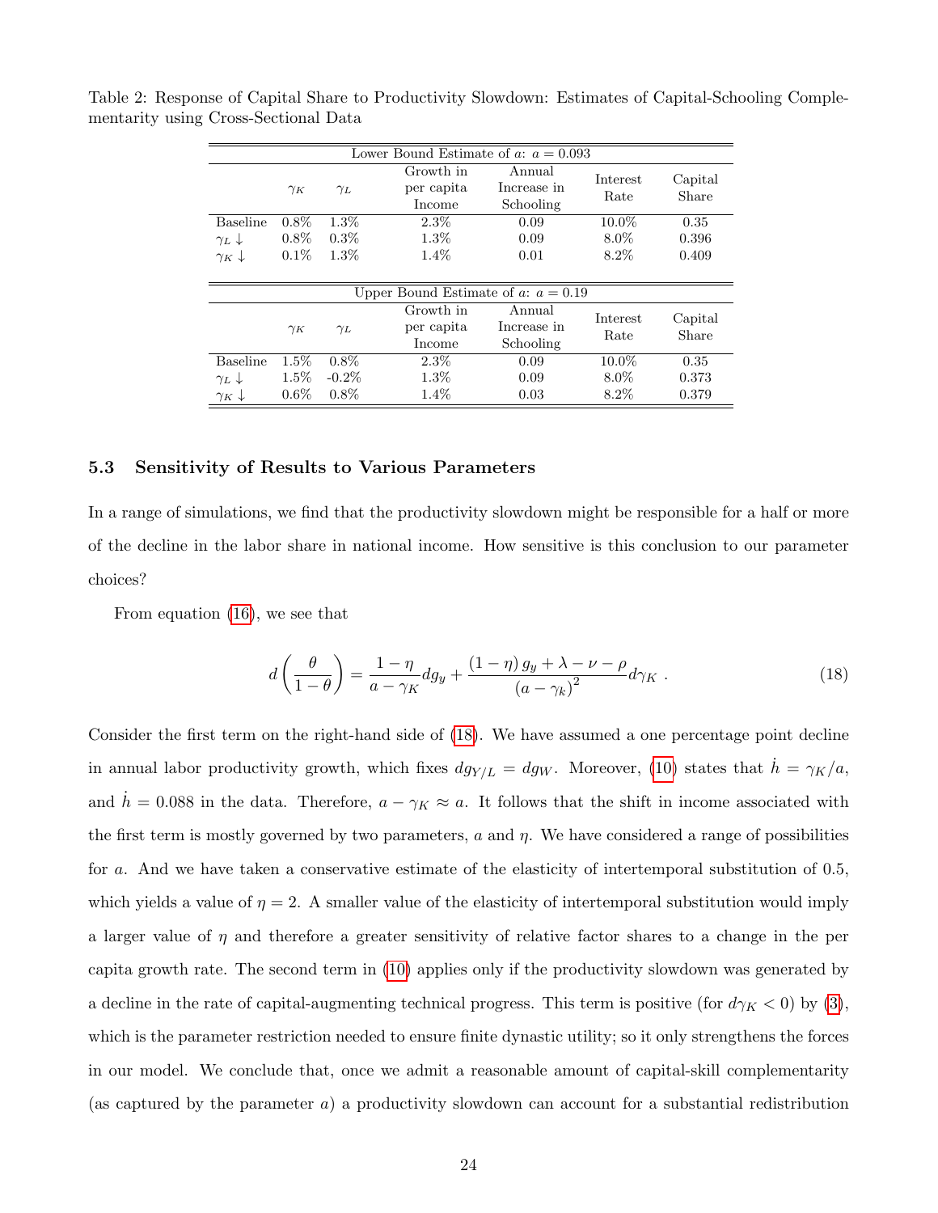Table 2: Response of Capital Share to Productivity Slowdown: Estimates of Capital-Schooling Complementarity using Cross-Sectional Data

| Lower Bound Estimate of $a$: $a = 0.093$ | | | | | | |
|---|---|---|---|---|---|---|
| | $\gamma_K$ | $\gamma_L$ | Growth in per capita Income | Annual Increase in Schooling | Interest Rate | Capital Share |
| Baseline | 0.8% | 1.3% | 2.3% | 0.09 | 10.0% | 0.35 |
| $\gamma_L \downarrow$ | 0.8% | 0.3% | 1.3% | 0.09 | 8.0% | 0.396 |
| $\gamma_K \downarrow$ | 0.1% | 1.3% | 1.4% | 0.01 | 8.2% | 0.409 |

| Upper Bound Estimate of $a$: $a = 0.19$ | | | | | | |
|---|---|---|---|---|---|---|
| | $\gamma_K$ | $\gamma_L$ | Growth in per capita Income | Annual Increase in Schooling | Interest Rate | Capital Share |
| Baseline | 1.5% | 0.8% | 2.3% | 0.09 | 10.0% | 0.35 |
| $\gamma_L \downarrow$ | 1.5% | -0.2% | 1.3% | 0.09 | 8.0% | 0.373 |
| $\gamma_K \downarrow$ | 0.6% | 0.8% | 1.4% | 0.03 | 8.2% | 0.379 |

### 5.3 Sensitivity of Results to Various Parameters

In a range of simulations, we find that the productivity slowdown might be responsible for a half or more of the decline in the labor share in national income. How sensitive is this conclusion to our parameter choices?

From equation (16), we see that

$$d\left(\frac{\theta}{1-\theta}\right) = \frac{1-\eta}{a-\gamma_K}dg_y + \frac{(1-\eta)\,g_y + \lambda - \nu - \rho}{(a-\gamma_k)^2}d\gamma_K \ . \tag{18}$$

Consider the first term on the right-hand side of (18). We have assumed a one percentage point decline in annual labor productivity growth, which fixes $dg_{Y/L} = dg_W$. Moreover, (10) states that $\dot{h} = \gamma_K/a$, and $\dot{h} = 0.088$ in the data. Therefore, $a - \gamma_K \approx a$. It follows that the shift in income associated with the first term is mostly governed by two parameters, $a$ and $\eta$. We have considered a range of possibilities for $a$. And we have taken a conservative estimate of the elasticity of intertemporal substitution of 0.5, which yields a value of $\eta = 2$. A smaller value of the elasticity of intertemporal substitution would imply a larger value of $\eta$ and therefore a greater sensitivity of relative factor shares to a change in the per capita growth rate. The second term in (10) applies only if the productivity slowdown was generated by a decline in the rate of capital-augmenting technical progress. This term is positive (for $d\gamma_K < 0$) by (3), which is the parameter restriction needed to ensure finite dynastic utility; so it only strengthens the forces in our model. We conclude that, once we admit a reasonable amount of capital-skill complementarity (as captured by the parameter $a$) a productivity slowdown can account for a substantial redistribution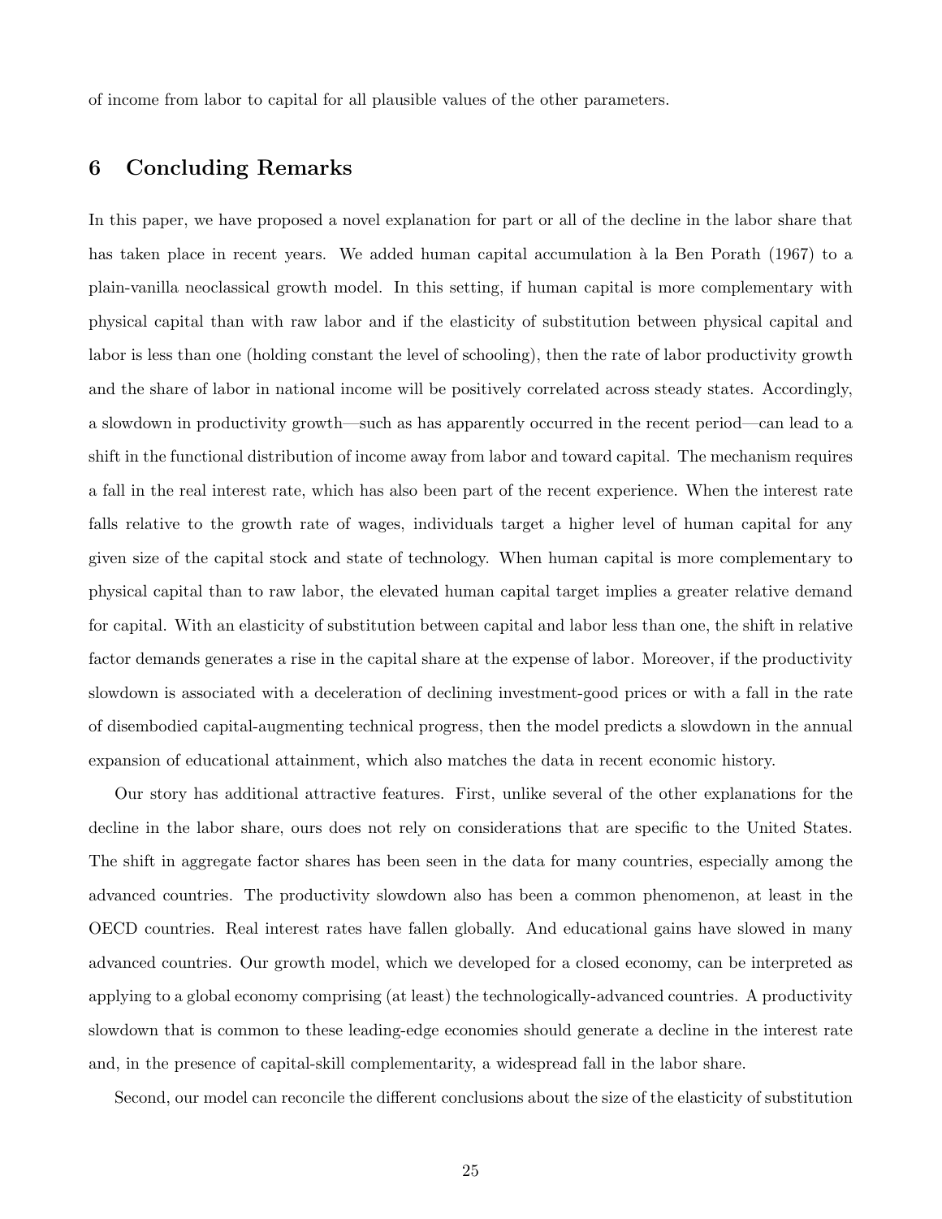of income from labor to capital for all plausible values of the other parameters.

## 6 Concluding Remarks

In this paper, we have proposed a novel explanation for part or all of the decline in the labor share that has taken place in recent years. We added human capital accumulation à la Ben Porath (1967) to a plain-vanilla neoclassical growth model. In this setting, if human capital is more complementary with physical capital than with raw labor and if the elasticity of substitution between physical capital and labor is less than one (holding constant the level of schooling), then the rate of labor productivity growth and the share of labor in national income will be positively correlated across steady states. Accordingly, a slowdown in productivity growth—such as has apparently occurred in the recent period—can lead to a shift in the functional distribution of income away from labor and toward capital. The mechanism requires a fall in the real interest rate, which has also been part of the recent experience. When the interest rate falls relative to the growth rate of wages, individuals target a higher level of human capital for any given size of the capital stock and state of technology. When human capital is more complementary to physical capital than to raw labor, the elevated human capital target implies a greater relative demand for capital. With an elasticity of substitution between capital and labor less than one, the shift in relative factor demands generates a rise in the capital share at the expense of labor. Moreover, if the productivity slowdown is associated with a deceleration of declining investment-good prices or with a fall in the rate of disembodied capital-augmenting technical progress, then the model predicts a slowdown in the annual expansion of educational attainment, which also matches the data in recent economic history.

Our story has additional attractive features. First, unlike several of the other explanations for the decline in the labor share, ours does not rely on considerations that are specific to the United States. The shift in aggregate factor shares has been seen in the data for many countries, especially among the advanced countries. The productivity slowdown also has been a common phenomenon, at least in the OECD countries. Real interest rates have fallen globally. And educational gains have slowed in many advanced countries. Our growth model, which we developed for a closed economy, can be interpreted as applying to a global economy comprising (at least) the technologically-advanced countries. A productivity slowdown that is common to these leading-edge economies should generate a decline in the interest rate and, in the presence of capital-skill complementarity, a widespread fall in the labor share.

Second, our model can reconcile the different conclusions about the size of the elasticity of substitution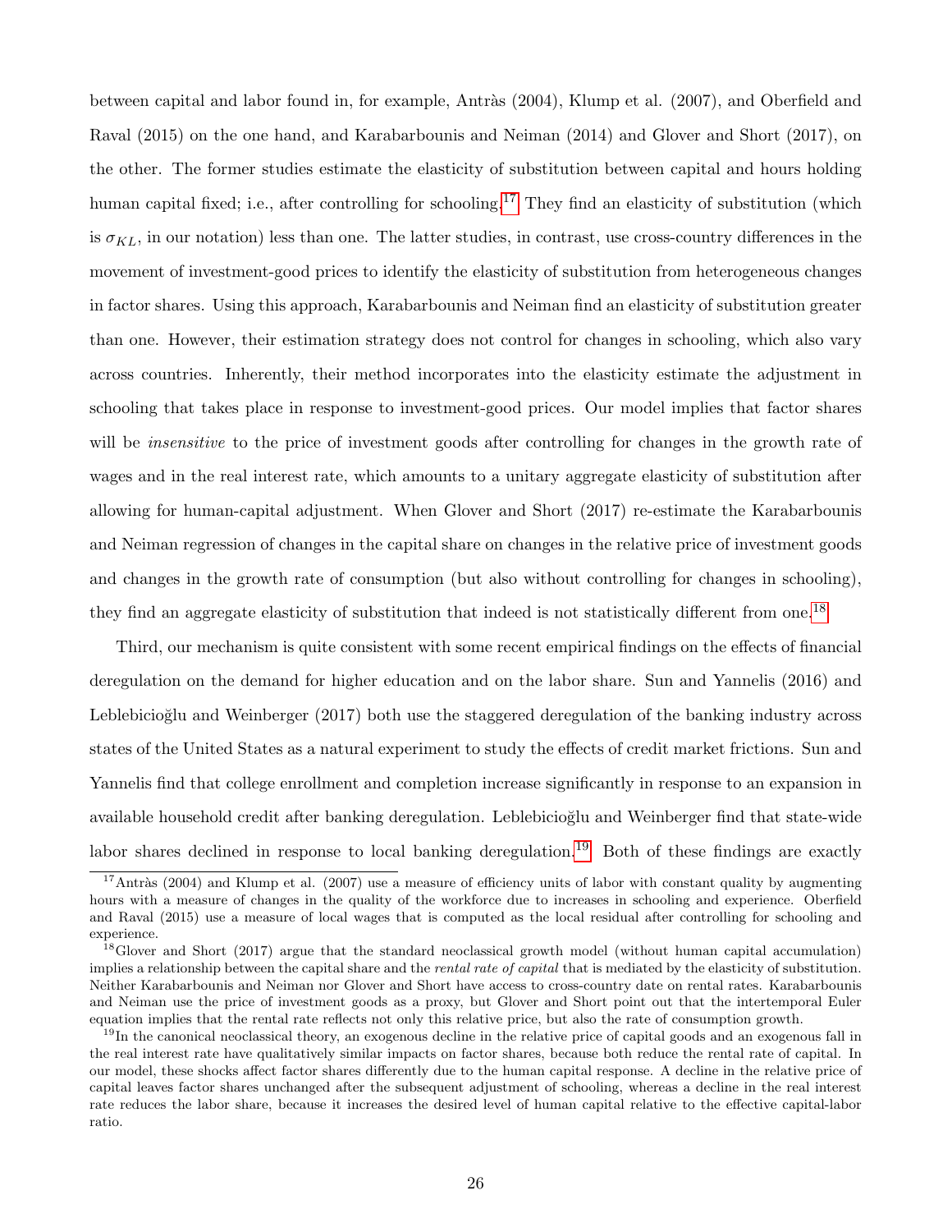between capital and labor found in, for example, Antràs (2004), Klump et al. (2007), and Oberfield and Raval (2015) on the one hand, and Karabarbounis and Neiman (2014) and Glover and Short (2017), on the other. The former studies estimate the elasticity of substitution between capital and hours holding human capital fixed; i.e., after controlling for schooling.[17] They find an elasticity of substitution (which is $\sigma_{KL}$, in our notation) less than one. The latter studies, in contrast, use cross-country differences in the movement of investment-good prices to identify the elasticity of substitution from heterogeneous changes in factor shares. Using this approach, Karabarbounis and Neiman find an elasticity of substitution greater than one. However, their estimation strategy does not control for changes in schooling, which also vary across countries. Inherently, their method incorporates into the elasticity estimate the adjustment in schooling that takes place in response to investment-good prices. Our model implies that factor shares will be *insensitive* to the price of investment goods after controlling for changes in the growth rate of wages and in the real interest rate, which amounts to a unitary aggregate elasticity of substitution after allowing for human-capital adjustment. When Glover and Short (2017) re-estimate the Karabarbounis and Neiman regression of changes in the capital share on changes in the relative price of investment goods and changes in the growth rate of consumption (but also without controlling for changes in schooling), they find an aggregate elasticity of substitution that indeed is not statistically different from one.[18]

Third, our mechanism is quite consistent with some recent empirical findings on the effects of financial deregulation on the demand for higher education and on the labor share. Sun and Yannelis (2016) and Leblebicioğlu and Weinberger (2017) both use the staggered deregulation of the banking industry across states of the United States as a natural experiment to study the effects of credit market frictions. Sun and Yannelis find that college enrollment and completion increase significantly in response to an expansion in available household credit after banking deregulation. Leblebicioğlu and Weinberger find that state-wide labor shares declined in response to local banking deregulation.[19] Both of these findings are exactly

[17] Antràs (2004) and Klump et al. (2007) use a measure of efficiency units of labor with constant quality by augmenting hours with a measure of changes in the quality of the workforce due to increases in schooling and experience. Oberfield and Raval (2015) use a measure of local wages that is computed as the local residual after controlling for schooling and experience.

[18] Glover and Short (2017) argue that the standard neoclassical growth model (without human capital accumulation) implies a relationship between the capital share and the *rental rate of capital* that is mediated by the elasticity of substitution. Neither Karabarbounis and Neiman nor Glover and Short have access to cross-country date on rental rates. Karabarbounis and Neiman use the price of investment goods as a proxy, but Glover and Short point out that the intertemporal Euler equation implies that the rental rate reflects not only this relative price, but also the rate of consumption growth.

[19] In the canonical neoclassical theory, an exogenous decline in the relative price of capital goods and an exogenous fall in the real interest rate have qualitatively similar impacts on factor shares, because both reduce the rental rate of capital. In our model, these shocks affect factor shares differently due to the human capital response. A decline in the relative price of capital leaves factor shares unchanged after the subsequent adjustment of schooling, whereas a decline in the real interest rate reduces the labor share, because it increases the desired level of human capital relative to the effective capital-labor ratio.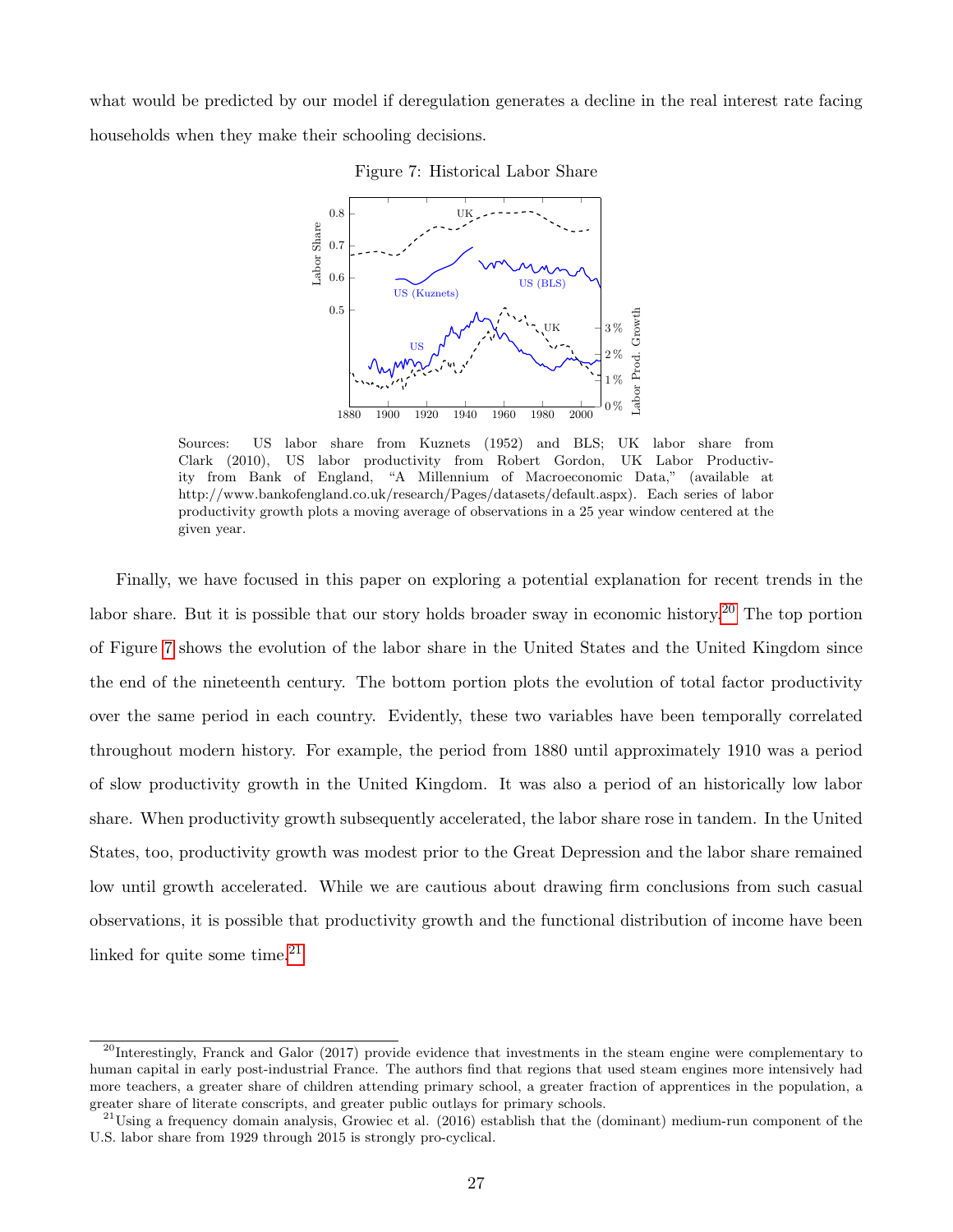what would be predicted by our model if deregulation generates a decline in the real interest rate facing households when they make their schooling decisions.

Figure 7: Historical Labor Share

Sources: US labor share from Kuznets (1952) and BLS; UK labor share from Clark (2010), US labor productivity from Robert Gordon, UK Labor Productivity from Bank of England, "A Millennium of Macroeconomic Data," (available at http://www.bankofengland.co.uk/research/Pages/datasets/default.aspx). Each series of labor productivity growth plots a moving average of observations in a 25 year window centered at the given year.

Finally, we have focused in this paper on exploring a potential explanation for recent trends in the labor share. But it is possible that our story holds broader sway in economic history.[20] The top portion of Figure 7 shows the evolution of the labor share in the United States and the United Kingdom since the end of the nineteenth century. The bottom portion plots the evolution of total factor productivity over the same period in each country. Evidently, these two variables have been temporally correlated throughout modern history. For example, the period from 1880 until approximately 1910 was a period of slow productivity growth in the United Kingdom. It was also a period of an historically low labor share. When productivity growth subsequently accelerated, the labor share rose in tandem. In the United States, too, productivity growth was modest prior to the Great Depression and the labor share remained low until growth accelerated. While we are cautious about drawing firm conclusions from such casual observations, it is possible that productivity growth and the functional distribution of income have been linked for quite some time.[21]

[20] Interestingly, Franck and Galor (2017) provide evidence that investments in the steam engine were complementary to human capital in early post-industrial France. The authors find that regions that used steam engines more intensively had more teachers, a greater share of children attending primary school, a greater fraction of apprentices in the population, a greater share of literate conscripts, and greater public outlays for primary schools.

[21] Using a frequency domain analysis, Growiec et al. (2016) establish that the (dominant) medium-run component of the U.S. labor share from 1929 through 2015 is strongly pro-cyclical.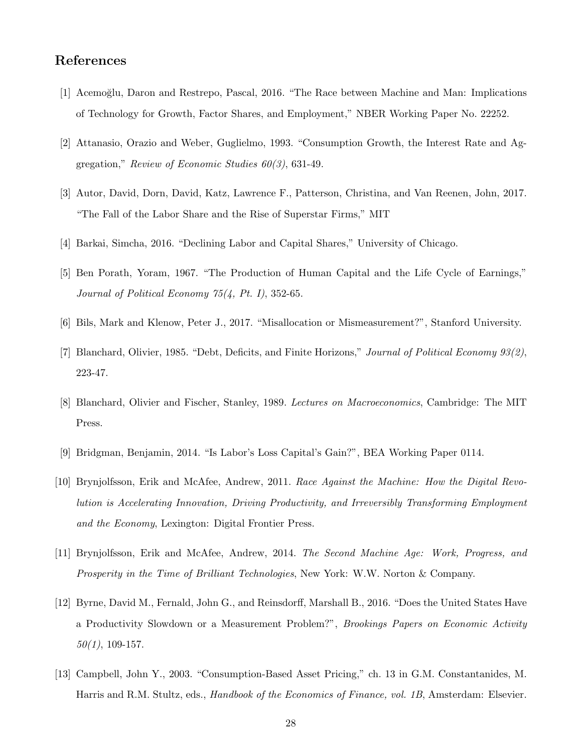## References

[1] Acemoğlu, Daron and Restrepo, Pascal, 2016. "The Race between Machine and Man: Implications of Technology for Growth, Factor Shares, and Employment," NBER Working Paper No. 22252.

[2] Attanasio, Orazio and Weber, Guglielmo, 1993. "Consumption Growth, the Interest Rate and Aggregation," *Review of Economic Studies 60(3)*, 631-49.

[3] Autor, David, Dorn, David, Katz, Lawrence F., Patterson, Christina, and Van Reenen, John, 2017. "The Fall of the Labor Share and the Rise of Superstar Firms," MIT

[4] Barkai, Simcha, 2016. "Declining Labor and Capital Shares," University of Chicago.

[5] Ben Porath, Yoram, 1967. "The Production of Human Capital and the Life Cycle of Earnings," *Journal of Political Economy 75(4, Pt. I)*, 352-65.

[6] Bils, Mark and Klenow, Peter J., 2017. "Misallocation or Mismeasurement?", Stanford University.

[7] Blanchard, Olivier, 1985. "Debt, Deficits, and Finite Horizons," *Journal of Political Economy 93(2)*, 223-47.

[8] Blanchard, Olivier and Fischer, Stanley, 1989. *Lectures on Macroeconomics*, Cambridge: The MIT Press.

[9] Bridgman, Benjamin, 2014. "Is Labor's Loss Capital's Gain?", BEA Working Paper 0114.

[10] Brynjolfsson, Erik and McAfee, Andrew, 2011. *Race Against the Machine: How the Digital Revolution is Accelerating Innovation, Driving Productivity, and Irreversibly Transforming Employment and the Economy*, Lexington: Digital Frontier Press.

[11] Brynjolfsson, Erik and McAfee, Andrew, 2014. *The Second Machine Age: Work, Progress, and Prosperity in the Time of Brilliant Technologies*, New York: W.W. Norton & Company.

[12] Byrne, David M., Fernald, John G., and Reinsdorff, Marshall B., 2016. "Does the United States Have a Productivity Slowdown or a Measurement Problem?", *Brookings Papers on Economic Activity 50(1)*, 109-157.

[13] Campbell, John Y., 2003. "Consumption-Based Asset Pricing," ch. 13 in G.M. Constantanides, M. Harris and R.M. Stultz, eds., *Handbook of the Economics of Finance, vol. 1B*, Amsterdam: Elsevier.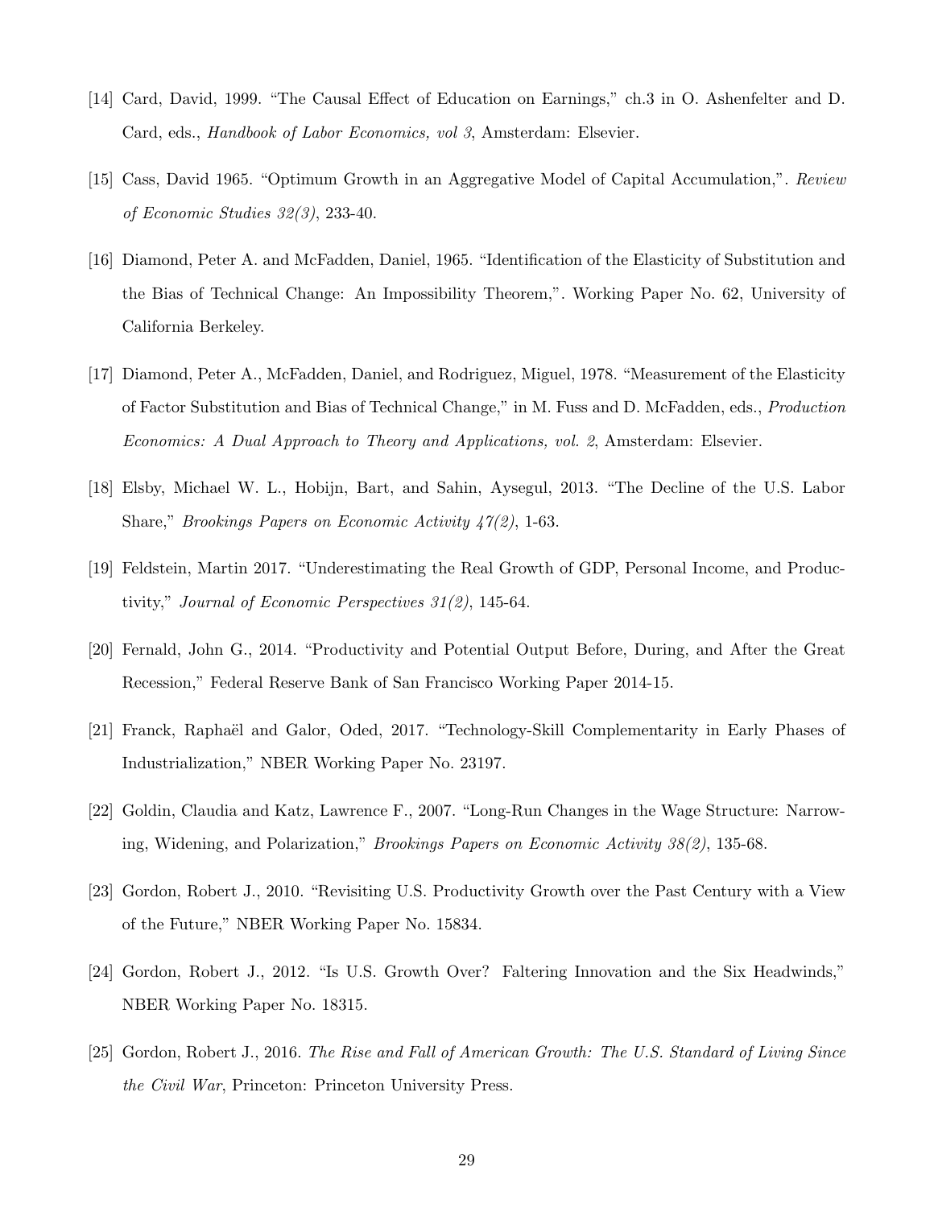[14] Card, David, 1999. "The Causal Effect of Education on Earnings," ch.3 in O. Ashenfelter and D. Card, eds., *Handbook of Labor Economics, vol 3*, Amsterdam: Elsevier.

[15] Cass, David 1965. "Optimum Growth in an Aggregative Model of Capital Accumulation,". *Review of Economic Studies 32(3)*, 233-40.

[16] Diamond, Peter A. and McFadden, Daniel, 1965. "Identification of the Elasticity of Substitution and the Bias of Technical Change: An Impossibility Theorem,". Working Paper No. 62, University of California Berkeley.

[17] Diamond, Peter A., McFadden, Daniel, and Rodriguez, Miguel, 1978. "Measurement of the Elasticity of Factor Substitution and Bias of Technical Change," in M. Fuss and D. McFadden, eds., *Production Economics: A Dual Approach to Theory and Applications, vol. 2*, Amsterdam: Elsevier.

[18] Elsby, Michael W. L., Hobijn, Bart, and Sahin, Aysegul, 2013. "The Decline of the U.S. Labor Share," *Brookings Papers on Economic Activity 47(2)*, 1-63.

[19] Feldstein, Martin 2017. "Underestimating the Real Growth of GDP, Personal Income, and Productivity," *Journal of Economic Perspectives 31(2)*, 145-64.

[20] Fernald, John G., 2014. "Productivity and Potential Output Before, During, and After the Great Recession," Federal Reserve Bank of San Francisco Working Paper 2014-15.

[21] Franck, Raphaël and Galor, Oded, 2017. "Technology-Skill Complementarity in Early Phases of Industrialization," NBER Working Paper No. 23197.

[22] Goldin, Claudia and Katz, Lawrence F., 2007. "Long-Run Changes in the Wage Structure: Narrowing, Widening, and Polarization," *Brookings Papers on Economic Activity 38(2)*, 135-68.

[23] Gordon, Robert J., 2010. "Revisiting U.S. Productivity Growth over the Past Century with a View of the Future," NBER Working Paper No. 15834.

[24] Gordon, Robert J., 2012. "Is U.S. Growth Over? Faltering Innovation and the Six Headwinds," NBER Working Paper No. 18315.

[25] Gordon, Robert J., 2016. *The Rise and Fall of American Growth: The U.S. Standard of Living Since the Civil War*, Princeton: Princeton University Press.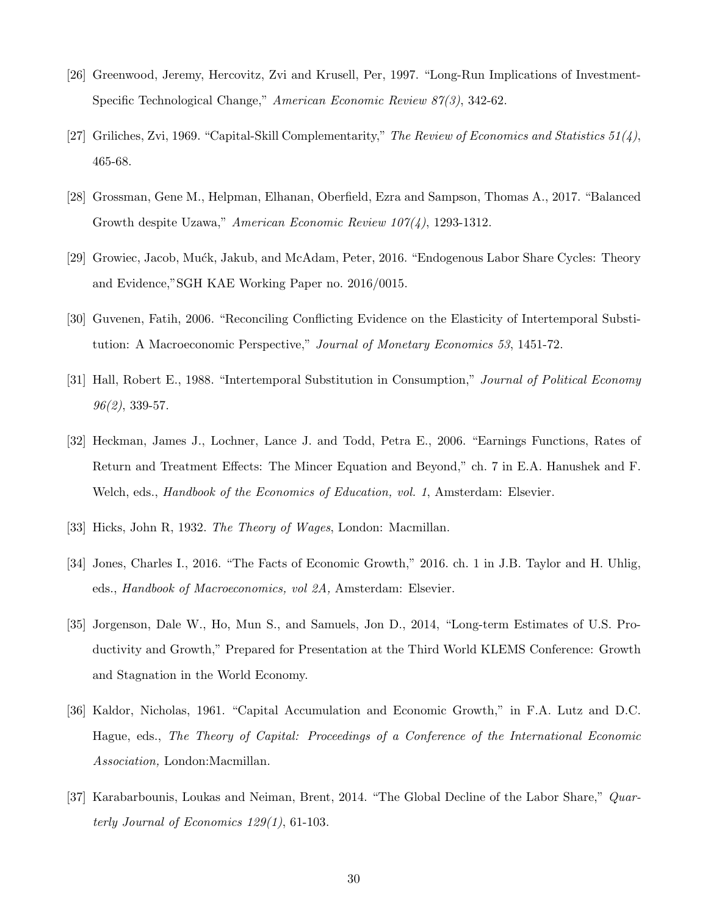[26] Greenwood, Jeremy, Hercovitz, Zvi and Krusell, Per, 1997. "Long-Run Implications of Investment-Specific Technological Change," *American Economic Review 87(3)*, 342-62.

[27] Griliches, Zvi, 1969. "Capital-Skill Complementarity," *The Review of Economics and Statistics 51(4)*, 465-68.

[28] Grossman, Gene M., Helpman, Elhanan, Oberfield, Ezra and Sampson, Thomas A., 2017. "Balanced Growth despite Uzawa," *American Economic Review 107(4)*, 1293-1312.

[29] Growiec, Jacob, Mućk, Jakub, and McAdam, Peter, 2016. "Endogenous Labor Share Cycles: Theory and Evidence,"SGH KAE Working Paper no. 2016/0015.

[30] Guvenen, Fatih, 2006. "Reconciling Conflicting Evidence on the Elasticity of Intertemporal Substitution: A Macroeconomic Perspective," *Journal of Monetary Economics 53*, 1451-72.

[31] Hall, Robert E., 1988. "Intertemporal Substitution in Consumption," *Journal of Political Economy 96(2)*, 339-57.

[32] Heckman, James J., Lochner, Lance J. and Todd, Petra E., 2006. "Earnings Functions, Rates of Return and Treatment Effects: The Mincer Equation and Beyond," ch. 7 in E.A. Hanushek and F. Welch, eds., *Handbook of the Economics of Education, vol. 1*, Amsterdam: Elsevier.

[33] Hicks, John R, 1932. *The Theory of Wages*, London: Macmillan.

[34] Jones, Charles I., 2016. "The Facts of Economic Growth," 2016. ch. 1 in J.B. Taylor and H. Uhlig, eds., *Handbook of Macroeconomics, vol 2A,* Amsterdam: Elsevier.

[35] Jorgenson, Dale W., Ho, Mun S., and Samuels, Jon D., 2014, "Long-term Estimates of U.S. Productivity and Growth," Prepared for Presentation at the Third World KLEMS Conference: Growth and Stagnation in the World Economy.

[36] Kaldor, Nicholas, 1961. "Capital Accumulation and Economic Growth," in F.A. Lutz and D.C. Hague, eds., *The Theory of Capital: Proceedings of a Conference of the International Economic Association,* London:Macmillan.

[37] Karabarbounis, Loukas and Neiman, Brent, 2014. "The Global Decline of the Labor Share," *Quarterly Journal of Economics 129(1)*, 61-103.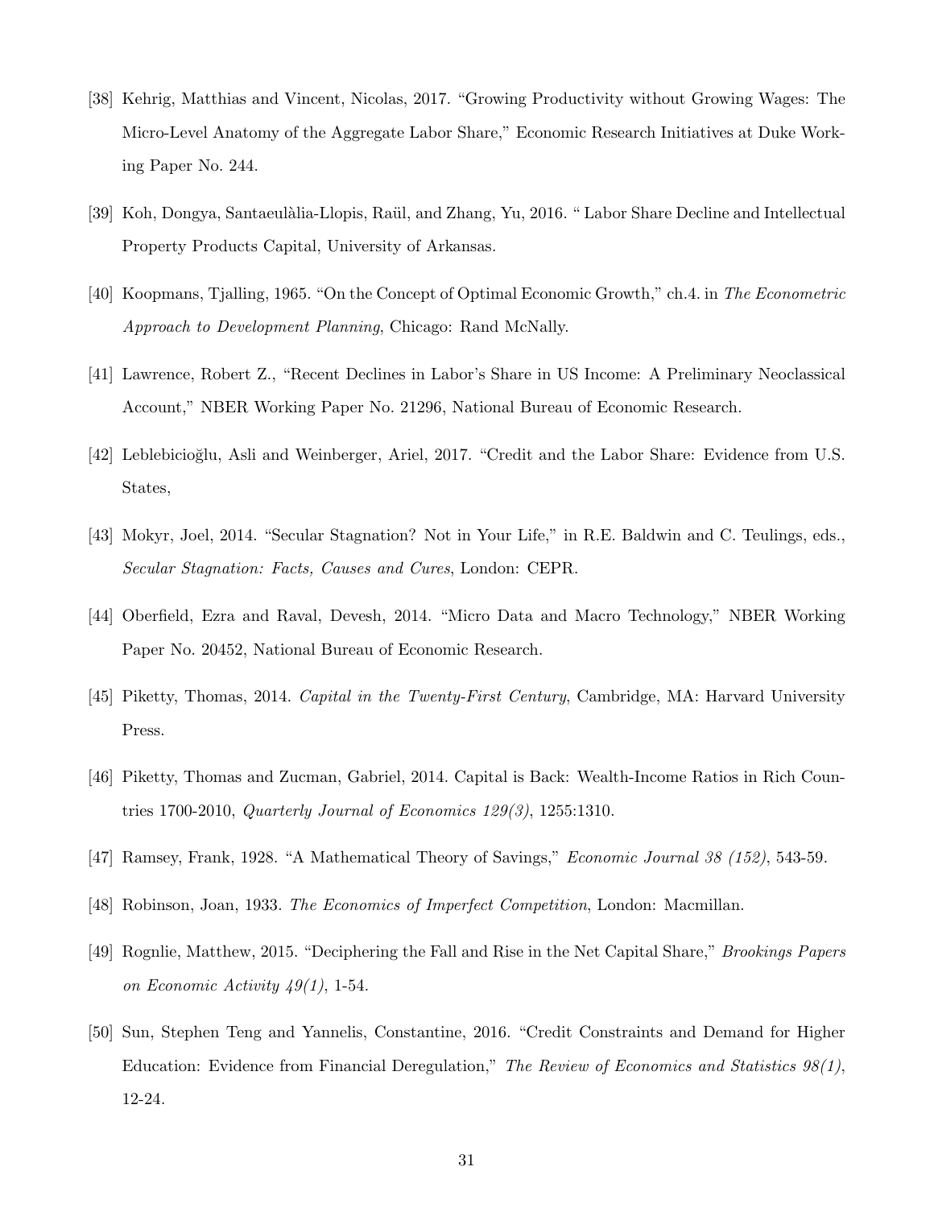[38] Kehrig, Matthias and Vincent, Nicolas, 2017. "Growing Productivity without Growing Wages: The Micro-Level Anatomy of the Aggregate Labor Share," Economic Research Initiatives at Duke Working Paper No. 244.

[39] Koh, Dongya, Santaeulàlia-Llopis, Raül, and Zhang, Yu, 2016. " Labor Share Decline and Intellectual Property Products Capital, University of Arkansas.

[40] Koopmans, Tjalling, 1965. "On the Concept of Optimal Economic Growth," ch.4. in *The Econometric Approach to Development Planning*, Chicago: Rand McNally.

[41] Lawrence, Robert Z., "Recent Declines in Labor's Share in US Income: A Preliminary Neoclassical Account," NBER Working Paper No. 21296, National Bureau of Economic Research.

[42] Leblebicioğlu, Asli and Weinberger, Ariel, 2017. "Credit and the Labor Share: Evidence from U.S. States,

[43] Mokyr, Joel, 2014. "Secular Stagnation? Not in Your Life," in R.E. Baldwin and C. Teulings, eds., *Secular Stagnation: Facts, Causes and Cures*, London: CEPR.

[44] Oberfield, Ezra and Raval, Devesh, 2014. "Micro Data and Macro Technology," NBER Working Paper No. 20452, National Bureau of Economic Research.

[45] Piketty, Thomas, 2014. *Capital in the Twenty-First Century*, Cambridge, MA: Harvard University Press.

[46] Piketty, Thomas and Zucman, Gabriel, 2014. Capital is Back: Wealth-Income Ratios in Rich Countries 1700-2010, *Quarterly Journal of Economics 129(3)*, 1255:1310.

[47] Ramsey, Frank, 1928. "A Mathematical Theory of Savings," *Economic Journal 38 (152)*, 543-59.

[48] Robinson, Joan, 1933. *The Economics of Imperfect Competition*, London: Macmillan.

[49] Rognlie, Matthew, 2015. "Deciphering the Fall and Rise in the Net Capital Share," *Brookings Papers on Economic Activity 49(1)*, 1-54.

[50] Sun, Stephen Teng and Yannelis, Constantine, 2016. "Credit Constraints and Demand for Higher Education: Evidence from Financial Deregulation," *The Review of Economics and Statistics 98(1)*, 12-24.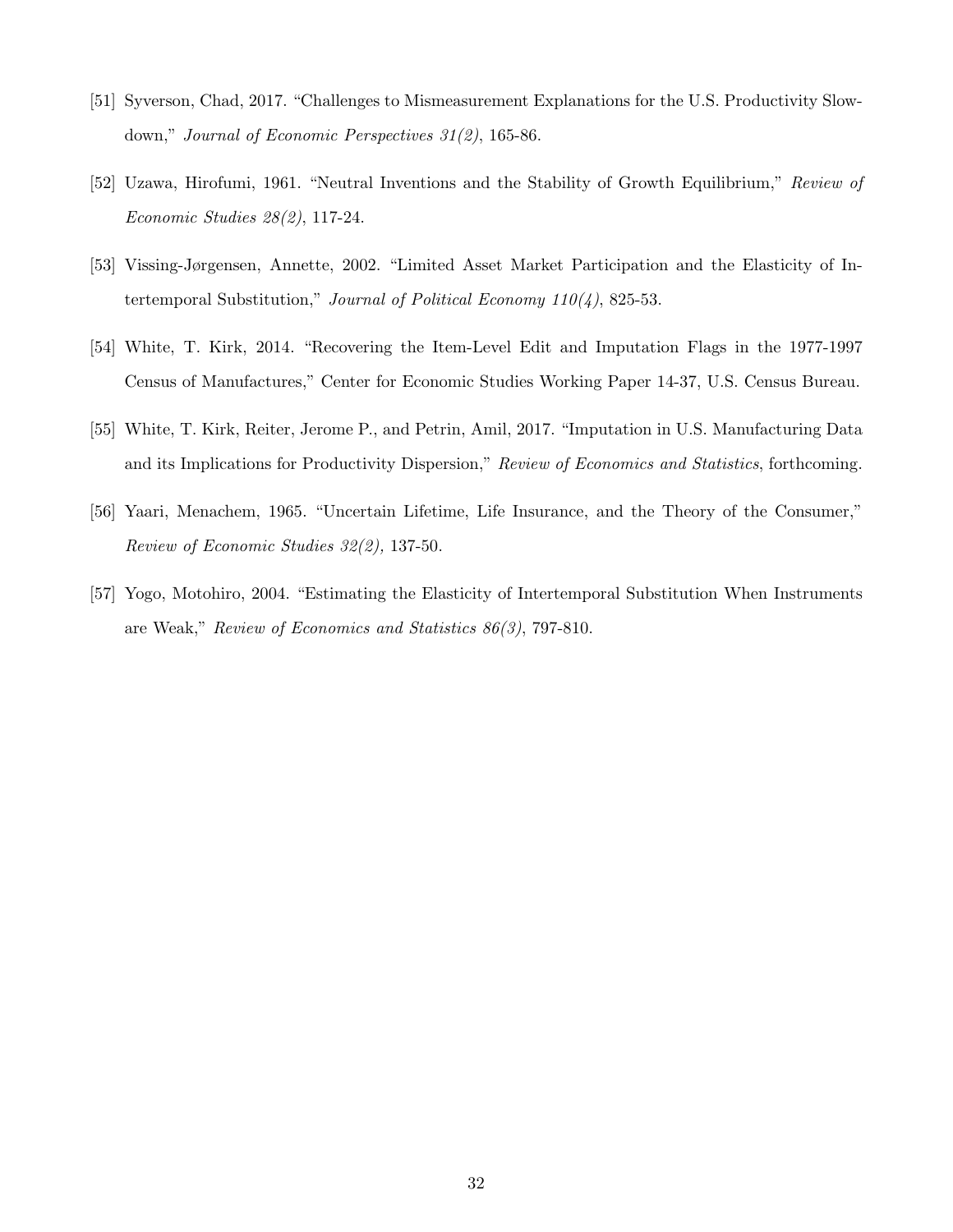[51] Syverson, Chad, 2017. "Challenges to Mismeasurement Explanations for the U.S. Productivity Slowdown," *Journal of Economic Perspectives 31(2)*, 165-86.

[52] Uzawa, Hirofumi, 1961. "Neutral Inventions and the Stability of Growth Equilibrium," *Review of Economic Studies 28(2)*, 117-24.

[53] Vissing-Jørgensen, Annette, 2002. "Limited Asset Market Participation and the Elasticity of Intertemporal Substitution," *Journal of Political Economy 110(4)*, 825-53.

[54] White, T. Kirk, 2014. "Recovering the Item-Level Edit and Imputation Flags in the 1977-1997 Census of Manufactures," Center for Economic Studies Working Paper 14-37, U.S. Census Bureau.

[55] White, T. Kirk, Reiter, Jerome P., and Petrin, Amil, 2017. "Imputation in U.S. Manufacturing Data and its Implications for Productivity Dispersion," *Review of Economics and Statistics*, forthcoming.

[56] Yaari, Menachem, 1965. "Uncertain Lifetime, Life Insurance, and the Theory of the Consumer," *Review of Economic Studies 32(2),* 137-50.

[57] Yogo, Motohiro, 2004. "Estimating the Elasticity of Intertemporal Substitution When Instruments are Weak," *Review of Economics and Statistics 86(3)*, 797-810.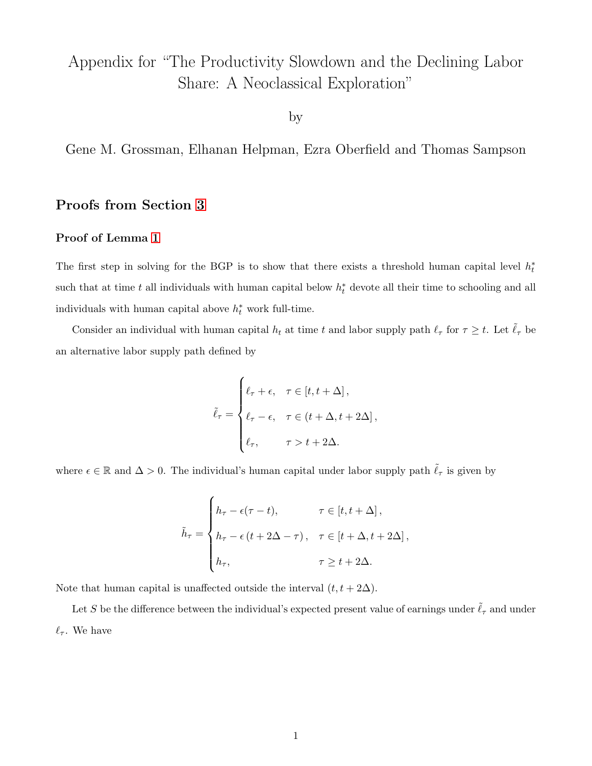# Appendix for "The Productivity Slowdown and the Declining Labor Share: A Neoclassical Exploration"

by

Gene M. Grossman, Elhanan Helpman, Ezra Oberfield and Thomas Sampson

## Proofs from Section 3

### Proof of Lemma 1

The first step in solving for the BGP is to show that there exists a threshold human capital level $h_t^*$ such that at time $t$ all individuals with human capital below $h_t^*$ devote all their time to schooling and all individuals with human capital above $h_t^*$ work full-time.

Consider an individual with human capital $h_t$ at time $t$ and labor supply path $\ell_\tau$ for $\tau \geq t$. Let $\tilde{\ell}_\tau$ be an alternative labor supply path defined by

$$
\tilde{\ell}_\tau = \begin{cases} \ell_\tau + \epsilon, & \tau \in [t, t+\Delta], \\ \ell_\tau - \epsilon, & \tau \in (t+\Delta, t+2\Delta], \\ \ell_\tau, & \tau > t+2\Delta. \end{cases}
$$

where $\epsilon \in \mathbb{R}$ and $\Delta > 0$. The individual's human capital under labor supply path $\tilde{\ell}_\tau$ is given by

$$
\tilde{h}_\tau = \begin{cases} h_\tau - \epsilon(\tau - t), & \tau \in [t, t+\Delta], \\ h_\tau - \epsilon\left(t + 2\Delta - \tau\right), & \tau \in [t+\Delta, t+2\Delta], \\ h_\tau, & \tau \geq t+2\Delta. \end{cases}
$$

Note that human capital is unaffected outside the interval $(t, t+2\Delta)$.

Let $S$ be the difference between the individual's expected present value of earnings under $\tilde{\ell}_\tau$ and under $\ell_\tau$. We have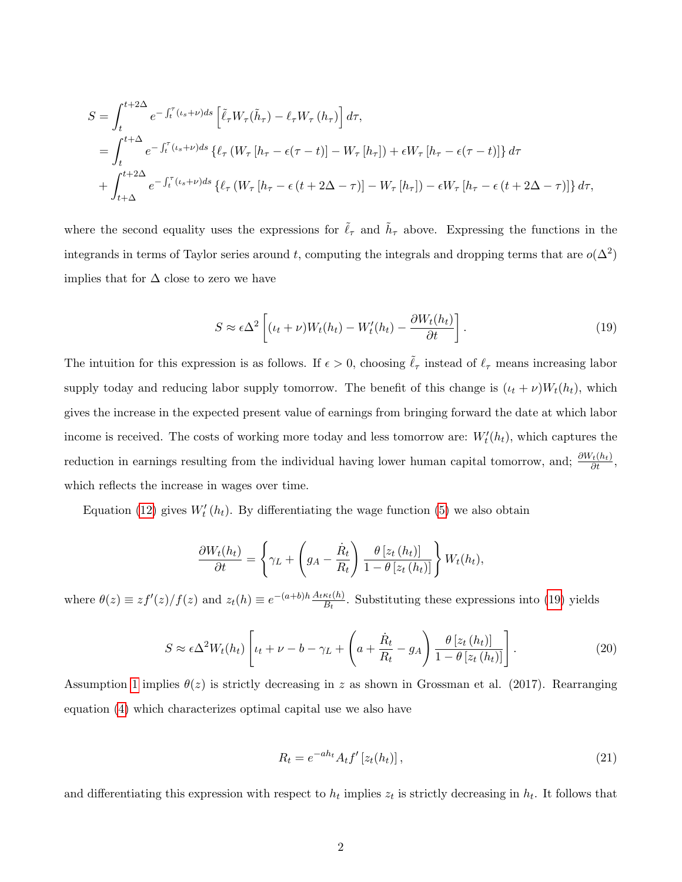$$
\begin{aligned}
S &= \int_t^{t+2\Delta} e^{-\int_t^\tau (\iota_s+\nu)ds} \left[\tilde{\ell}_\tau W_\tau(\tilde{h}_\tau) - \ell_\tau W_\tau(h_\tau)\right] d\tau, \\
&= \int_t^{t+\Delta} e^{-\int_t^\tau (\iota_s+\nu)ds} \left\{\ell_\tau \left(W_\tau\left[h_\tau - \epsilon(\tau - t)\right] - W_\tau\left[h_\tau\right]\right) + \epsilon W_\tau\left[h_\tau - \epsilon(\tau-t)\right]\right\} d\tau \\
&+ \int_{t+\Delta}^{t+2\Delta} e^{-\int_t^\tau (\iota_s+\nu)ds} \left\{\ell_\tau \left(W_\tau\left[h_\tau - \epsilon\left(t+2\Delta - \tau\right)\right] - W_\tau\left[h_\tau\right]\right) - \epsilon W_\tau\left[h_\tau - \epsilon\left(t+2\Delta-\tau\right)\right]\right\} d\tau,
\end{aligned}
$$

where the second equality uses the expressions for $\tilde{\ell}_\tau$ and $\tilde{h}_\tau$ above. Expressing the functions in the integrands in terms of Taylor series around $t$, computing the integrals and dropping terms that are $o(\Delta^2)$ implies that for $\Delta$ close to zero we have

$$
S \approx \epsilon\Delta^2 \left[(\iota_t+\nu)W_t(h_t) - W_t'(h_t) - \frac{\partial W_t(h_t)}{\partial t}\right]. \tag{19}
$$

The intuition for this expression is as follows. If $\epsilon > 0$, choosing $\tilde{\ell}_\tau$ instead of $\ell_\tau$ means increasing labor supply today and reducing labor supply tomorrow. The benefit of this change is $(\iota_t + \nu)W_t(h_t)$, which gives the increase in the expected present value of earnings from bringing forward the date at which labor income is received. The costs of working more today and less tomorrow are: $W_t'(h_t)$, which captures the reduction in earnings resulting from the individual having lower human capital tomorrow, and; $\frac{\partial W_t(h_t)}{\partial t}$, which reflects the increase in wages over time.

Equation (12) gives $W_t'(h_t)$. By differentiating the wage function (5) we also obtain

$$
\frac{\partial W_t(h_t)}{\partial t} = \left\{\gamma_L + \left(g_A - \frac{\dot{R}_t}{R_t}\right)\frac{\theta\left[z_t\left(h_t\right)\right]}{1-\theta\left[z_t\left(h_t\right)\right]}\right\} W_t(h_t),
$$

where $\theta(z) \equiv zf'(z)/f(z)$ and $z_t(h) \equiv e^{-(a+b)h}\frac{A_t\kappa_t(h)}{B_t}$. Substituting these expressions into (19) yields

$$
S \approx \epsilon\Delta^2 W_t(h_t)\left[\iota_t + \nu - b - \gamma_L + \left(a + \frac{\dot{R}_t}{R_t} - g_A\right)\frac{\theta\left[z_t\left(h_t\right)\right]}{1-\theta\left[z_t\left(h_t\right)\right]}\right]. \tag{20}
$$

Assumption 1 implies $\theta(z)$ is strictly decreasing in $z$ as shown in Grossman et al. (2017). Rearranging equation (4) which characterizes optimal capital use we also have

$$
R_t = e^{-ah_t} A_t f'\left[z_t(h_t)\right], \tag{21}
$$

and differentiating this expression with respect to $h_t$ implies $z_t$ is strictly decreasing in $h_t$. It follows that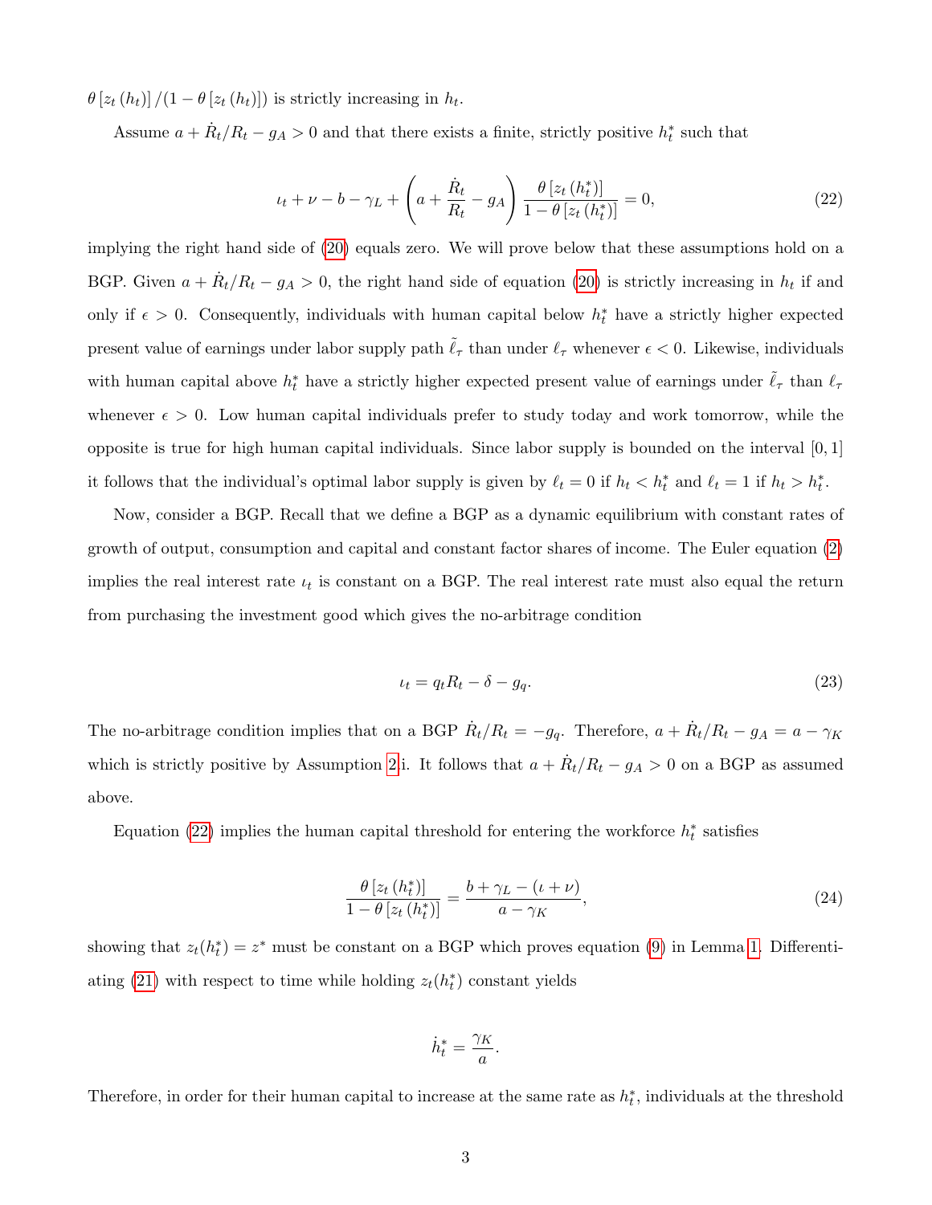$\theta\left[z_t\left(h_t\right)\right]/\left(1-\theta\left[z_t\left(h_t\right)\right]\right)$ is strictly increasing in $h_t$.

Assume $a+\dot{R}_t/R_t-g_A>0$ and that there exists a finite, strictly positive $h_t^*$ such that

$$\iota_t+\nu-b-\gamma_L+\left(a+\frac{\dot{R}_t}{R_t}-g_A\right)\frac{\theta\left[z_t\left(h_t^*\right)\right]}{1-\theta\left[z_t\left(h_t^*\right)\right]}=0, \tag{22}$$

implying the right hand side of (20) equals zero. We will prove below that these assumptions hold on a BGP. Given $a+\dot{R}_t/R_t-g_A>0$, the right hand side of equation (20) is strictly increasing in $h_t$ if and only if $\epsilon>0$. Consequently, individuals with human capital below $h_t^*$ have a strictly higher expected present value of earnings under labor supply path $\tilde{\ell}_\tau$ than under $\ell_\tau$ whenever $\epsilon<0$. Likewise, individuals with human capital above $h_t^*$ have a strictly higher expected present value of earnings under $\tilde{\ell}_\tau$ than $\ell_\tau$ whenever $\epsilon>0$. Low human capital individuals prefer to study today and work tomorrow, while the opposite is true for high human capital individuals. Since labor supply is bounded on the interval $[0,1]$ it follows that the individual's optimal labor supply is given by $\ell_t=0$ if $h_t<h_t^*$ and $\ell_t=1$ if $h_t>h_t^*$.

Now, consider a BGP. Recall that we define a BGP as a dynamic equilibrium with constant rates of growth of output, consumption and capital and constant factor shares of income. The Euler equation (2) implies the real interest rate $\iota_t$ is constant on a BGP. The real interest rate must also equal the return from purchasing the investment good which gives the no-arbitrage condition

$$\iota_t=q_tR_t-\delta-g_q. \tag{23}$$

The no-arbitrage condition implies that on a BGP $\dot{R}_t/R_t=-g_q$. Therefore, $a+\dot{R}_t/R_t-g_A=a-\gamma_K$ which is strictly positive by Assumption 2i. It follows that $a+\dot{R}_t/R_t-g_A>0$ on a BGP as assumed above.

Equation (22) implies the human capital threshold for entering the workforce $h_t^*$ satisfies

$$\frac{\theta\left[z_t\left(h_t^*\right)\right]}{1-\theta\left[z_t\left(h_t^*\right)\right]}=\frac{b+\gamma_L-(\iota+\nu)}{a-\gamma_K}, \tag{24}$$

showing that $z_t(h_t^*)=z^*$ must be constant on a BGP which proves equation (9) in Lemma 1. Differentiating (21) with respect to time while holding $z_t(h_t^*)$ constant yields

$$\dot{h}_t^*=\frac{\gamma_K}{a}.$$

Therefore, in order for their human capital to increase at the same rate as $h_t^*$, individuals at the threshold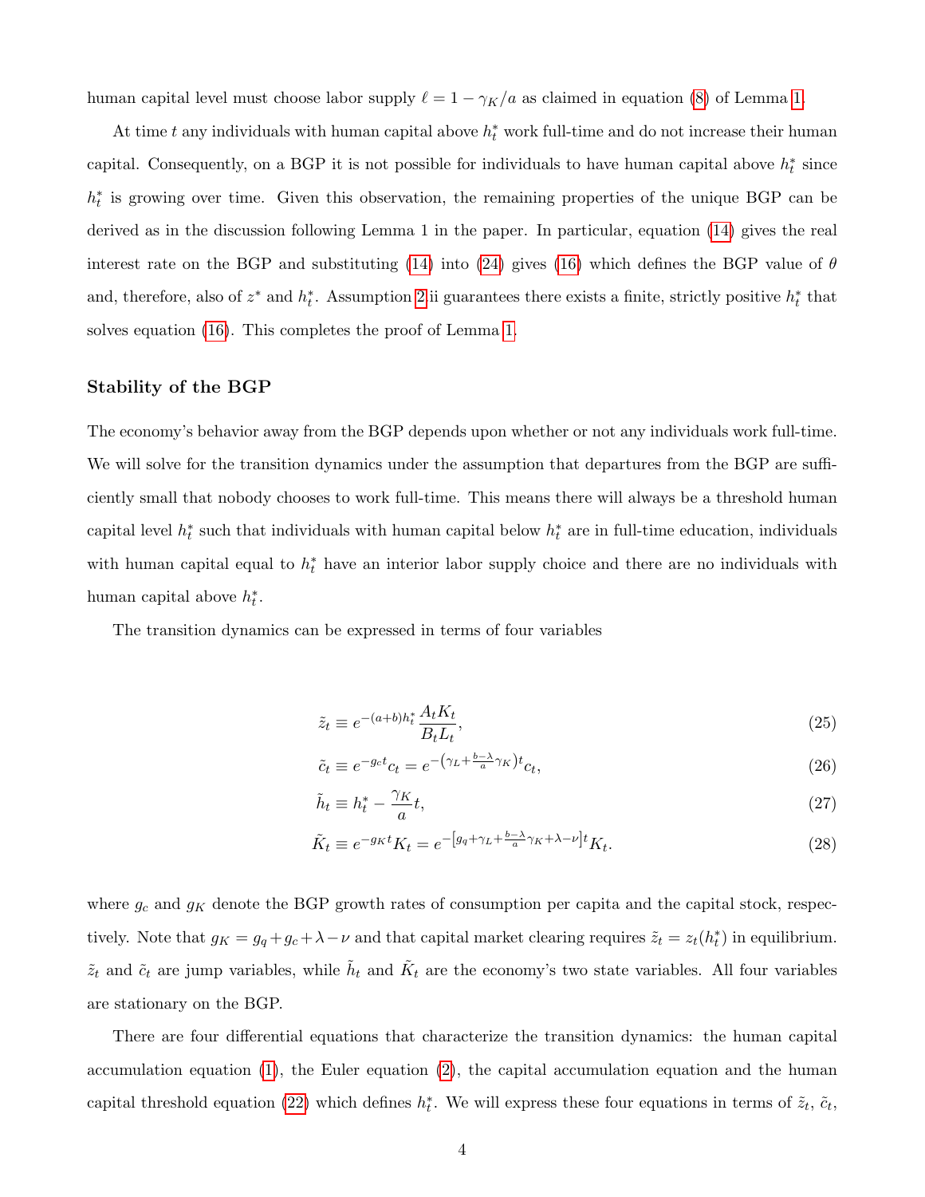human capital level must choose labor supply $\ell = 1 - \gamma_K / a$ as claimed in equation (8) of Lemma 1.

At time $t$ any individuals with human capital above $h_t^*$ work full-time and do not increase their human capital. Consequently, on a BGP it is not possible for individuals to have human capital above $h_t^*$ since $h_t^*$ is growing over time. Given this observation, the remaining properties of the unique BGP can be derived as in the discussion following Lemma 1 in the paper. In particular, equation (14) gives the real interest rate on the BGP and substituting (14) into (24) gives (16) which defines the BGP value of $\theta$ and, therefore, also of $z^*$ and $h_t^*$. Assumption 2 ii guarantees there exists a finite, strictly positive $h_t^*$ that solves equation (16). This completes the proof of Lemma 1.

### Stability of the BGP

The economy's behavior away from the BGP depends upon whether or not any individuals work full-time. We will solve for the transition dynamics under the assumption that departures from the BGP are sufficiently small that nobody chooses to work full-time. This means there will always be a threshold human capital level $h_t^*$ such that individuals with human capital below $h_t^*$ are in full-time education, individuals with human capital equal to $h_t^*$ have an interior labor supply choice and there are no individuals with human capital above $h_t^*$.

The transition dynamics can be expressed in terms of four variables

$$\tilde{z}_t \equiv e^{-(a+b)h_t^*} \frac{A_t K_t}{B_t L_t}, \tag{25}$$

$$\tilde{c}_t \equiv e^{-g_c t} c_t = e^{-\left(\gamma_L + \frac{b-\lambda}{a}\gamma_K\right)t} c_t, \tag{26}$$

$$\tilde{h}_t \equiv h_t^* - \frac{\gamma_K}{a} t, \tag{27}$$

$$\tilde{K}_t \equiv e^{-g_K t} K_t = e^{-\left[g_q + \gamma_L + \frac{b-\lambda}{a}\gamma_K + \lambda - \nu\right]t} K_t. \tag{28}$$

where $g_c$ and $g_K$ denote the BGP growth rates of consumption per capita and the capital stock, respectively. Note that $g_K = g_q + g_c + \lambda - \nu$ and that capital market clearing requires $\tilde{z}_t = z_t(h_t^*)$ in equilibrium. $\tilde{z}_t$ and $\tilde{c}_t$ are jump variables, while $\tilde{h}_t$ and $\tilde{K}_t$ are the economy's two state variables. All four variables are stationary on the BGP.

There are four differential equations that characterize the transition dynamics: the human capital accumulation equation (1), the Euler equation (2), the capital accumulation equation and the human capital threshold equation (22) which defines $h_t^*$. We will express these four equations in terms of $\tilde{z}_t$, $\tilde{c}_t$,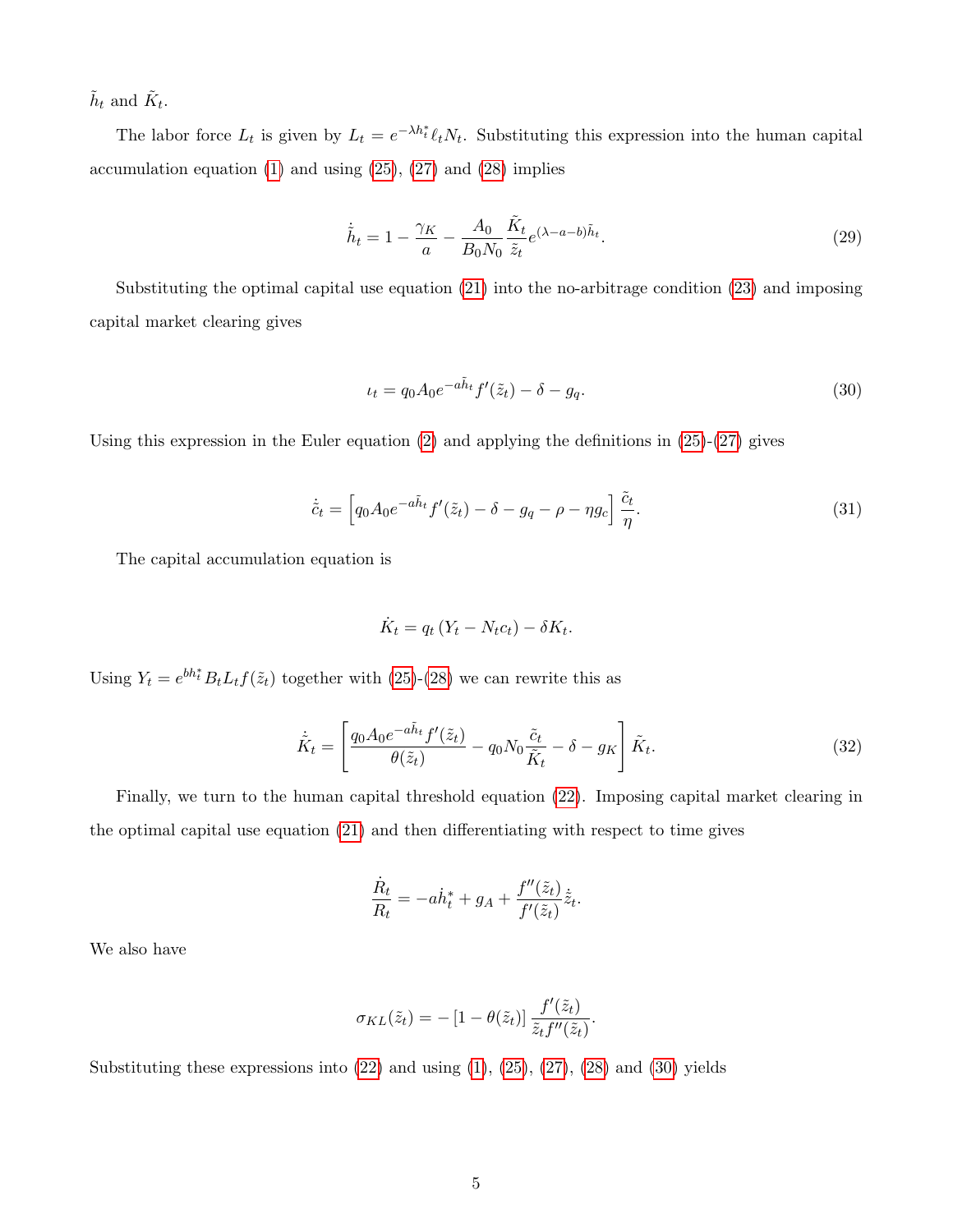$\tilde{h}_t$ and $\tilde{K}_t$.

The labor force $L_t$ is given by $L_t = e^{-\lambda h_t^*}\ell_t N_t$. Substituting this expression into the human capital accumulation equation (1) and using (25), (27) and (28) implies

$$\dot{\tilde{h}}_t = 1 - \frac{\gamma_K}{a} - \frac{A_0}{B_0 N_0}\frac{\tilde{K}_t}{\tilde{z}_t}e^{(\lambda - a - b)\tilde{h}_t}. \tag{29}$$

Substituting the optimal capital use equation (21) into the no-arbitrage condition (23) and imposing capital market clearing gives

$$\iota_t = q_0 A_0 e^{-a\tilde{h}_t} f'(\tilde{z}_t) - \delta - g_q. \tag{30}$$

Using this expression in the Euler equation (2) and applying the definitions in (25)-(27) gives

$$\dot{\tilde{c}}_t = \left[q_0 A_0 e^{-a\tilde{h}_t} f'(\tilde{z}_t) - \delta - g_q - \rho - \eta g_c\right]\frac{\tilde{c}_t}{\eta}. \tag{31}$$

The capital accumulation equation is

$$\dot{K}_t = q_t\left(Y_t - N_t c_t\right) - \delta K_t.$$

Using $Y_t = e^{bh_t^*} B_t L_t f(\tilde{z}_t)$ together with (25)-(28) we can rewrite this as

$$\dot{\tilde{K}}_t = \left[\frac{q_0 A_0 e^{-a\tilde{h}_t} f'(\tilde{z}_t)}{\theta(\tilde{z}_t)} - q_0 N_0 \frac{\tilde{c}_t}{\tilde{K}_t} - \delta - g_K\right]\tilde{K}_t. \tag{32}$$

Finally, we turn to the human capital threshold equation (22). Imposing capital market clearing in the optimal capital use equation (21) and then differentiating with respect to time gives

$$\frac{\dot{R}_t}{R_t} = -a\dot{h}_t^* + g_A + \frac{f''(\tilde{z}_t)}{f'(\tilde{z}_t)}\dot{\tilde{z}}_t.$$

We also have

$$\sigma_{KL}(\tilde{z}_t) = -\left[1 - \theta(\tilde{z}_t)\right]\frac{f'(\tilde{z}_t)}{\tilde{z}_t f''(\tilde{z}_t)}.$$

Substituting these expressions into (22) and using (1), (25), (27), (28) and (30) yields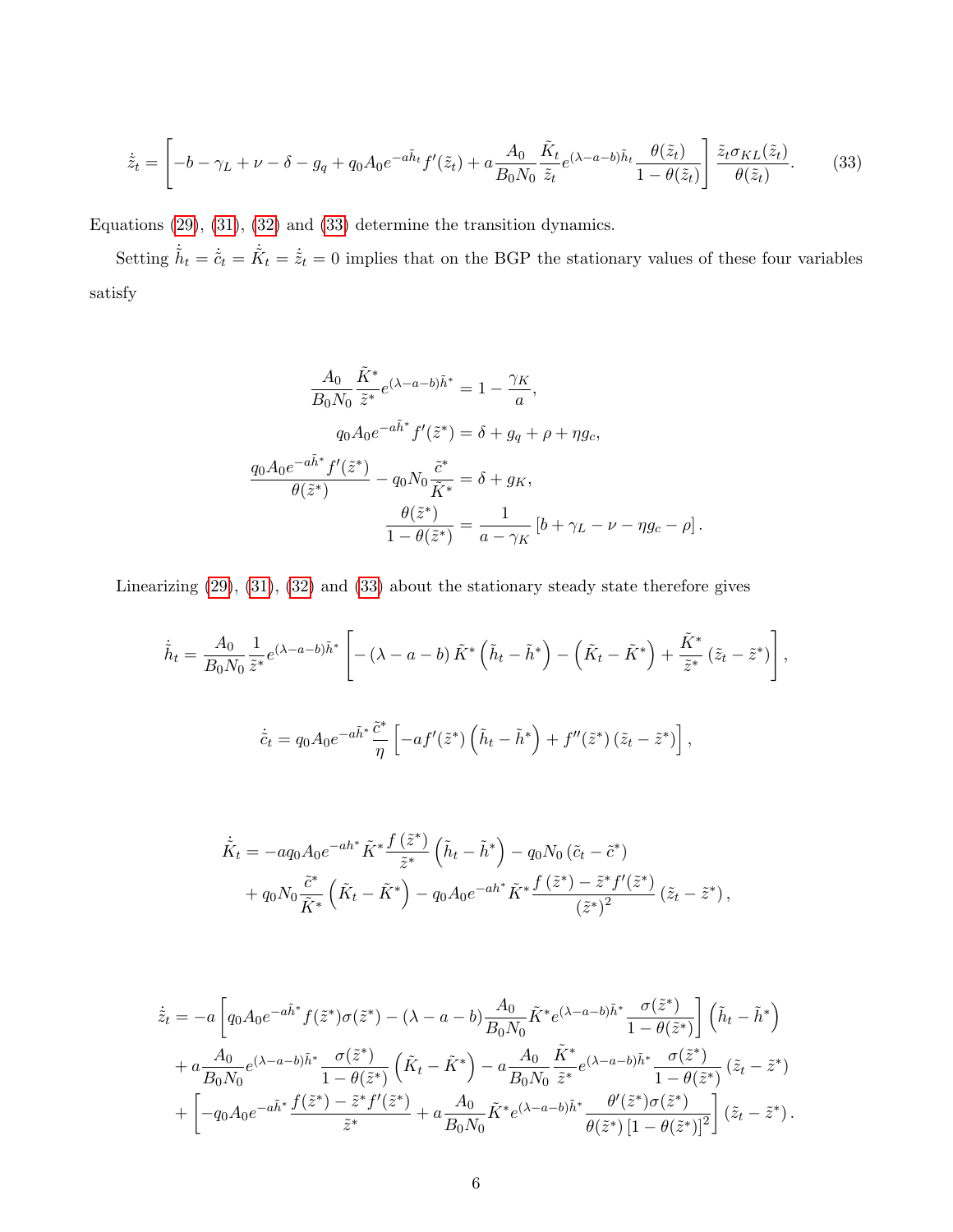$$
\dot{\tilde{z}}_t = \left[ -b - \gamma_L + \nu - \delta - g_q + q_0 A_0 e^{-a\tilde{h}_t} f'(\tilde{z}_t) + a \frac{A_0}{B_0 N_0} \frac{\tilde{K}_t}{\tilde{z}_t} e^{(\lambda - a - b)\tilde{h}_t} \frac{\theta(\tilde{z}_t)}{1 - \theta(\tilde{z}_t)} \right] \frac{\tilde{z}_t \sigma_{KL}(\tilde{z}_t)}{\theta(\tilde{z}_t)}. \tag{33}
$$

Equations (29), (31), (32) and (33) determine the transition dynamics.

Setting $\dot{\tilde{h}}_t = \dot{\tilde{c}}_t = \dot{\tilde{K}}_t = \dot{\tilde{z}}_t = 0$ implies that on the BGP the stationary values of these four variables satisfy

$$
\begin{aligned}
\frac{A_0}{B_0 N_0} \frac{\tilde{K}^*}{\tilde{z}^*} e^{(\lambda - a - b)\tilde{h}^*} &= 1 - \frac{\gamma_K}{a}, \\
q_0 A_0 e^{-a\tilde{h}^*} f'(\tilde{z}^*) &= \delta + g_q + \rho + \eta g_c, \\
\frac{q_0 A_0 e^{-a\tilde{h}^*} f'(\tilde{z}^*)}{\theta(\tilde{z}^*)} - q_0 N_0 \frac{\tilde{c}^*}{\tilde{K}^*} &= \delta + g_K, \\
\frac{\theta(\tilde{z}^*)}{1 - \theta(\tilde{z}^*)} &= \frac{1}{a - \gamma_K} \left[ b + \gamma_L - \nu - \eta g_c - \rho \right].
\end{aligned}
$$

Linearizing (29), (31), (32) and (33) about the stationary steady state therefore gives

$$
\dot{\tilde{h}}_t = \frac{A_0}{B_0 N_0} \frac{1}{\tilde{z}^*} e^{(\lambda - a - b)\tilde{h}^*} \left[ -(\lambda - a - b) \tilde{K}^* \left( \tilde{h}_t - \tilde{h}^* \right) - \left( \tilde{K}_t - \tilde{K}^* \right) + \frac{\tilde{K}^*}{\tilde{z}^*} \left( \tilde{z}_t - \tilde{z}^* \right) \right],
$$

$$
\dot{\tilde{c}}_t = q_0 A_0 e^{-a\tilde{h}^*} \frac{\tilde{c}^*}{\eta} \left[ -a f'(\tilde{z}^*) \left( \tilde{h}_t - \tilde{h}^* \right) + f''(\tilde{z}^*) \left( \tilde{z}_t - \tilde{z}^* \right) \right],
$$

$$
\begin{aligned}
\dot{\tilde{K}}_t = &-a q_0 A_0 e^{-ah^*} \tilde{K}^* \frac{f(\tilde{z}^*)}{\tilde{z}^*} \left( \tilde{h}_t - \tilde{h}^* \right) - q_0 N_0 \left( \tilde{c}_t - \tilde{c}^* \right) \\
&+ q_0 N_0 \frac{\tilde{c}^*}{\tilde{K}^*} \left( \tilde{K}_t - \tilde{K}^* \right) - q_0 A_0 e^{-ah^*} \tilde{K}^* \frac{f(\tilde{z}^*) - \tilde{z}^* f'(\tilde{z}^*)}{(\tilde{z}^*)^2} \left( \tilde{z}_t - \tilde{z}^* \right),
\end{aligned}
$$

$$
\begin{aligned}
\dot{\tilde{z}}_t = &-a \left[ q_0 A_0 e^{-a\tilde{h}^*} f(\tilde{z}^*) \sigma(\tilde{z}^*) - (\lambda - a - b) \frac{A_0}{B_0 N_0} \tilde{K}^* e^{(\lambda - a - b)\tilde{h}^*} \frac{\sigma(\tilde{z}^*)}{1 - \theta(\tilde{z}^*)} \right] \left( \tilde{h}_t - \tilde{h}^* \right) \\
&+ a \frac{A_0}{B_0 N_0} e^{(\lambda - a - b)\tilde{h}^*} \frac{\sigma(\tilde{z}^*)}{1 - \theta(\tilde{z}^*)} \left( \tilde{K}_t - \tilde{K}^* \right) - a \frac{A_0}{B_0 N_0} \frac{\tilde{K}^*}{\tilde{z}^*} e^{(\lambda - a - b)\tilde{h}^*} \frac{\sigma(\tilde{z}^*)}{1 - \theta(\tilde{z}^*)} \left( \tilde{z}_t - \tilde{z}^* \right) \\
&+ \left[ -q_0 A_0 e^{-a\tilde{h}^*} \frac{f(\tilde{z}^*) - \tilde{z}^* f'(\tilde{z}^*)}{\tilde{z}^*} + a \frac{A_0}{B_0 N_0} \tilde{K}^* e^{(\lambda - a - b)\tilde{h}^*} \frac{\theta'(\tilde{z}^*) \sigma(\tilde{z}^*)}{\theta(\tilde{z}^*) \left[ 1 - \theta(\tilde{z}^*) \right]^2} \right] \left( \tilde{z}_t - \tilde{z}^* \right).
\end{aligned}
$$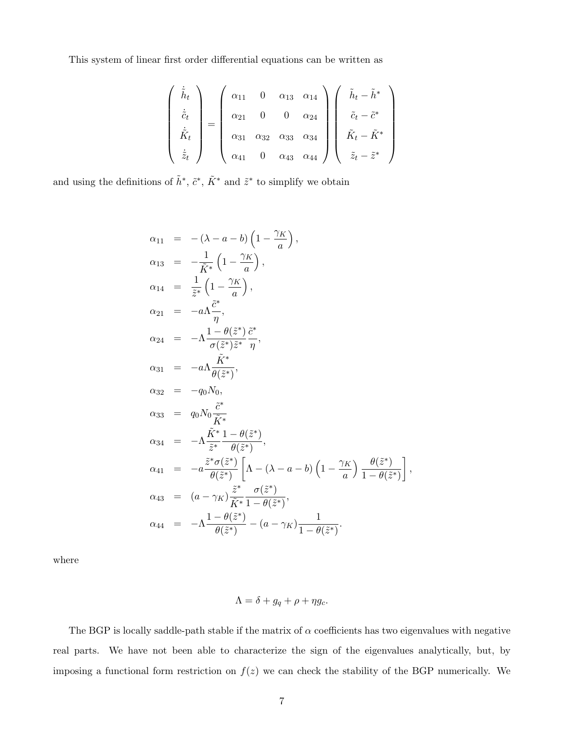This system of linear first order differential equations can be written as

$$
\begin{pmatrix} \dot{\tilde{h}}_t \\ \dot{\tilde{c}}_t \\ \dot{\tilde{K}}_t \\ \dot{\tilde{z}}_t \end{pmatrix} = \begin{pmatrix} \alpha_{11} & 0 & \alpha_{13} & \alpha_{14} \\ \alpha_{21} & 0 & 0 & \alpha_{24} \\ \alpha_{31} & \alpha_{32} & \alpha_{33} & \alpha_{34} \\ \alpha_{41} & 0 & \alpha_{43} & \alpha_{44} \end{pmatrix} \begin{pmatrix} \tilde{h}_t - \tilde{h}^* \\ \tilde{c}_t - \tilde{c}^* \\ \tilde{K}_t - \tilde{K}^* \\ \tilde{z}_t - \tilde{z}^* \end{pmatrix}
$$

and using the definitions of $\tilde{h}^*$, $\tilde{c}^*$, $\tilde{K}^*$ and $\tilde{z}^*$ to simplify we obtain

$$
\begin{aligned}
\alpha_{11} &= -(\lambda - a - b)\left(1 - \frac{\gamma_K}{a}\right), \\
\alpha_{13} &= -\frac{1}{\tilde{K}^*}\left(1 - \frac{\gamma_K}{a}\right), \\
\alpha_{14} &= \frac{1}{\tilde{z}^*}\left(1 - \frac{\gamma_K}{a}\right), \\
\alpha_{21} &= -a\Lambda\frac{\tilde{c}^*}{\eta}, \\
\alpha_{24} &= -\Lambda\frac{1-\theta(\tilde{z}^*)}{\sigma(\tilde{z}^*)\tilde{z}^*}\frac{\tilde{c}^*}{\eta}, \\
\alpha_{31} &= -a\Lambda\frac{\tilde{K}^*}{\theta(\tilde{z}^*)}, \\
\alpha_{32} &= -q_0 N_0, \\
\alpha_{33} &= q_0 N_0\frac{\tilde{c}^*}{\tilde{K}^*} \\
\alpha_{34} &= -\Lambda\frac{\tilde{K}^*}{\tilde{z}^*}\frac{1-\theta(\tilde{z}^*)}{\theta(\tilde{z}^*)}, \\
\alpha_{41} &= -a\frac{\tilde{z}^*\sigma(\tilde{z}^*)}{\theta(\tilde{z}^*)}\left[\Lambda - (\lambda - a - b)\left(1 - \frac{\gamma_K}{a}\right)\frac{\theta(\tilde{z}^*)}{1-\theta(\tilde{z}^*)}\right], \\
\alpha_{43} &= (a - \gamma_K)\frac{\tilde{z}^*}{\tilde{K}^*}\frac{\sigma(\tilde{z}^*)}{1-\theta(\tilde{z}^*)}, \\
\alpha_{44} &= -\Lambda\frac{1-\theta(\tilde{z}^*)}{\theta(\tilde{z}^*)} - (a - \gamma_K)\frac{1}{1-\theta(\tilde{z}^*)}.
\end{aligned}
$$

where

$$
\Lambda = \delta + g_q + \rho + \eta g_c.
$$

The BGP is locally saddle-path stable if the matrix of $\alpha$ coefficients has two eigenvalues with negative real parts. We have not been able to characterize the sign of the eigenvalues analytically, but, by imposing a functional form restriction on $f(z)$ we can check the stability of the BGP numerically. We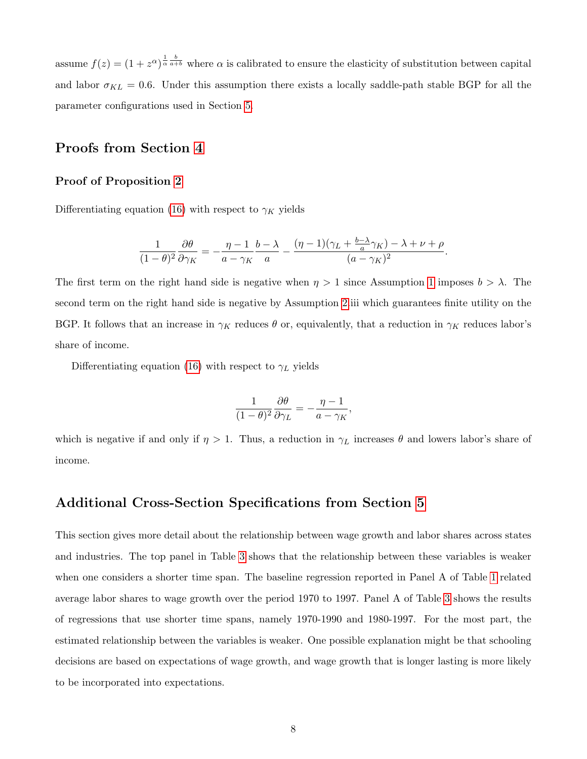assume $f(z) = (1 + z^{\alpha})^{\frac{1}{\alpha}\frac{b}{a+b}}$ where $\alpha$ is calibrated to ensure the elasticity of substitution between capital and labor $\sigma_{KL} = 0.6$. Under this assumption there exists a locally saddle-path stable BGP for all the parameter configurations used in Section 5.

## Proofs from Section 4

### Proof of Proposition 2

Differentiating equation (16) with respect to $\gamma_K$ yields

$$\frac{1}{(1-\theta)^2}\frac{\partial \theta}{\partial \gamma_K} = -\frac{\eta - 1}{a - \gamma_K}\frac{b - \lambda}{a} - \frac{(\eta - 1)(\gamma_L + \frac{b-\lambda}{a}\gamma_K) - \lambda + \nu + \rho}{(a - \gamma_K)^2}.$$

The first term on the right hand side is negative when $\eta > 1$ since Assumption 1 imposes $b > \lambda$. The second term on the right hand side is negative by Assumption 2.iii which guarantees finite utility on the BGP. It follows that an increase in $\gamma_K$ reduces $\theta$ or, equivalently, that a reduction in $\gamma_K$ reduces labor's share of income.

Differentiating equation (16) with respect to $\gamma_L$ yields

$$\frac{1}{(1-\theta)^2}\frac{\partial \theta}{\partial \gamma_L} = -\frac{\eta - 1}{a - \gamma_K},$$

which is negative if and only if $\eta > 1$. Thus, a reduction in $\gamma_L$ increases $\theta$ and lowers labor's share of income.

## Additional Cross-Section Specifications from Section 5

This section gives more detail about the relationship between wage growth and labor shares across states and industries. The top panel in Table 3 shows that the relationship between these variables is weaker when one considers a shorter time span. The baseline regression reported in Panel A of Table 1 related average labor shares to wage growth over the period 1970 to 1997. Panel A of Table 3 shows the results of regressions that use shorter time spans, namely 1970-1990 and 1980-1997. For the most part, the estimated relationship between the variables is weaker. One possible explanation might be that schooling decisions are based on expectations of wage growth, and wage growth that is longer lasting is more likely to be incorporated into expectations.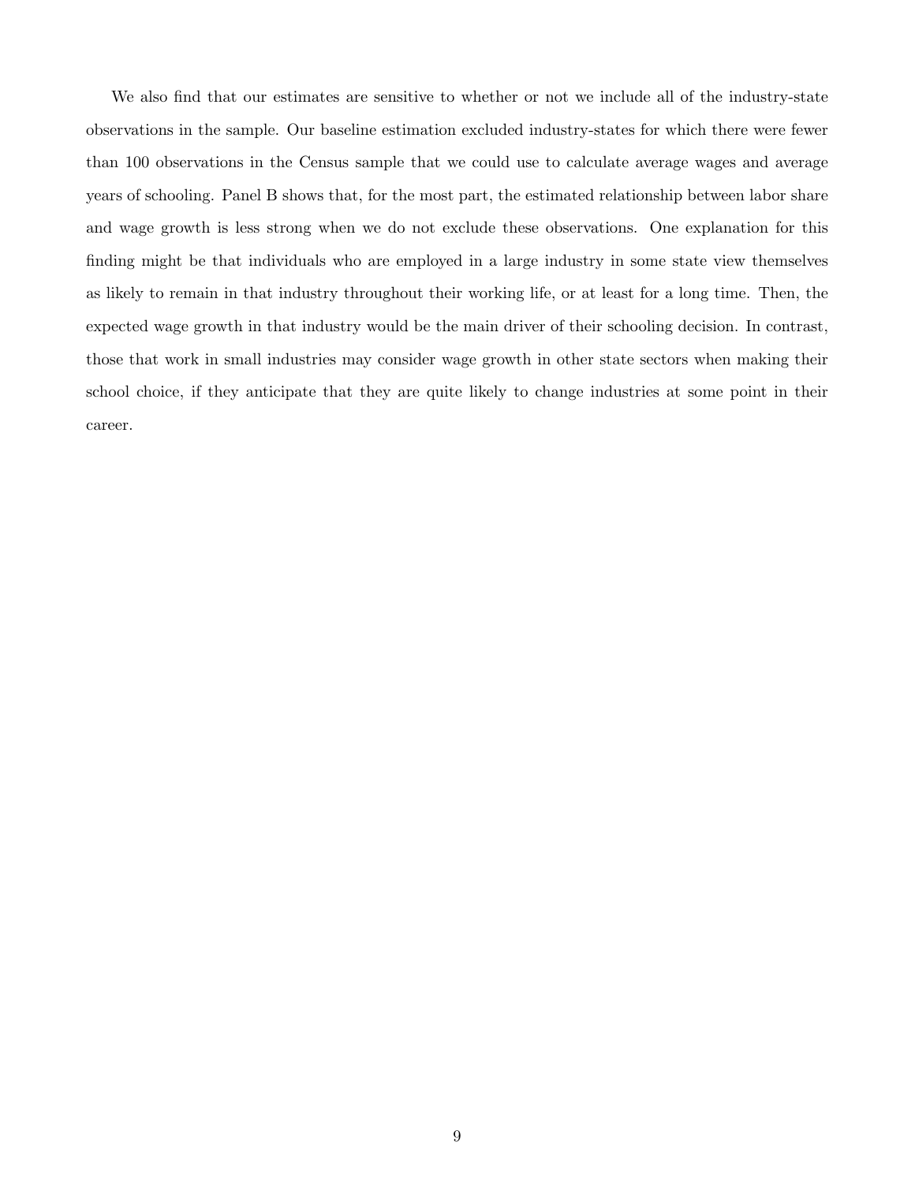We also find that our estimates are sensitive to whether or not we include all of the industry-state observations in the sample. Our baseline estimation excluded industry-states for which there were fewer than 100 observations in the Census sample that we could use to calculate average wages and average years of schooling. Panel B shows that, for the most part, the estimated relationship between labor share and wage growth is less strong when we do not exclude these observations. One explanation for this finding might be that individuals who are employed in a large industry in some state view themselves as likely to remain in that industry throughout their working life, or at least for a long time. Then, the expected wage growth in that industry would be the main driver of their schooling decision. In contrast, those that work in small industries may consider wage growth in other state sectors when making their school choice, if they anticipate that they are quite likely to change industries at some point in their career.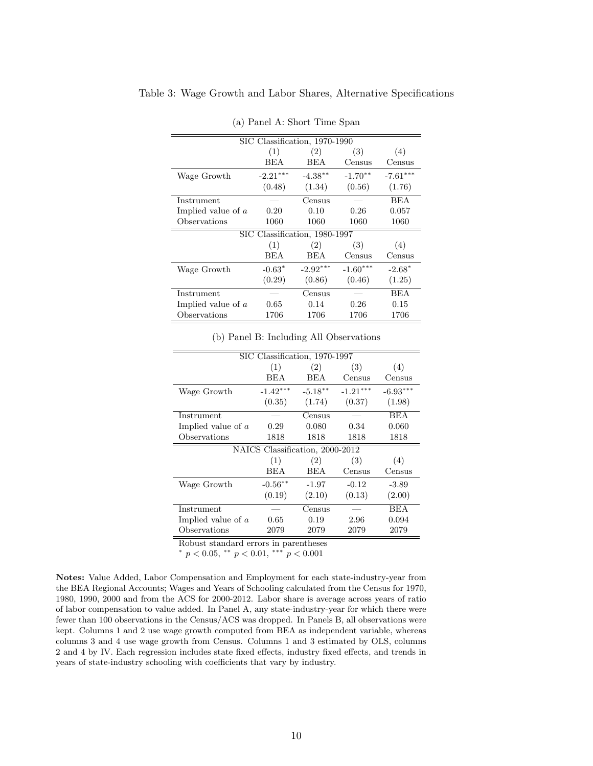Table 3: Wage Growth and Labor Shares, Alternative Specifications

(a) Panel A: Short Time Span

| SIC Classification, 1970-1990 | (1) | (2) | (3) | (4) |
|---|---|---|---|---|
| | BEA | BEA | Census | Census |
| Wage Growth | -2.21*** | -4.38** | -1.70** | -7.61*** |
| | (0.48) | (1.34) | (0.56) | (1.76) |
| Instrument | — | Census | — | BEA |
| Implied value of $a$ | 0.20 | 0.10 | 0.26 | 0.057 |
| Observations | 1060 | 1060 | 1060 | 1060 |

| SIC Classification, 1980-1997 | (1) | (2) | (3) | (4) |
|---|---|---|---|---|
| | BEA | BEA | Census | Census |
| Wage Growth | -0.63* | -2.92*** | -1.60*** | -2.68* |
| | (0.29) | (0.86) | (0.46) | (1.25) |
| Instrument | — | Census | — | BEA |
| Implied value of $a$ | 0.65 | 0.14 | 0.26 | 0.15 |
| Observations | 1706 | 1706 | 1706 | 1706 |

(b) Panel B: Including All Observations

| SIC Classification, 1970-1997 | (1) | (2) | (3) | (4) |
|---|---|---|---|---|
| | BEA | BEA | Census | Census |
| Wage Growth | -1.42*** | -5.18** | -1.21*** | -6.93*** |
| | (0.35) | (1.74) | (0.37) | (1.98) |
| Instrument | — | Census | — | BEA |
| Implied value of $a$ | 0.29 | 0.080 | 0.34 | 0.060 |
| Observations | 1818 | 1818 | 1818 | 1818 |

| NAICS Classification, 2000-2012 | (1) | (2) | (3) | (4) |
|---|---|---|---|---|
| | BEA | BEA | Census | Census |
| Wage Growth | -0.56** | -1.97 | -0.12 | -3.89 |
| | (0.19) | (2.10) | (0.13) | (2.00) |
| Instrument | — | Census | — | BEA |
| Implied value of $a$ | 0.65 | 0.19 | 2.96 | 0.094 |
| Observations | 2079 | 2079 | 2079 | 2079 |

Robust standard errors in parentheses

* $p < 0.05$, ** $p < 0.01$, *** $p < 0.001$

**Notes:** Value Added, Labor Compensation and Employment for each state-industry-year from the BEA Regional Accounts; Wages and Years of Schooling calculated from the Census for 1970, 1980, 1990, 2000 and from the ACS for 2000-2012. Labor share is average across years of ratio of labor compensation to value added. In Panel A, any state-industry-year for which there were fewer than 100 observations in the Census/ACS was dropped. In Panels B, all observations were kept. Columns 1 and 2 use wage growth computed from BEA as independent variable, whereas columns 3 and 4 use wage growth from Census. Columns 1 and 3 estimated by OLS, columns 2 and 4 by IV. Each regression includes state fixed effects, industry fixed effects, and trends in years of state-industry schooling with coefficients that vary by industry.